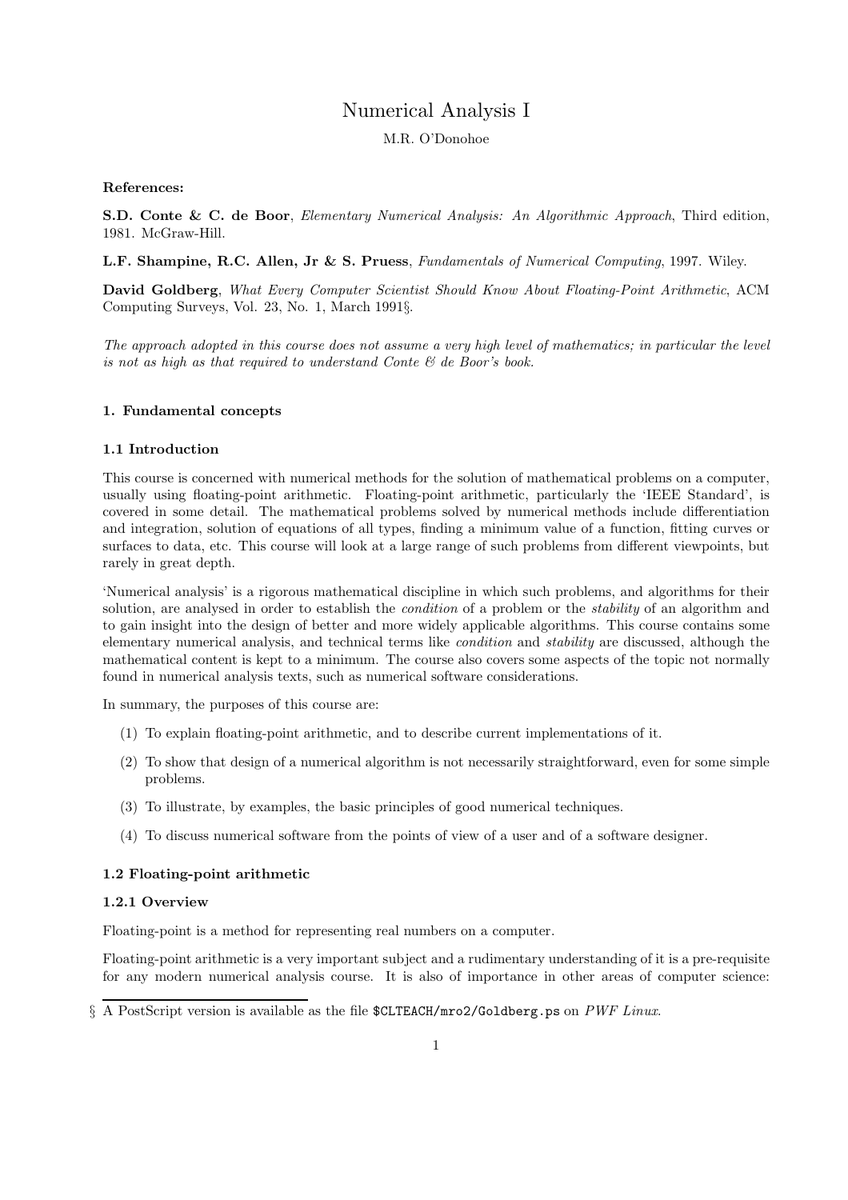# Numerical Analysis I

M.R. O'Donohoe

**References:**

**S.D. Conte & C. de Boor**, *Elementary Numerical Analysis: An Algorithmic Approach*, Third edition, 1981. McGraw-Hill.

**L.F. Shampine, R.C. Allen, Jr & S. Pruess**, *Fundamentals of Numerical Computing*, 1997. Wiley.

**David Goldberg**, *What Every Computer Scientist Should Know About Floating-Point Arithmetic*, ACM Computing Surveys, Vol. 23, No. 1, March 1991§.

*The approach adopted in this course does not assume a very high level of mathematics; in particular the level is not as high as that required to understand Conte & de Boor's book.*

## 1. Fundamental concepts

### 1.1 Introduction

This course is concerned with numerical methods for the solution of mathematical problems on a computer, usually using floating-point arithmetic. Floating-point arithmetic, particularly the 'IEEE Standard', is covered in some detail. The mathematical problems solved by numerical methods include differentiation and integration, solution of equations of all types, finding a minimum value of a function, fitting curves or surfaces to data, etc. This course will look at a large range of such problems from different viewpoints, but rarely in great depth.

'Numerical analysis' is a rigorous mathematical discipline in which such problems, and algorithms for their solution, are analysed in order to establish the *condition* of a problem or the *stability* of an algorithm and to gain insight into the design of better and more widely applicable algorithms. This course contains some elementary numerical analysis, and technical terms like *condition* and *stability* are discussed, although the mathematical content is kept to a minimum. The course also covers some aspects of the topic not normally found in numerical analysis texts, such as numerical software considerations.

In summary, the purposes of this course are:

(1) To explain floating-point arithmetic, and to describe current implementations of it.

(2) To show that design of a numerical algorithm is not necessarily straightforward, even for some simple problems.

(3) To illustrate, by examples, the basic principles of good numerical techniques.

(4) To discuss numerical software from the points of view of a user and of a software designer.

### 1.2 Floating-point arithmetic

#### 1.2.1 Overview

Floating-point is a method for representing real numbers on a computer.

Floating-point arithmetic is a very important subject and a rudimentary understanding of it is a pre-requisite for any modern numerical analysis course. It is also of importance in other areas of computer science:

§ A PostScript version is available as the file `$CLTEACH/mro2/Goldberg.ps` on *PWF Linux*.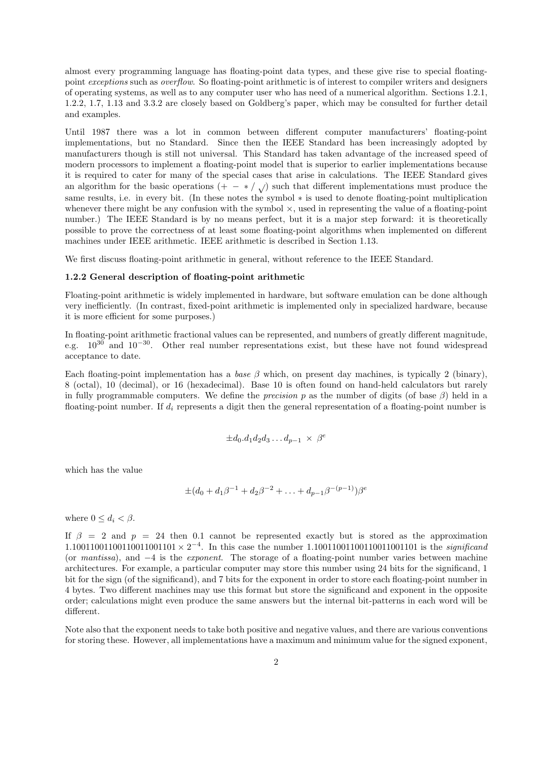almost every programming language has floating-point data types, and these give rise to special floating-point *exceptions* such as *overflow*. So floating-point arithmetic is of interest to compiler writers and designers of operating systems, as well as to any computer user who has need of a numerical algorithm. Sections 1.2.1, 1.2.2, 1.7, 1.13 and 3.3.2 are closely based on Goldberg's paper, which may be consulted for further detail and examples.

Until 1987 there was a lot in common between different computer manufacturers' floating-point implementations, but no Standard. Since then the IEEE Standard has been increasingly adopted by manufacturers though is still not universal. This Standard has taken advantage of the increased speed of modern processors to implement a floating-point model that is superior to earlier implementations because it is required to cater for many of the special cases that arise in calculations. The IEEE Standard gives an algorithm for the basic operations ($+\ -\ *\ /\ \sqrt{}$) such that different implementations must produce the same results, i.e. in every bit. (In these notes the symbol $*$ is used to denote floating-point multiplication whenever there might be any confusion with the symbol $\times$, used in representing the value of a floating-point number.) The IEEE Standard is by no means perfect, but it is a major step forward: it is theoretically possible to prove the correctness of at least some floating-point algorithms when implemented on different machines under IEEE arithmetic. IEEE arithmetic is described in Section 1.13.

We first discuss floating-point arithmetic in general, without reference to the IEEE Standard.

### 1.2.2 General description of floating-point arithmetic

Floating-point arithmetic is widely implemented in hardware, but software emulation can be done although very inefficiently. (In contrast, fixed-point arithmetic is implemented only in specialized hardware, because it is more efficient for some purposes.)

In floating-point arithmetic fractional values can be represented, and numbers of greatly different magnitude, e.g. $10^{30}$ and $10^{-30}$. Other real number representations exist, but these have not found widespread acceptance to date.

Each floating-point implementation has a *base* $\beta$ which, on present day machines, is typically 2 (binary), 8 (octal), 10 (decimal), or 16 (hexadecimal). Base 10 is often found on hand-held calculators but rarely in fully programmable computers. We define the *precision* $p$ as the number of digits (of base $\beta$) held in a floating-point number. If $d_i$ represents a digit then the general representation of a floating-point number is

$$\pm d_0.d_1d_2d_3\ldots d_{p-1} \times \beta^e$$

which has the value

$$\pm(d_0 + d_1\beta^{-1} + d_2\beta^{-2} + \ldots + d_{p-1}\beta^{-(p-1)})\beta^e$$

where $0 \le d_i < \beta$.

If $\beta = 2$ and $p = 24$ then 0.1 cannot be represented exactly but is stored as the approximation $1.10011001100110011001101 \times 2^{-4}$. In this case the number 1.10011001100110011001101 is the *significand* (or *mantissa*), and $-4$ is the *exponent*. The storage of a floating-point number varies between machine architectures. For example, a particular computer may store this number using 24 bits for the significand, 1 bit for the sign (of the significand), and 7 bits for the exponent in order to store each floating-point number in 4 bytes. Two different machines may use this format but store the significand and exponent in the opposite order; calculations might even produce the same answers but the internal bit-patterns in each word will be different.

Note also that the exponent needs to take both positive and negative values, and there are various conventions for storing these. However, all implementations have a maximum and minimum value for the signed exponent,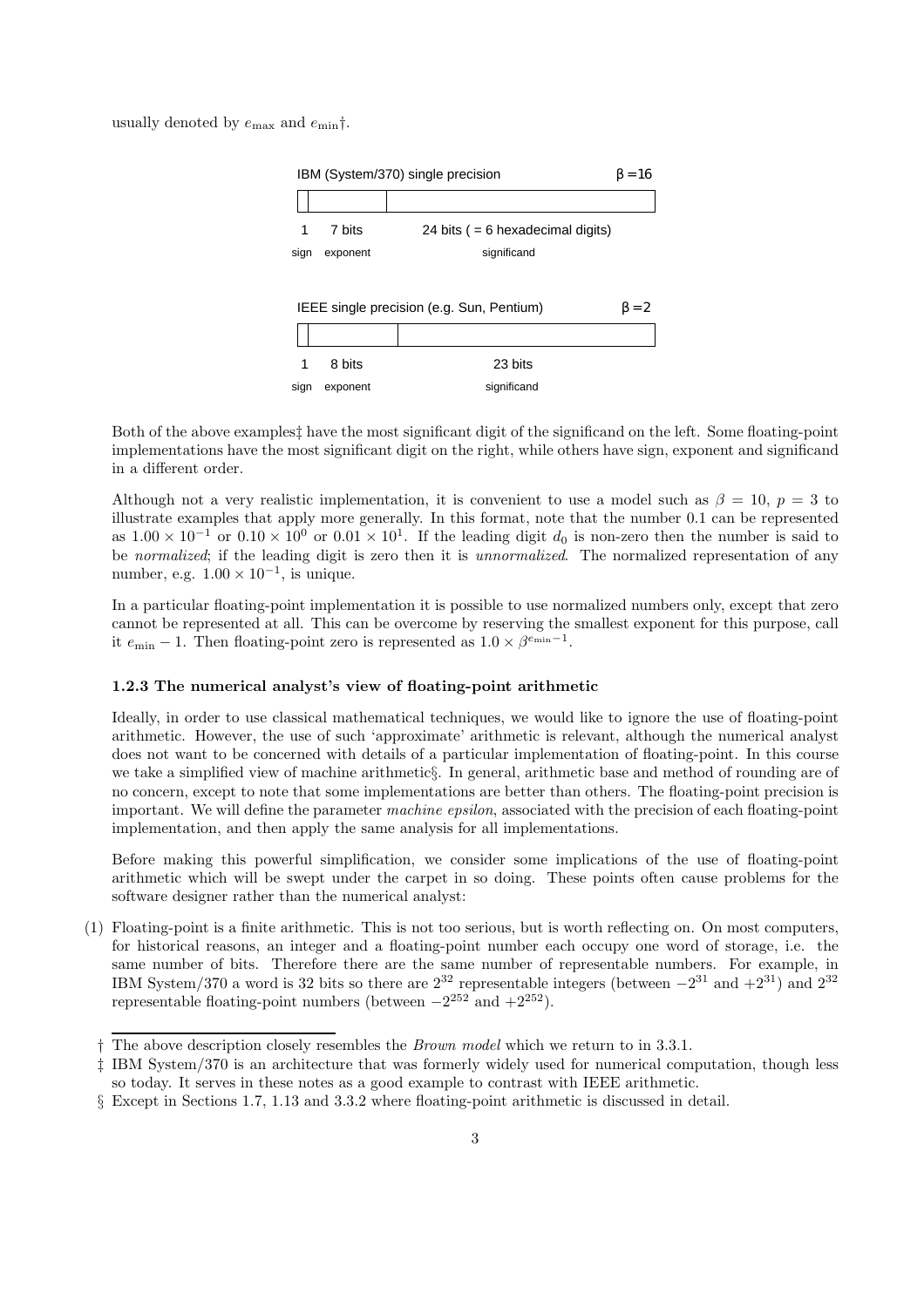usually denoted by $e_{\max}$ and $e_{\min}$†.

IBM (System/370) single precision $\beta = 16$

| 1 | 7 bits | 24 bits ( = 6 hexadecimal digits) |
|---|---|---|
| sign | exponent | significand |

IEEE single precision (e.g. Sun, Pentium) $\beta = 2$

| 1 | 8 bits | 23 bits |
|---|---|---|
| sign | exponent | significand |

Both of the above examples‡ have the most significant digit of the significand on the left. Some floating-point implementations have the most significant digit on the right, while others have sign, exponent and significand in a different order.

Although not a very realistic implementation, it is convenient to use a model such as $\beta = 10$, $p = 3$ to illustrate examples that apply more generally. In this format, note that the number 0.1 can be represented as $1.00 \times 10^{-1}$ or $0.10 \times 10^{0}$ or $0.01 \times 10^{1}$. If the leading digit $d_0$ is non-zero then the number is said to be *normalized*; if the leading digit is zero then it is *unnormalized*. The normalized representation of any number, e.g. $1.00 \times 10^{-1}$, is unique.

In a particular floating-point implementation it is possible to use normalized numbers only, except that zero cannot be represented at all. This can be overcome by reserving the smallest exponent for this purpose, call it $e_{\min} - 1$. Then floating-point zero is represented as $1.0 \times \beta^{e_{\min}-1}$.

### 1.2.3 The numerical analyst's view of floating-point arithmetic

Ideally, in order to use classical mathematical techniques, we would like to ignore the use of floating-point arithmetic. However, the use of such 'approximate' arithmetic is relevant, although the numerical analyst does not want to be concerned with details of a particular implementation of floating-point. In this course we take a simplified view of machine arithmetic§. In general, arithmetic base and method of rounding are of no concern, except to note that some implementations are better than others. The floating-point precision is important. We will define the parameter *machine epsilon*, associated with the precision of each floating-point implementation, and then apply the same analysis for all implementations.

Before making this powerful simplification, we consider some implications of the use of floating-point arithmetic which will be swept under the carpet in so doing. These points often cause problems for the software designer rather than the numerical analyst:

(1) Floating-point is a finite arithmetic. This is not too serious, but is worth reflecting on. On most computers, for historical reasons, an integer and a floating-point number each occupy one word of storage, i.e. the same number of bits. Therefore there are the same number of representable numbers. For example, in IBM System/370 a word is 32 bits so there are $2^{32}$ representable integers (between $-2^{31}$ and $+2^{31}$) and $2^{32}$ representable floating-point numbers (between $-2^{252}$ and $+2^{252}$).

---

† The above description closely resembles the *Brown model* which we return to in 3.3.1.

‡ IBM System/370 is an architecture that was formerly widely used for numerical computation, though less so today. It serves in these notes as a good example to contrast with IEEE arithmetic.

§ Except in Sections 1.7, 1.13 and 3.3.2 where floating-point arithmetic is discussed in detail.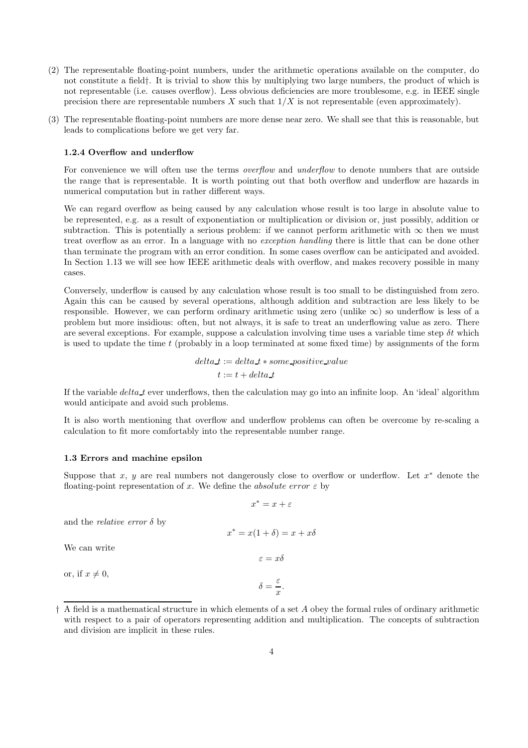(2) The representable floating-point numbers, under the arithmetic operations available on the computer, do not constitute a field†. It is trivial to show this by multiplying two large numbers, the product of which is not representable (i.e. causes overflow). Less obvious deficiencies are more troublesome, e.g. in IEEE single precision there are representable numbers $X$ such that $1/X$ is not representable (even approximately).

(3) The representable floating-point numbers are more dense near zero. We shall see that this is reasonable, but leads to complications before we get very far.

### 1.2.4 Overflow and underflow

For convenience we will often use the terms *overflow* and *underflow* to denote numbers that are outside the range that is representable. It is worth pointing out that both overflow and underflow are hazards in numerical computation but in rather different ways.

We can regard overflow as being caused by any calculation whose result is too large in absolute value to be represented, e.g. as a result of exponentiation or multiplication or division or, just possibly, addition or subtraction. This is potentially a serious problem: if we cannot perform arithmetic with $\infty$ then we must treat overflow as an error. In a language with no *exception handling* there is little that can be done other than terminate the program with an error condition. In some cases overflow can be anticipated and avoided. In Section 1.13 we will see how IEEE arithmetic deals with overflow, and makes recovery possible in many cases.

Conversely, underflow is caused by any calculation whose result is too small to be distinguished from zero. Again this can be caused by several operations, although addition and subtraction are less likely to be responsible. However, we can perform ordinary arithmetic using zero (unlike $\infty$) so underflow is less of a problem but more insidious: often, but not always, it is safe to treat an underflowing value as zero. There are several exceptions. For example, suppose a calculation involving time uses a variable time step $\delta t$ which is used to update the time $t$ (probably in a loop terminated at some fixed time) by assignments of the form

$$delta\_t := delta\_t * some\_positive\_value$$

$$t := t + delta\_t$$

If the variable *delta_t* ever underflows, then the calculation may go into an infinite loop. An 'ideal' algorithm would anticipate and avoid such problems.

It is also worth mentioning that overflow and underflow problems can often be overcome by re-scaling a calculation to fit more comfortably into the representable number range.

## 1.3 Errors and machine epsilon

Suppose that $x$, $y$ are real numbers not dangerously close to overflow or underflow. Let $x^*$ denote the floating-point representation of $x$. We define the *absolute error* $\varepsilon$ by

$$x^* = x + \varepsilon$$

and the *relative error* $\delta$ by

$$x^* = x(1 + \delta) = x + x\delta$$

We can write

$$\varepsilon = x\delta$$

or, if $x \neq 0$,

$$\delta = \frac{\varepsilon}{x}.$$

† A field is a mathematical structure in which elements of a set $A$ obey the formal rules of ordinary arithmetic with respect to a pair of operators representing addition and multiplication. The concepts of subtraction and division are implicit in these rules.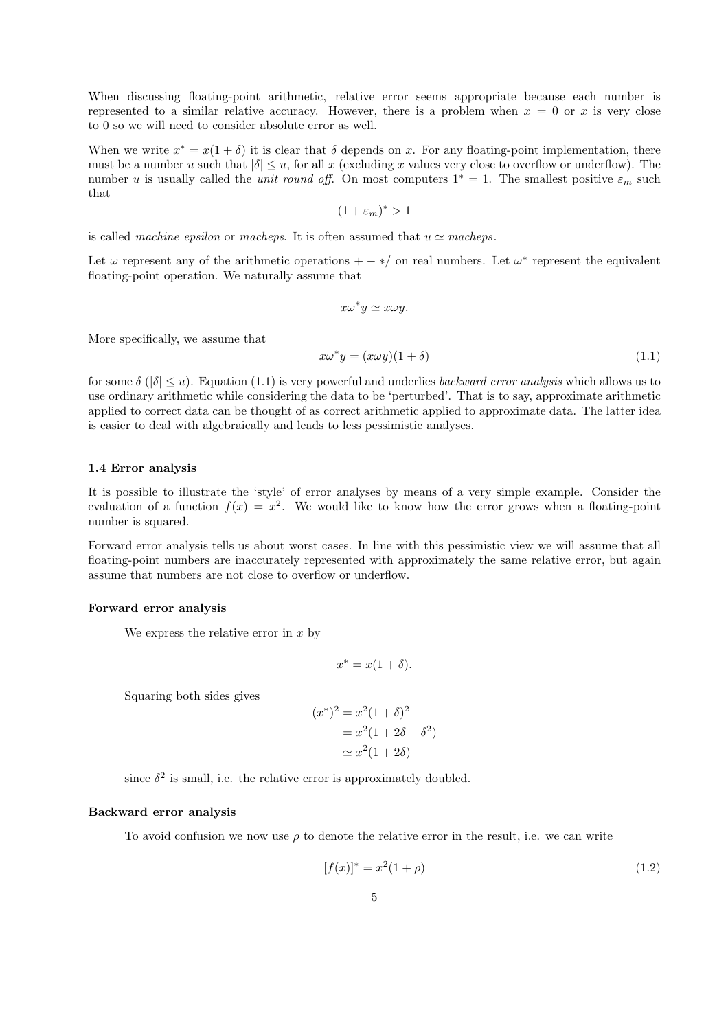When discussing floating-point arithmetic, relative error seems appropriate because each number is represented to a similar relative accuracy. However, there is a problem when $x = 0$ or $x$ is very close to 0 so we will need to consider absolute error as well.

When we write $x^* = x(1 + \delta)$ it is clear that $\delta$ depends on $x$. For any floating-point implementation, there must be a number $u$ such that $|\delta| \leq u$, for all $x$ (excluding $x$ values very close to overflow or underflow). The number $u$ is usually called the *unit round off*. On most computers $1^* = 1$. The smallest positive $\varepsilon_m$ such that

$$(1 + \varepsilon_m)^* > 1$$

is called *machine epsilon* or *macheps*. It is often assumed that $u \simeq$ *macheps*.

Let $\omega$ represent any of the arithmetic operations $+ - */$ on real numbers. Let $\omega^*$ represent the equivalent floating-point operation. We naturally assume that

$$x\omega^* y \simeq x\omega y.$$

More specifically, we assume that

$$x\omega^* y = (x\omega y)(1 + \delta) \tag{1.1}$$

for some $\delta$ ($|\delta| \leq u$). Equation (1.1) is very powerful and underlies *backward error analysis* which allows us to use ordinary arithmetic while considering the data to be 'perturbed'. That is to say, approximate arithmetic applied to correct data can be thought of as correct arithmetic applied to approximate data. The latter idea is easier to deal with algebraically and leads to less pessimistic analyses.

### 1.4 Error analysis

It is possible to illustrate the 'style' of error analyses by means of a very simple example. Consider the evaluation of a function $f(x) = x^2$. We would like to know how the error grows when a floating-point number is squared.

Forward error analysis tells us about worst cases. In line with this pessimistic view we will assume that all floating-point numbers are inaccurately represented with approximately the same relative error, but again assume that numbers are not close to overflow or underflow.

#### Forward error analysis

We express the relative error in $x$ by

$$x^* = x(1 + \delta).$$

Squaring both sides gives

$$\begin{aligned}(x^*)^2 &= x^2(1 + \delta)^2 \\ &= x^2(1 + 2\delta + \delta^2) \\ &\simeq x^2(1 + 2\delta)\end{aligned}$$

since $\delta^2$ is small, i.e. the relative error is approximately doubled.

#### Backward error analysis

To avoid confusion we now use $\rho$ to denote the relative error in the result, i.e. we can write

$$[f(x)]^* = x^2(1 + \rho) \tag{1.2}$$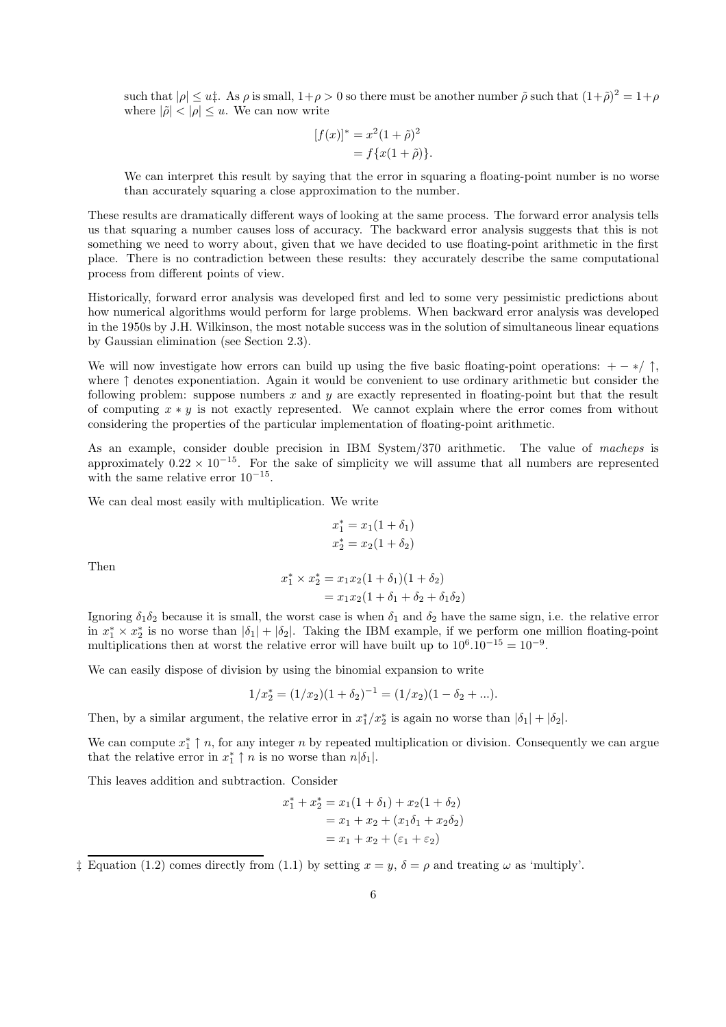such that $|\rho| \leq u$‡. As $\rho$ is small, $1+\rho > 0$ so there must be another number $\tilde{\rho}$ such that $(1+\tilde{\rho})^2 = 1+\rho$ where $|\tilde{\rho}| < |\rho| \leq u$. We can now write

$$
\begin{aligned}
[f(x)]^* &= x^2(1+\tilde{\rho})^2 \\
&= f\{x(1+\tilde{\rho})\}.
\end{aligned}
$$

We can interpret this result by saying that the error in squaring a floating-point number is no worse than accurately squaring a close approximation to the number.

These results are dramatically different ways of looking at the same process. The forward error analysis tells us that squaring a number causes loss of accuracy. The backward error analysis suggests that this is not something we need to worry about, given that we have decided to use floating-point arithmetic in the first place. There is no contradiction between these results: they accurately describe the same computational process from different points of view.

Historically, forward error analysis was developed first and led to some very pessimistic predictions about how numerical algorithms would perform for large problems. When backward error analysis was developed in the 1950s by J.H. Wilkinson, the most notable success was in the solution of simultaneous linear equations by Gaussian elimination (see Section 2.3).

We will now investigate how errors can build up using the five basic floating-point operations: $+ - * / \uparrow$, where $\uparrow$ denotes exponentiation. Again it would be convenient to use ordinary arithmetic but consider the following problem: suppose numbers $x$ and $y$ are exactly represented in floating-point but that the result of computing $x * y$ is not exactly represented. We cannot explain where the error comes from without considering the properties of the particular implementation of floating-point arithmetic.

As an example, consider double precision in IBM System/370 arithmetic. The value of *macheps* is approximately $0.22 \times 10^{-15}$. For the sake of simplicity we will assume that all numbers are represented with the same relative error $10^{-15}$.

We can deal most easily with multiplication. We write

$$
\begin{aligned}
x_1^* &= x_1(1+\delta_1) \\
x_2^* &= x_2(1+\delta_2)
\end{aligned}
$$

Then

$$
\begin{aligned}
x_1^* \times x_2^* &= x_1 x_2 (1+\delta_1)(1+\delta_2) \\
&= x_1 x_2 (1 + \delta_1 + \delta_2 + \delta_1\delta_2)
\end{aligned}
$$

Ignoring $\delta_1\delta_2$ because it is small, the worst case is when $\delta_1$ and $\delta_2$ have the same sign, i.e. the relative error in $x_1^* \times x_2^*$ is no worse than $|\delta_1| + |\delta_2|$. Taking the IBM example, if we perform one million floating-point multiplications then at worst the relative error will have built up to $10^6.10^{-15} = 10^{-9}$.

We can easily dispose of division by using the binomial expansion to write

$$
1/x_2^* = (1/x_2)(1+\delta_2)^{-1} = (1/x_2)(1 - \delta_2 + ...).
$$

Then, by a similar argument, the relative error in $x_1^*/x_2^*$ is again no worse than $|\delta_1| + |\delta_2|$.

We can compute $x_1^* \uparrow n$, for any integer $n$ by repeated multiplication or division. Consequently we can argue that the relative error in $x_1^* \uparrow n$ is no worse than $n|\delta_1|$.

This leaves addition and subtraction. Consider

$$
\begin{aligned}
x_1^* + x_2^* &= x_1(1+\delta_1) + x_2(1+\delta_2) \\
&= x_1 + x_2 + (x_1\delta_1 + x_2\delta_2) \\
&= x_1 + x_2 + (\varepsilon_1 + \varepsilon_2)
\end{aligned}
$$

‡ Equation (1.2) comes directly from (1.1) by setting $x = y$, $\delta = \rho$ and treating $\omega$ as 'multiply'.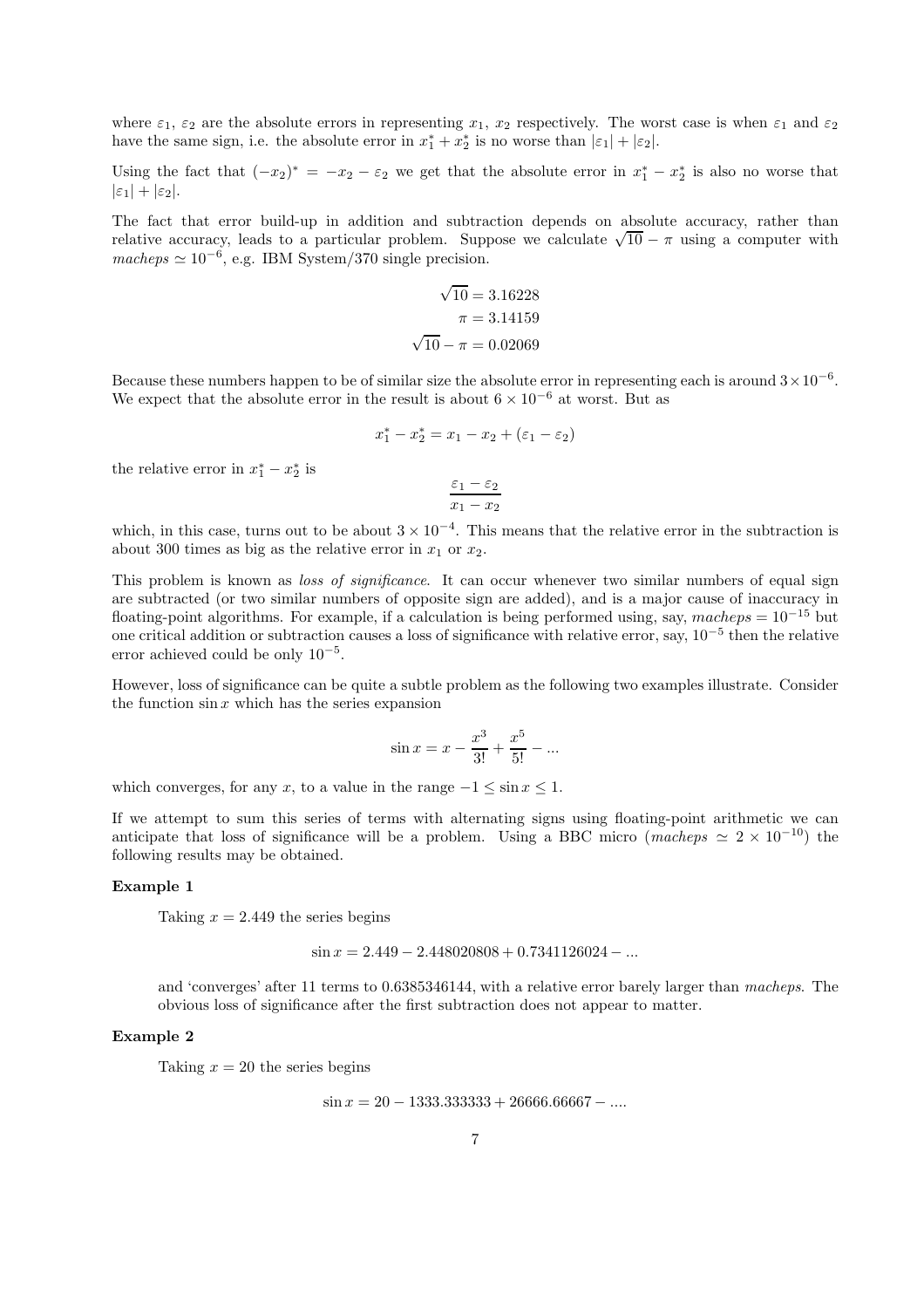where $\varepsilon_1$, $\varepsilon_2$ are the absolute errors in representing $x_1$, $x_2$ respectively. The worst case is when $\varepsilon_1$ and $\varepsilon_2$ have the same sign, i.e. the absolute error in $x_1^* + x_2^*$ is no worse than $|\varepsilon_1| + |\varepsilon_2|$.

Using the fact that $(-x_2)^* = -x_2 - \varepsilon_2$ we get that the absolute error in $x_1^* - x_2^*$ is also no worse that $|\varepsilon_1| + |\varepsilon_2|$.

The fact that error build-up in addition and subtraction depends on absolute accuracy, rather than relative accuracy, leads to a particular problem. Suppose we calculate $\sqrt{10} - \pi$ using a computer with *macheps* $\simeq 10^{-6}$, e.g. IBM System/370 single precision.

$$\begin{aligned} \sqrt{10} &= 3.16228 \\ \pi &= 3.14159 \\ \sqrt{10} - \pi &= 0.02069 \end{aligned}$$

Because these numbers happen to be of similar size the absolute error in representing each is around $3 \times 10^{-6}$. We expect that the absolute error in the result is about $6 \times 10^{-6}$ at worst. But as

$$x_1^* - x_2^* = x_1 - x_2 + (\varepsilon_1 - \varepsilon_2)$$

the relative error in $x_1^* - x_2^*$ is

$$\frac{\varepsilon_1 - \varepsilon_2}{x_1 - x_2}$$

which, in this case, turns out to be about $3 \times 10^{-4}$. This means that the relative error in the subtraction is about 300 times as big as the relative error in $x_1$ or $x_2$.

This problem is known as *loss of significance*. It can occur whenever two similar numbers of equal sign are subtracted (or two similar numbers of opposite sign are added), and is a major cause of inaccuracy in floating-point algorithms. For example, if a calculation is being performed using, say, *macheps* $= 10^{-15}$ but one critical addition or subtraction causes a loss of significance with relative error, say, $10^{-5}$ then the relative error achieved could be only $10^{-5}$.

However, loss of significance can be quite a subtle problem as the following two examples illustrate. Consider the function $\sin x$ which has the series expansion

$$\sin x = x - \frac{x^3}{3!} + \frac{x^5}{5!} - ...$$

which converges, for any $x$, to a value in the range $-1 \le \sin x \le 1$.

If we attempt to sum this series of terms with alternating signs using floating-point arithmetic we can anticipate that loss of significance will be a problem. Using a BBC micro (*macheps* $\simeq 2 \times 10^{-10}$) the following results may be obtained.

**Example 1**

Taking $x = 2.449$ the series begins

$$\sin x = 2.449 - 2.448020808 + 0.7341126024 - ...$$

and 'converges' after 11 terms to 0.6385346144, with a relative error barely larger than *macheps*. The obvious loss of significance after the first subtraction does not appear to matter.

**Example 2**

Taking $x = 20$ the series begins

$$\sin x = 20 - 1333.333333 + 26666.66667 - ....$$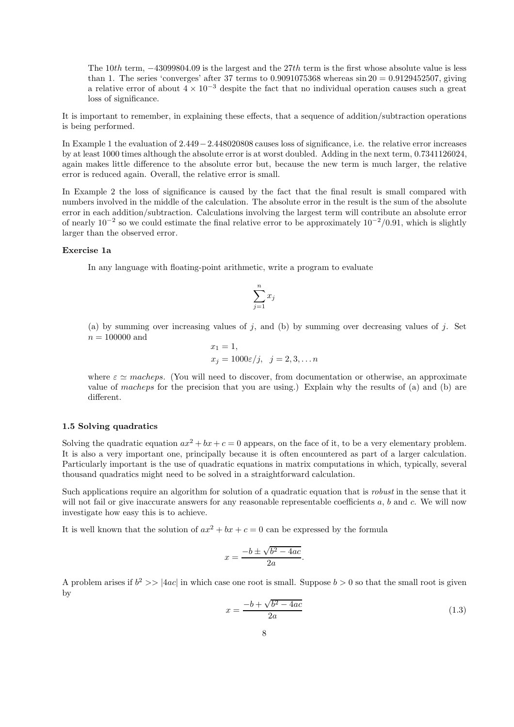The $10th$ term, $-43099804.09$ is the largest and the $27th$ term is the first whose absolute value is less than 1. The series 'converges' after 37 terms to 0.9091075368 whereas $\sin 20 = 0.9129452507$, giving a relative error of about $4 \times 10^{-3}$ despite the fact that no individual operation causes such a great loss of significance.

It is important to remember, in explaining these effects, that a sequence of addition/subtraction operations is being performed.

In Example 1 the evaluation of $2.449 - 2.448020808$ causes loss of significance, i.e. the relative error increases by at least 1000 times although the absolute error is at worst doubled. Adding in the next term, 0.7341126024, again makes little difference to the absolute error but, because the new term is much larger, the relative error is reduced again. Overall, the relative error is small.

In Example 2 the loss of significance is caused by the fact that the final result is small compared with numbers involved in the middle of the calculation. The absolute error in the result is the sum of the absolute error in each addition/subtraction. Calculations involving the largest term will contribute an absolute error of nearly $10^{-2}$ so we could estimate the final relative error to be approximately $10^{-2}/0.91$, which is slightly larger than the observed error.

**Exercise 1a**

In any language with floating-point arithmetic, write a program to evaluate

$$\sum_{j=1}^{n} x_j$$

(a) by summing over increasing values of $j$, and (b) by summing over decreasing values of $j$. Set $n = 100000$ and

$$x_1 = 1,$$
$$x_j = 1000\varepsilon/j, \quad j = 2, 3, \ldots n$$

where $\varepsilon \simeq$ *macheps*. (You will need to discover, from documentation or otherwise, an approximate value of *macheps* for the precision that you are using.) Explain why the results of (a) and (b) are different.

### 1.5 Solving quadratics

Solving the quadratic equation $ax^2 + bx + c = 0$ appears, on the face of it, to be a very elementary problem. It is also a very important one, principally because it is often encountered as part of a larger calculation. Particularly important is the use of quadratic equations in matrix computations in which, typically, several thousand quadratics might need to be solved in a straightforward calculation.

Such applications require an algorithm for solution of a quadratic equation that is *robust* in the sense that it will not fail or give inaccurate answers for any reasonable representable coefficients $a$, $b$ and $c$. We will now investigate how easy this is to achieve.

It is well known that the solution of $ax^2 + bx + c = 0$ can be expressed by the formula

$$x = \frac{-b \pm \sqrt{b^2 - 4ac}}{2a}.$$

A problem arises if $b^2 >> |4ac|$ in which case one root is small. Suppose $b > 0$ so that the small root is given by

$$x = \frac{-b + \sqrt{b^2 - 4ac}}{2a} \tag{1.3}$$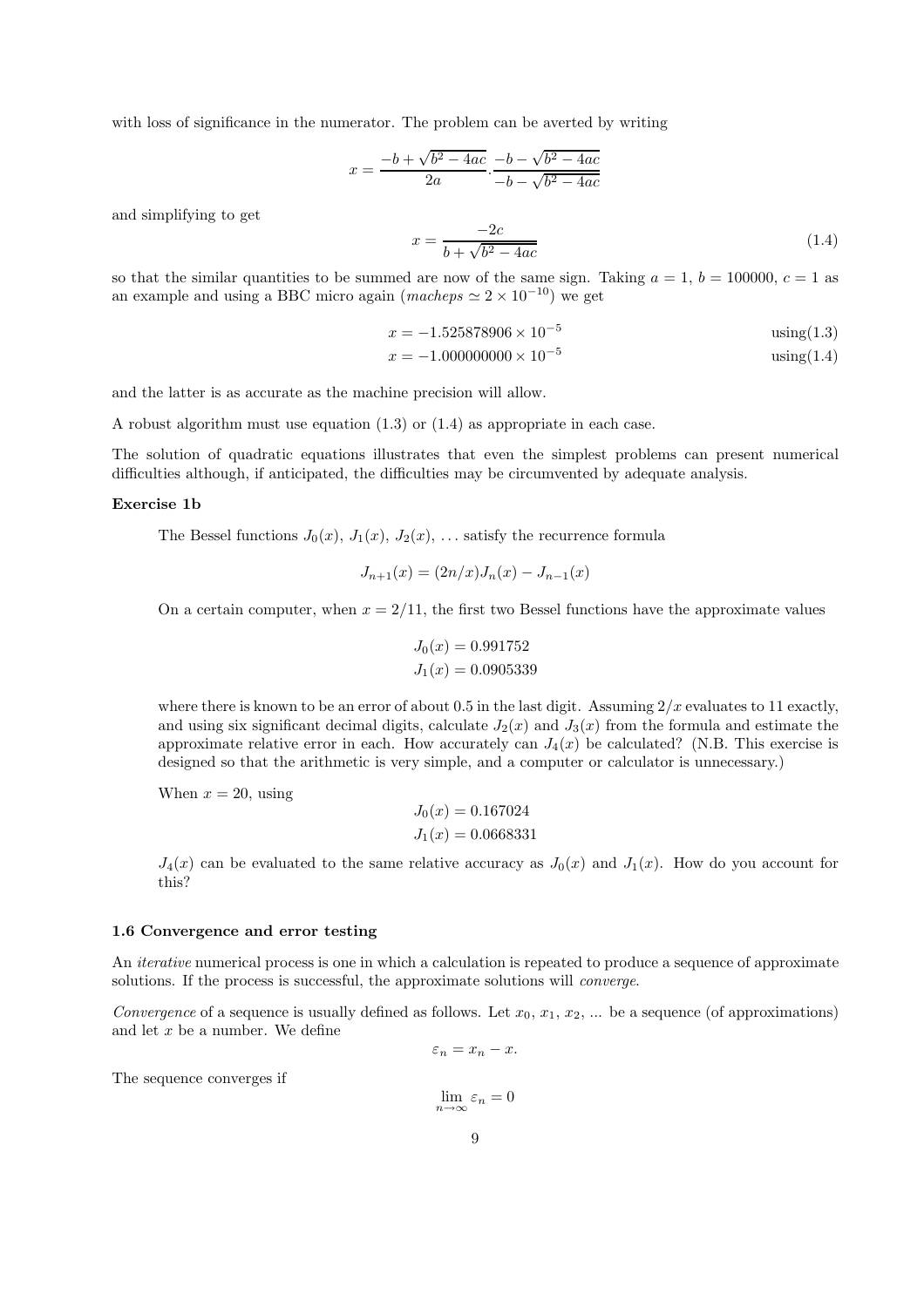with loss of significance in the numerator. The problem can be averted by writing

$$x = \frac{-b + \sqrt{b^2 - 4ac}}{2a} . \frac{-b - \sqrt{b^2 - 4ac}}{-b - \sqrt{b^2 - 4ac}}$$

and simplifying to get

$$x = \frac{-2c}{b + \sqrt{b^2 - 4ac}} \tag{1.4}$$

so that the similar quantities to be summed are now of the same sign. Taking $a = 1$, $b = 100000$, $c = 1$ as an example and using a BBC micro again (*macheps* $\simeq 2 \times 10^{-10}$) we get

$$x = -1.525878906 \times 10^{-5} \qquad \text{using(1.3)}$$

$$x = -1.000000000 \times 10^{-5} \qquad \text{using(1.4)}$$

and the latter is as accurate as the machine precision will allow.

A robust algorithm must use equation (1.3) or (1.4) as appropriate in each case.

The solution of quadratic equations illustrates that even the simplest problems can present numerical difficulties although, if anticipated, the difficulties may be circumvented by adequate analysis.

**Exercise 1b**

The Bessel functions $J_0(x)$, $J_1(x)$, $J_2(x)$, ... satisfy the recurrence formula

$$J_{n+1}(x) = (2n/x)J_n(x) - J_{n-1}(x)$$

On a certain computer, when $x = 2/11$, the first two Bessel functions have the approximate values

$$J_0(x) = 0.991752$$

$$J_1(x) = 0.0905339$$

where there is known to be an error of about 0.5 in the last digit. Assuming $2/x$ evaluates to 11 exactly, and using six significant decimal digits, calculate $J_2(x)$ and $J_3(x)$ from the formula and estimate the approximate relative error in each. How accurately can $J_4(x)$ be calculated? (N.B. This exercise is designed so that the arithmetic is very simple, and a computer or calculator is unnecessary.)

When $x = 20$, using

$$J_0(x) = 0.167024$$

$$J_1(x) = 0.0668331$$

$J_4(x)$ can be evaluated to the same relative accuracy as $J_0(x)$ and $J_1(x)$. How do you account for this?

### 1.6 Convergence and error testing

An *iterative* numerical process is one in which a calculation is repeated to produce a sequence of approximate solutions. If the process is successful, the approximate solutions will *converge*.

*Convergence* of a sequence is usually defined as follows. Let $x_0$, $x_1$, $x_2$, ... be a sequence (of approximations) and let $x$ be a number. We define

$$\varepsilon_n = x_n - x.$$

The sequence converges if

$$\lim_{n \to \infty} \varepsilon_n = 0$$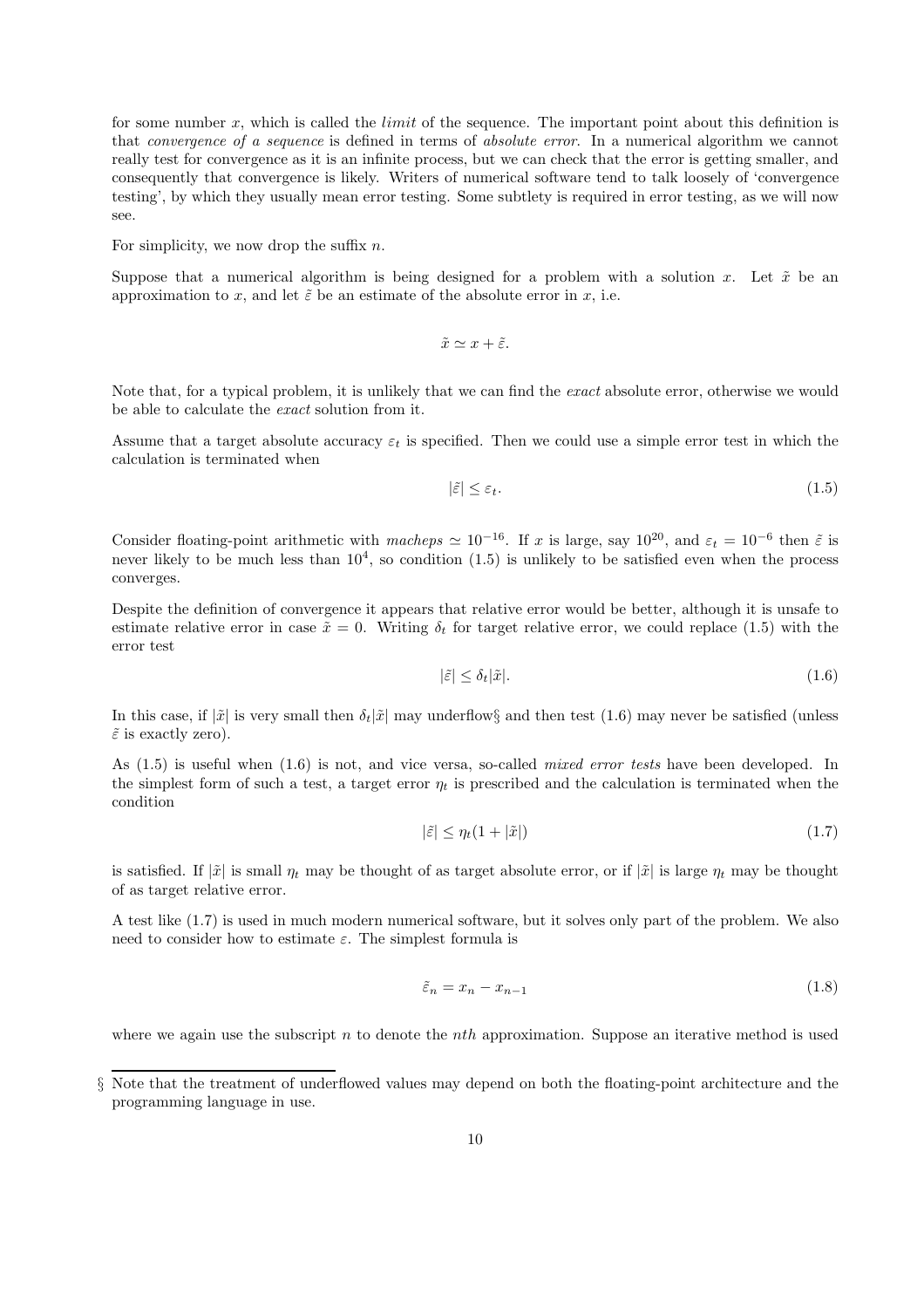for some number $x$, which is called the *limit* of the sequence. The important point about this definition is that *convergence of a sequence* is defined in terms of *absolute error*. In a numerical algorithm we cannot really test for convergence as it is an infinite process, but we can check that the error is getting smaller, and consequently that convergence is likely. Writers of numerical software tend to talk loosely of 'convergence testing', by which they usually mean error testing. Some subtlety is required in error testing, as we will now see.

For simplicity, we now drop the suffix $n$.

Suppose that a numerical algorithm is being designed for a problem with a solution $x$. Let $\tilde{x}$ be an approximation to $x$, and let $\tilde{\varepsilon}$ be an estimate of the absolute error in $x$, i.e.

$$\tilde{x} \simeq x + \tilde{\varepsilon}.$$

Note that, for a typical problem, it is unlikely that we can find the *exact* absolute error, otherwise we would be able to calculate the *exact* solution from it.

Assume that a target absolute accuracy $\varepsilon_t$ is specified. Then we could use a simple error test in which the calculation is terminated when

$$|\tilde{\varepsilon}| \leq \varepsilon_t. \tag{1.5}$$

Consider floating-point arithmetic with *macheps* $\simeq 10^{-16}$. If $x$ is large, say $10^{20}$, and $\varepsilon_t = 10^{-6}$ then $\tilde{\varepsilon}$ is never likely to be much less than $10^4$, so condition (1.5) is unlikely to be satisfied even when the process converges.

Despite the definition of convergence it appears that relative error would be better, although it is unsafe to estimate relative error in case $\tilde{x} = 0$. Writing $\delta_t$ for target relative error, we could replace (1.5) with the error test

$$|\tilde{\varepsilon}| \leq \delta_t |\tilde{x}|. \tag{1.6}$$

In this case, if $|\tilde{x}|$ is very small then $\delta_t |\tilde{x}|$ may underflow§ and then test (1.6) may never be satisfied (unless $\tilde{\varepsilon}$ is exactly zero).

As (1.5) is useful when (1.6) is not, and vice versa, so-called *mixed error tests* have been developed. In the simplest form of such a test, a target error $\eta_t$ is prescribed and the calculation is terminated when the condition

$$|\tilde{\varepsilon}| \leq \eta_t (1 + |\tilde{x}|) \tag{1.7}$$

is satisfied. If $|\tilde{x}|$ is small $\eta_t$ may be thought of as target absolute error, or if $|\tilde{x}|$ is large $\eta_t$ may be thought of as target relative error.

A test like (1.7) is used in much modern numerical software, but it solves only part of the problem. We also need to consider how to estimate $\varepsilon$. The simplest formula is

$$\tilde{\varepsilon}_n = x_n - x_{n-1} \tag{1.8}$$

where we again use the subscript $n$ to denote the $nth$ approximation. Suppose an iterative method is used

§ Note that the treatment of underflowed values may depend on both the floating-point architecture and the programming language in use.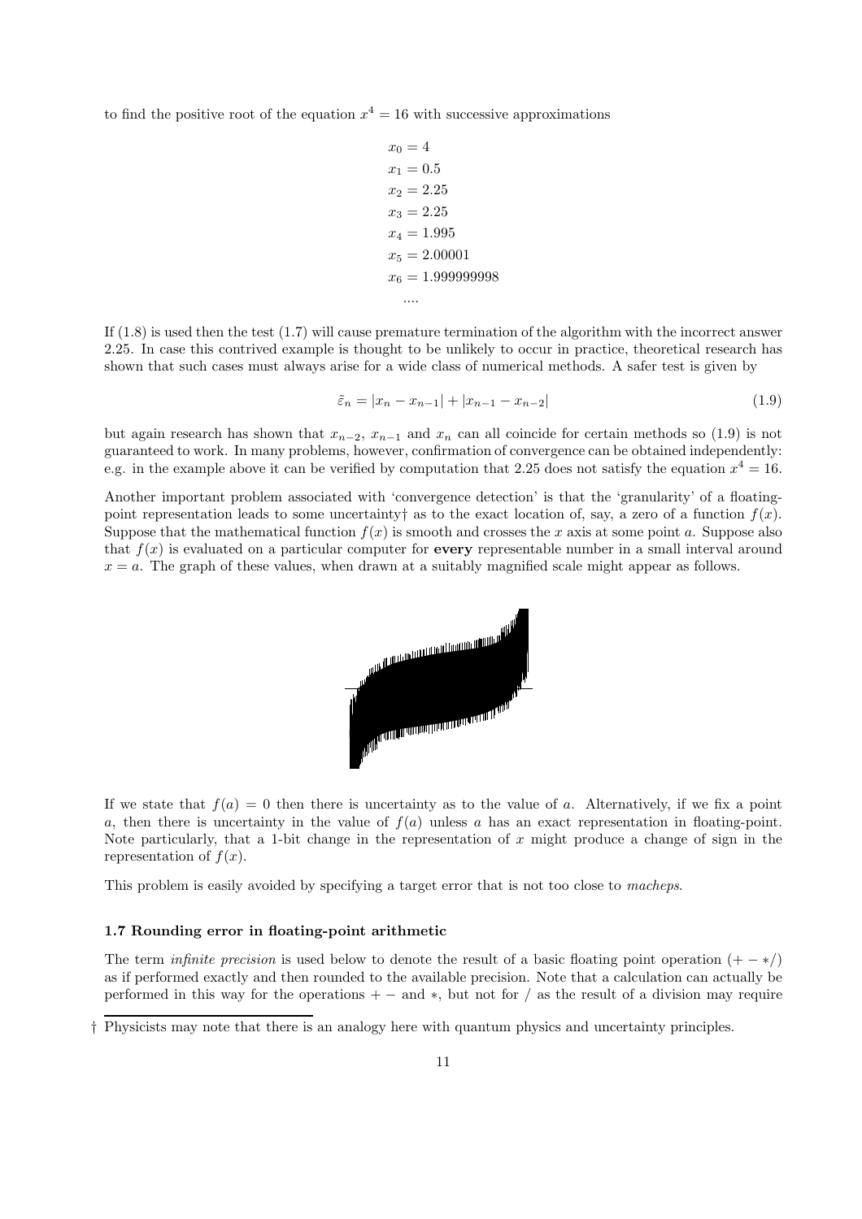to find the positive root of the equation $x^4 = 16$ with successive approximations

$$
\begin{aligned}
x_0 &= 4 \\
x_1 &= 0.5 \\
x_2 &= 2.25 \\
x_3 &= 2.25 \\
x_4 &= 1.995 \\
x_5 &= 2.00001 \\
x_6 &= 1.999999998 \\
&....
\end{aligned}
$$

If (1.8) is used then the test (1.7) will cause premature termination of the algorithm with the incorrect answer 2.25. In case this contrived example is thought to be unlikely to occur in practice, theoretical research has shown that such cases must always arise for a wide class of numerical methods. A safer test is given by

$$\tilde{\varepsilon}_n = |x_n - x_{n-1}| + |x_{n-1} - x_{n-2}| \tag{1.9}$$

but again research has shown that $x_{n-2}$, $x_{n-1}$ and $x_n$ can all coincide for certain methods so (1.9) is not guaranteed to work. In many problems, however, confirmation of convergence can be obtained independently: e.g. in the example above it can be verified by computation that 2.25 does not satisfy the equation $x^4 = 16$.

Another important problem associated with 'convergence detection' is that the 'granularity' of a floating-point representation leads to some uncertainty† as to the exact location of, say, a zero of a function $f(x)$. Suppose that the mathematical function $f(x)$ is smooth and crosses the $x$ axis at some point $a$. Suppose also that $f(x)$ is evaluated on a particular computer for **every** representable number in a small interval around $x = a$. The graph of these values, when drawn at a suitably magnified scale might appear as follows.

If we state that $f(a) = 0$ then there is uncertainty as to the value of $a$. Alternatively, if we fix a point $a$, then there is uncertainty in the value of $f(a)$ unless $a$ has an exact representation in floating-point. Note particularly, that a 1-bit change in the representation of $x$ might produce a change of sign in the representation of $f(x)$.

This problem is easily avoided by specifying a target error that is not too close to *macheps*.

### 1.7 Rounding error in floating-point arithmetic

The term *infinite precision* is used below to denote the result of a basic floating point operation $(+ - */)$ as if performed exactly and then rounded to the available precision. Note that a calculation can actually be performed in this way for the operations $+ -$ and $*$, but not for $/$ as the result of a division may require

† Physicists may note that there is an analogy here with quantum physics and uncertainty principles.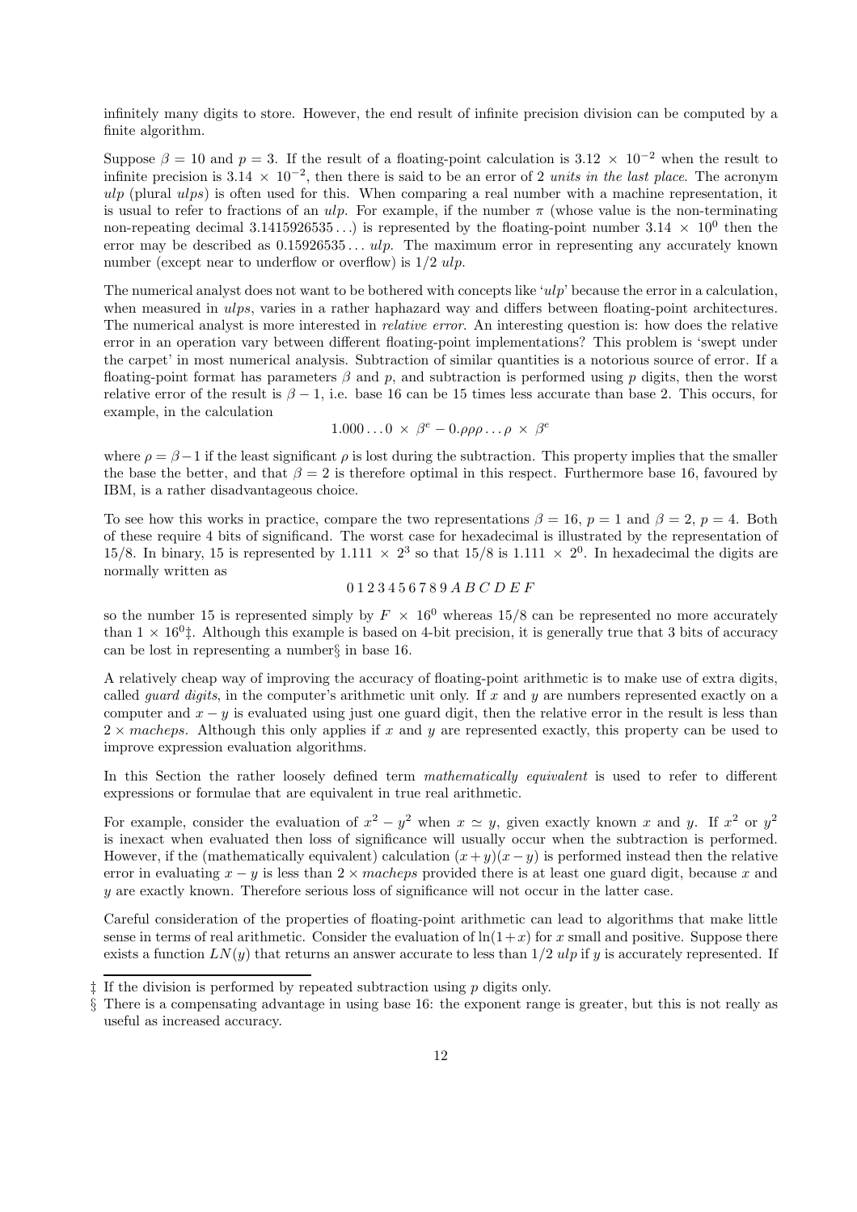infinitely many digits to store. However, the end result of infinite precision division can be computed by a finite algorithm.

Suppose $\beta = 10$ and $p = 3$. If the result of a floating-point calculation is $3.12 \times 10^{-2}$ when the result to infinite precision is $3.14 \times 10^{-2}$, then there is said to be an error of 2 *units in the last place*. The acronym *ulp* (plural *ulps*) is often used for this. When comparing a real number with a machine representation, it is usual to refer to fractions of an *ulp*. For example, if the number $\pi$ (whose value is the non-terminating non-repeating decimal $3.1415926535\ldots$) is represented by the floating-point number $3.14 \times 10^0$ then the error may be described as $0.15926535\ldots$ *ulp*. The maximum error in representing any accurately known number (except near to underflow or overflow) is $1/2$ *ulp*.

The numerical analyst does not want to be bothered with concepts like '*ulp*' because the error in a calculation, when measured in *ulps*, varies in a rather haphazard way and differs between floating-point architectures. The numerical analyst is more interested in *relative error*. An interesting question is: how does the relative error in an operation vary between different floating-point implementations? This problem is 'swept under the carpet' in most numerical analysis. Subtraction of similar quantities is a notorious source of error. If a floating-point format has parameters $\beta$ and $p$, and subtraction is performed using $p$ digits, then the worst relative error of the result is $\beta - 1$, i.e. base 16 can be 15 times less accurate than base 2. This occurs, for example, in the calculation

$$1.000\ldots0 \times \beta^e - 0.\rho\rho\rho\ldots\rho \times \beta^e$$

where $\rho = \beta - 1$ if the least significant $\rho$ is lost during the subtraction. This property implies that the smaller the base the better, and that $\beta = 2$ is therefore optimal in this respect. Furthermore base 16, favoured by IBM, is a rather disadvantageous choice.

To see how this works in practice, compare the two representations $\beta = 16$, $p = 1$ and $\beta = 2$, $p = 4$. Both of these require 4 bits of significand. The worst case for hexadecimal is illustrated by the representation of 15/8. In binary, 15 is represented by $1.111 \times 2^3$ so that 15/8 is $1.111 \times 2^0$. In hexadecimal the digits are normally written as

$$0\,1\,2\,3\,4\,5\,6\,7\,8\,9\,A\,B\,C\,D\,E\,F$$

so the number 15 is represented simply by $F \times 16^0$ whereas 15/8 can be represented no more accurately than $1 \times 16^0$‡. Although this example is based on 4-bit precision, it is generally true that 3 bits of accuracy can be lost in representing a number§ in base 16.

A relatively cheap way of improving the accuracy of floating-point arithmetic is to make use of extra digits, called *guard digits*, in the computer's arithmetic unit only. If $x$ and $y$ are numbers represented exactly on a computer and $x - y$ is evaluated using just one guard digit, then the relative error in the result is less than $2 \times$ *macheps*. Although this only applies if $x$ and $y$ are represented exactly, this property can be used to improve expression evaluation algorithms.

In this Section the rather loosely defined term *mathematically equivalent* is used to refer to different expressions or formulae that are equivalent in true real arithmetic.

For example, consider the evaluation of $x^2 - y^2$ when $x \simeq y$, given exactly known $x$ and $y$. If $x^2$ or $y^2$ is inexact when evaluated then loss of significance will usually occur when the subtraction is performed. However, if the (mathematically equivalent) calculation $(x + y)(x - y)$ is performed instead then the relative error in evaluating $x - y$ is less than $2 \times$ *macheps* provided there is at least one guard digit, because $x$ and $y$ are exactly known. Therefore serious loss of significance will not occur in the latter case.

Careful consideration of the properties of floating-point arithmetic can lead to algorithms that make little sense in terms of real arithmetic. Consider the evaluation of $\ln(1 + x)$ for $x$ small and positive. Suppose there exists a function $LN(y)$ that returns an answer accurate to less than $1/2$ *ulp* if $y$ is accurately represented. If

‡ If the division is performed by repeated subtraction using $p$ digits only.

§ There is a compensating advantage in using base 16: the exponent range is greater, but this is not really as useful as increased accuracy.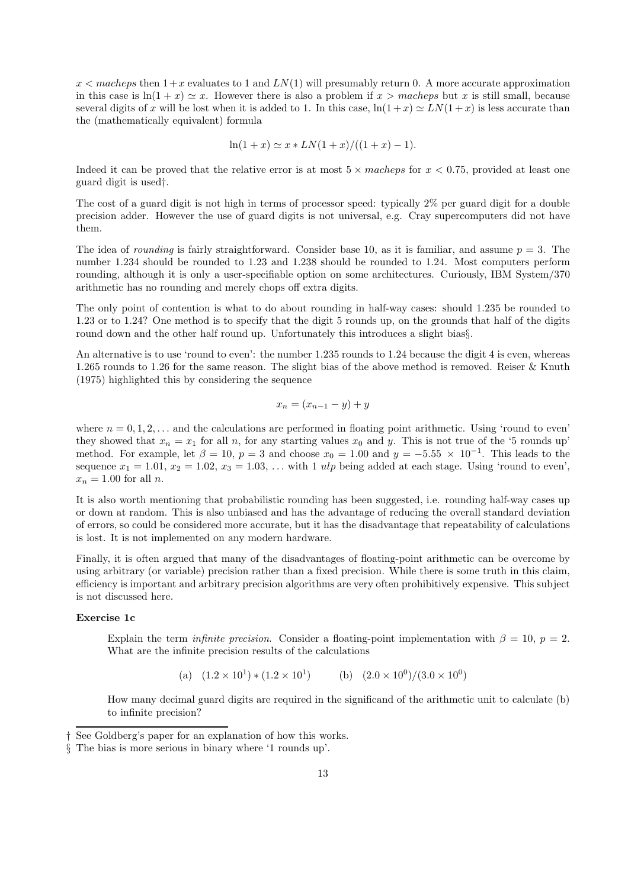$x < macheps$ then $1+x$ evaluates to 1 and $LN(1)$ will presumably return 0. A more accurate approximation in this case is $\ln(1+x) \simeq x$. However there is also a problem if $x > macheps$ but $x$ is still small, because several digits of $x$ will be lost when it is added to 1. In this case, $\ln(1+x) \simeq LN(1+x)$ is less accurate than the (mathematically equivalent) formula

$$\ln(1+x) \simeq x * LN(1+x)/((1+x)-1).$$

Indeed it can be proved that the relative error is at most $5 \times macheps$ for $x < 0.75$, provided at least one guard digit is used†.

The cost of a guard digit is not high in terms of processor speed: typically 2% per guard digit for a double precision adder. However the use of guard digits is not universal, e.g. Cray supercomputers did not have them.

The idea of *rounding* is fairly straightforward. Consider base 10, as it is familiar, and assume $p = 3$. The number 1.234 should be rounded to 1.23 and 1.238 should be rounded to 1.24. Most computers perform rounding, although it is only a user-specifiable option on some architectures. Curiously, IBM System/370 arithmetic has no rounding and merely chops off extra digits.

The only point of contention is what to do about rounding in half-way cases: should 1.235 be rounded to 1.23 or to 1.24? One method is to specify that the digit 5 rounds up, on the grounds that half of the digits round down and the other half round up. Unfortunately this introduces a slight bias§.

An alternative is to use 'round to even': the number 1.235 rounds to 1.24 because the digit 4 is even, whereas 1.265 rounds to 1.26 for the same reason. The slight bias of the above method is removed. Reiser & Knuth (1975) highlighted this by considering the sequence

$$x_n = (x_{n-1} - y) + y$$

where $n = 0, 1, 2, \ldots$ and the calculations are performed in floating point arithmetic. Using 'round to even' they showed that $x_n = x_1$ for all $n$, for any starting values $x_0$ and $y$. This is not true of the '5 rounds up' method. For example, let $\beta = 10$, $p = 3$ and choose $x_0 = 1.00$ and $y = -5.55 \times 10^{-1}$. This leads to the sequence $x_1 = 1.01$, $x_2 = 1.02$, $x_3 = 1.03$, ... with 1 *ulp* being added at each stage. Using 'round to even', $x_n = 1.00$ for all $n$.

It is also worth mentioning that probabilistic rounding has been suggested, i.e. rounding half-way cases up or down at random. This is also unbiased and has the advantage of reducing the overall standard deviation of errors, so could be considered more accurate, but it has the disadvantage that repeatability of calculations is lost. It is not implemented on any modern hardware.

Finally, it is often argued that many of the disadvantages of floating-point arithmetic can be overcome by using arbitrary (or variable) precision rather than a fixed precision. While there is some truth in this claim, efficiency is important and arbitrary precision algorithms are very often prohibitively expensive. This subject is not discussed here.

**Exercise 1c**

Explain the term *infinite precision*. Consider a floating-point implementation with $\beta = 10$, $p = 2$. What are the infinite precision results of the calculations

(a) $(1.2 \times 10^1) * (1.2 \times 10^1)$ (b) $(2.0 \times 10^0)/(3.0 \times 10^0)$

How many decimal guard digits are required in the significand of the arithmetic unit to calculate (b) to infinite precision?

---

† See Goldberg's paper for an explanation of how this works.

§ The bias is more serious in binary where '1 rounds up'.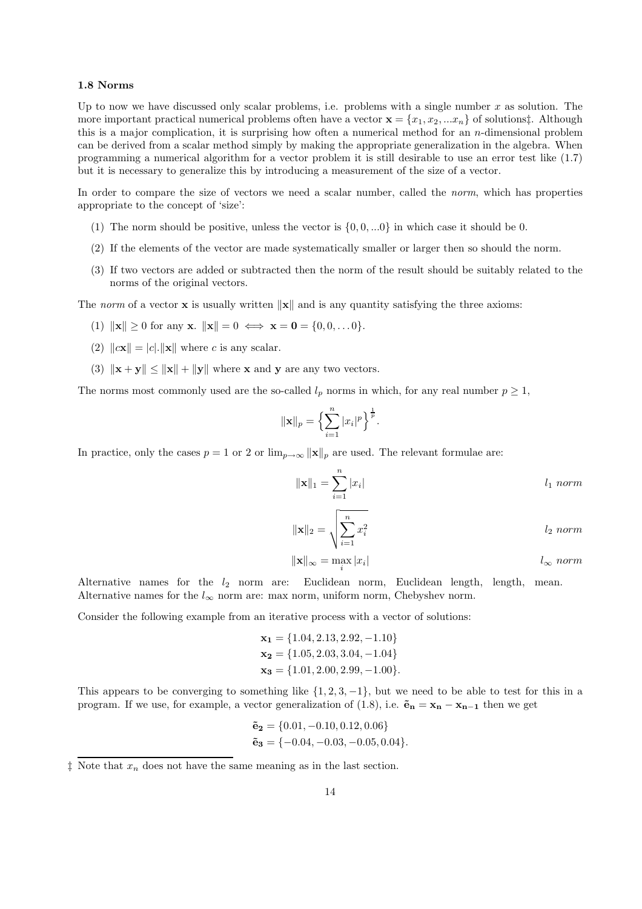### 1.8 Norms

Up to now we have discussed only scalar problems, i.e. problems with a single number $x$ as solution. The more important practical numerical problems often have a vector $\mathbf{x} = \{x_1, x_2, ...x_n\}$ of solutions‡. Although this is a major complication, it is surprising how often a numerical method for an $n$-dimensional problem can be derived from a scalar method simply by making the appropriate generalization in the algebra. When programming a numerical algorithm for a vector problem it is still desirable to use an error test like (1.7) but it is necessary to generalize this by introducing a measurement of the size of a vector.

In order to compare the size of vectors we need a scalar number, called the *norm*, which has properties appropriate to the concept of 'size':

(1) The norm should be positive, unless the vector is $\{0, 0, ...0\}$ in which case it should be 0.

(2) If the elements of the vector are made systematically smaller or larger then so should the norm.

(3) If two vectors are added or subtracted then the norm of the result should be suitably related to the norms of the original vectors.

The *norm* of a vector $\mathbf{x}$ is usually written $\|\mathbf{x}\|$ and is any quantity satisfying the three axioms:

(1) $\|\mathbf{x}\| \geq 0$ for any $\mathbf{x}$. $\|\mathbf{x}\| = 0 \iff \mathbf{x} = \mathbf{0} = \{0, 0, \ldots 0\}$.

(2) $\|c\mathbf{x}\| = |c|.\|\mathbf{x}\|$ where $c$ is any scalar.

(3) $\|\mathbf{x} + \mathbf{y}\| \leq \|\mathbf{x}\| + \|\mathbf{y}\|$ where $\mathbf{x}$ and $\mathbf{y}$ are any two vectors.

The norms most commonly used are the so-called $l_p$ norms in which, for any real number $p \geq 1$,

$$\|\mathbf{x}\|_p = \Big\{\sum_{i=1}^{n} |x_i|^p\Big\}^{\frac{1}{p}}.$$

In practice, only the cases $p = 1$ or 2 or $\lim_{p\to\infty} \|\mathbf{x}\|_p$ are used. The relevant formulae are:

$$\|\mathbf{x}\|_1 = \sum_{i=1}^{n} |x_i| \qquad l_1 \textit{ norm}$$

$$\|\mathbf{x}\|_2 = \sqrt{\sum_{i=1}^{n} x_i^2} \qquad l_2 \textit{ norm}$$

$$\|\mathbf{x}\|_\infty = \max_i |x_i| \qquad l_\infty \textit{ norm}$$

Alternative names for the $l_2$ norm are: Euclidean norm, Euclidean length, length, mean. Alternative names for the $l_\infty$ norm are: max norm, uniform norm, Chebyshev norm.

Consider the following example from an iterative process with a vector of solutions:

$$\mathbf{x_1} = \{1.04, 2.13, 2.92, -1.10\}$$
$$\mathbf{x_2} = \{1.05, 2.03, 3.04, -1.04\}$$
$$\mathbf{x_3} = \{1.01, 2.00, 2.99, -1.00\}.$$

This appears to be converging to something like $\{1, 2, 3, -1\}$, but we need to be able to test for this in a program. If we use, for example, a vector generalization of (1.8), i.e. $\tilde{\mathbf{e}}_\mathbf{n} = \mathbf{x_n} - \mathbf{x_{n-1}}$ then we get

$$\tilde{\mathbf{e}}_\mathbf{2} = \{0.01, -0.10, 0.12, 0.06\}$$
$$\tilde{\mathbf{e}}_\mathbf{3} = \{-0.04, -0.03, -0.05, 0.04\}.$$

‡ Note that $x_n$ does not have the same meaning as in the last section.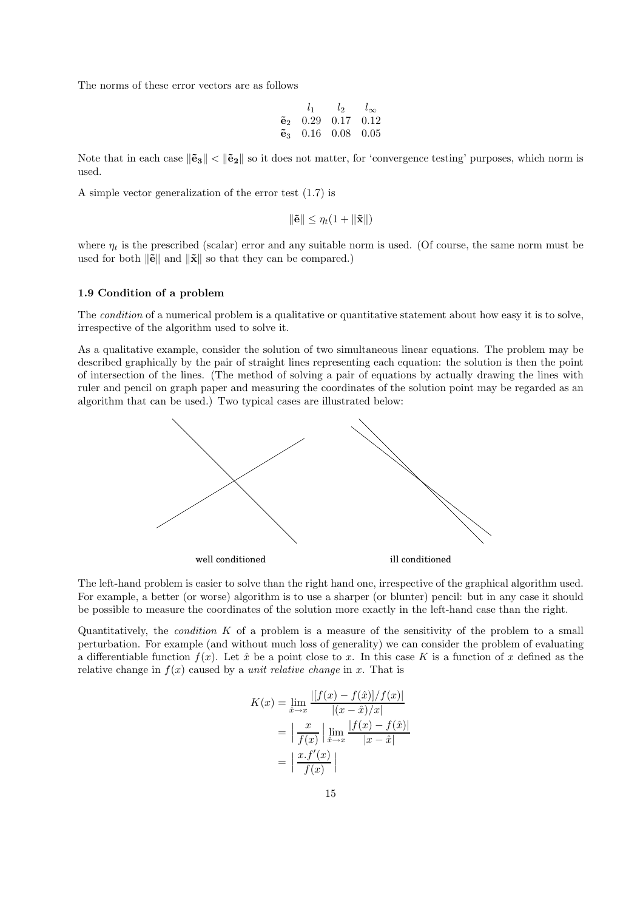The norms of these error vectors are as follows

| | $l_1$ | $l_2$ | $l_\infty$ |
|---|---|---|---|
| $\tilde{\mathbf{e}}_2$ | 0.29 | 0.17 | 0.12 |
| $\tilde{\mathbf{e}}_3$ | 0.16 | 0.08 | 0.05 |

Note that in each case $\|\tilde{\mathbf{e}}_\mathbf{3}\| < \|\tilde{\mathbf{e}}_\mathbf{2}\|$ so it does not matter, for 'convergence testing' purposes, which norm is used.

A simple vector generalization of the error test (1.7) is

$$\|\tilde{\mathbf{e}}\| \leq \eta_t(1 + \|\tilde{\mathbf{x}}\|)$$

where $\eta_t$ is the prescribed (scalar) error and any suitable norm is used. (Of course, the same norm must be used for both $\|\tilde{\mathbf{e}}\|$ and $\|\tilde{\mathbf{x}}\|$ so that they can be compared.)

### 1.9 Condition of a problem

The *condition* of a numerical problem is a qualitative or quantitative statement about how easy it is to solve, irrespective of the algorithm used to solve it.

As a qualitative example, consider the solution of two simultaneous linear equations. The problem may be described graphically by the pair of straight lines representing each equation: the solution is then the point of intersection of the lines. (The method of solving a pair of equations by actually drawing the lines with ruler and pencil on graph paper and measuring the coordinates of the solution point may be regarded as an algorithm that can be used.) Two typical cases are illustrated below:

well conditioned — ill conditioned

The left-hand problem is easier to solve than the right hand one, irrespective of the graphical algorithm used. For example, a better (or worse) algorithm is to use a sharper (or blunter) pencil: but in any case it should be possible to measure the coordinates of the solution more exactly in the left-hand case than the right.

Quantitatively, the *condition* $K$ of a problem is a measure of the sensitivity of the problem to a small perturbation. For example (and without much loss of generality) we can consider the problem of evaluating a differentiable function $f(x)$. Let $\hat{x}$ be a point close to $x$. In this case $K$ is a function of $x$ defined as the relative change in $f(x)$ caused by a *unit relative change* in $x$. That is

$$\begin{aligned}
K(x) &= \lim_{\hat{x}\to x} \frac{|[f(x) - f(\hat{x})]/f(x)|}{|(x - \hat{x})/x|} \\
&= \Big| \frac{x}{f(x)} \Big| \lim_{\hat{x}\to x} \frac{|f(x) - f(\hat{x})|}{|x - \hat{x}|} \\
&= \Big| \frac{x.f'(x)}{f(x)} \Big|
\end{aligned}$$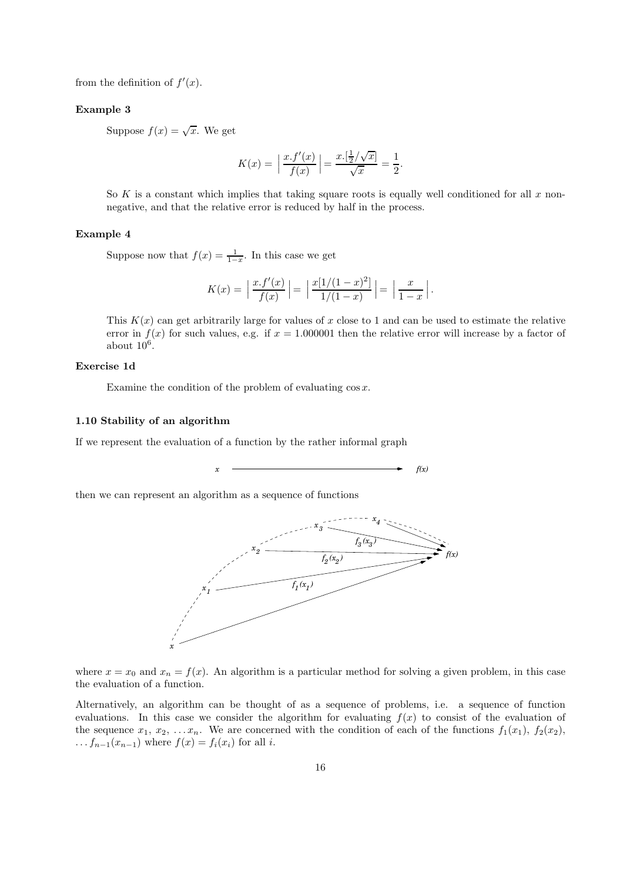from the definition of $f'(x)$.

**Example 3**

Suppose $f(x) = \sqrt{x}$. We get

$$K(x) = \Big| \frac{x.f'(x)}{f(x)} \Big| = \frac{x.[\frac{1}{2}/\sqrt{x}]}{\sqrt{x}} = \frac{1}{2}.$$

So $K$ is a constant which implies that taking square roots is equally well conditioned for all $x$ non-negative, and that the relative error is reduced by half in the process.

**Example 4**

Suppose now that $f(x) = \frac{1}{1-x}$. In this case we get

$$K(x) = \Big| \frac{x.f'(x)}{f(x)} \Big| = \Big| \frac{x[1/(1-x)^2]}{1/(1-x)} \Big| = \Big| \frac{x}{1-x} \Big|.$$

This $K(x)$ can get arbitrarily large for values of $x$ close to 1 and can be used to estimate the relative error in $f(x)$ for such values, e.g. if $x = 1.000001$ then the relative error will increase by a factor of about $10^6$.

**Exercise 1d**

Examine the condition of the problem of evaluating $\cos x$.

### 1.10 Stability of an algorithm

If we represent the evaluation of a function by the rather informal graph

$$x \longrightarrow f(x)$$

then we can represent an algorithm as a sequence of functions

where $x = x_0$ and $x_n = f(x)$. An algorithm is a particular method for solving a given problem, in this case the evaluation of a function.

Alternatively, an algorithm can be thought of as a sequence of problems, i.e. a sequence of function evaluations. In this case we consider the algorithm for evaluating $f(x)$ to consist of the evaluation of the sequence $x_1$, $x_2$, $\ldots x_n$. We are concerned with the condition of each of the functions $f_1(x_1)$, $f_2(x_2)$, $\ldots f_{n-1}(x_{n-1})$ where $f(x) = f_i(x_i)$ for all $i$.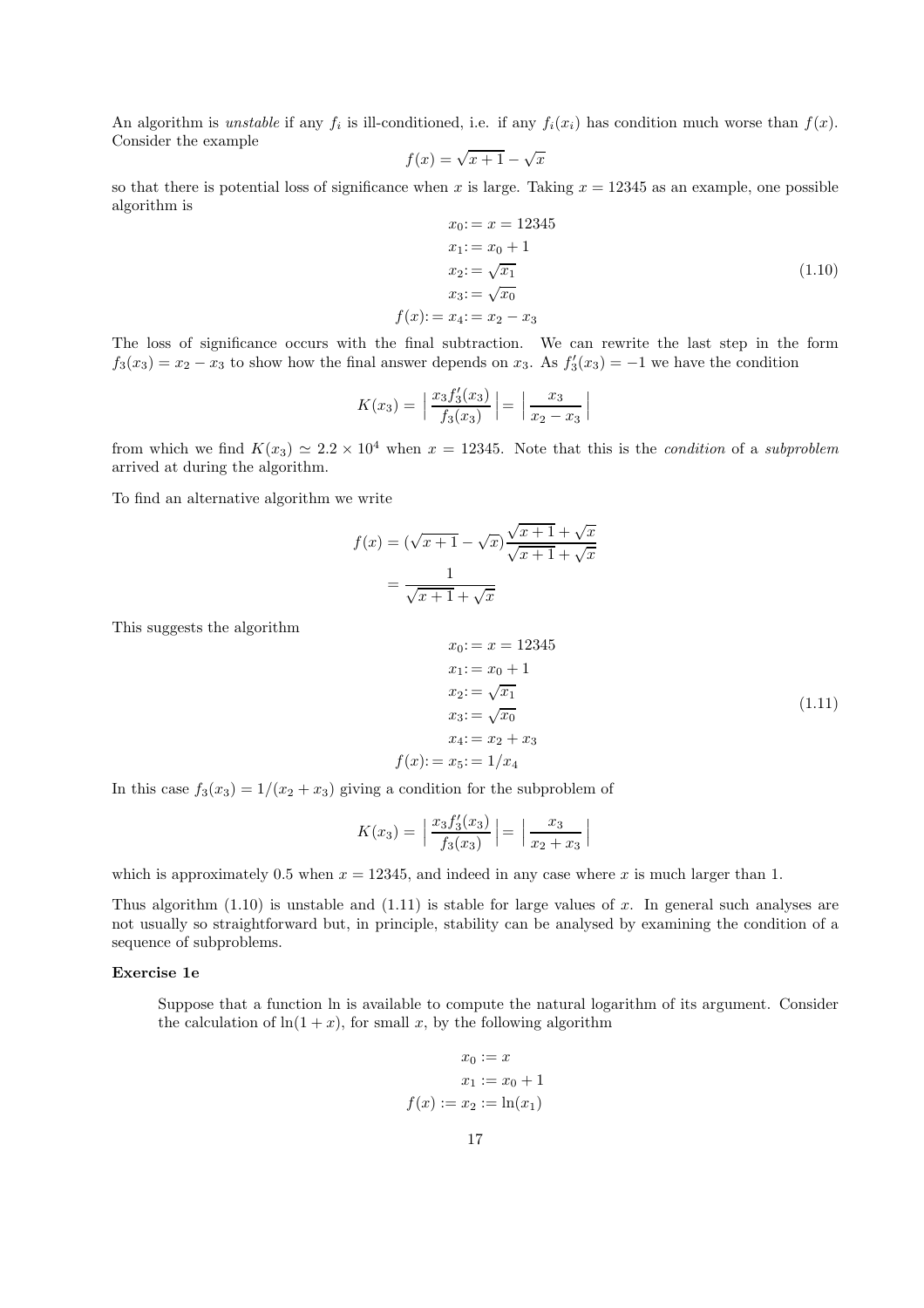An algorithm is *unstable* if any $f_i$ is ill-conditioned, i.e. if any $f_i(x_i)$ has condition much worse than $f(x)$. Consider the example

$$f(x) = \sqrt{x+1} - \sqrt{x}$$

so that there is potential loss of significance when $x$ is large. Taking $x = 12345$ as an example, one possible algorithm is

$$\begin{aligned} x_0 &:= x = 12345 \\ x_1 &:= x_0 + 1 \\ x_2 &:= \sqrt{x_1} \\ x_3 &:= \sqrt{x_0} \\ f(x) := x_4 &:= x_2 - x_3 \end{aligned} \tag{1.10}$$

The loss of significance occurs with the final subtraction. We can rewrite the last step in the form $f_3(x_3) = x_2 - x_3$ to show how the final answer depends on $x_3$. As $f_3'(x_3) = -1$ we have the condition

$$K(x_3) = \left| \frac{x_3 f_3'(x_3)}{f_3(x_3)} \right| = \left| \frac{x_3}{x_2 - x_3} \right|$$

from which we find $K(x_3) \simeq 2.2 \times 10^4$ when $x = 12345$. Note that this is the *condition* of a *subproblem* arrived at during the algorithm.

To find an alternative algorithm we write

$$\begin{aligned} f(x) &= (\sqrt{x+1} - \sqrt{x}) \frac{\sqrt{x+1} + \sqrt{x}}{\sqrt{x+1} + \sqrt{x}} \\ &= \frac{1}{\sqrt{x+1} + \sqrt{x}} \end{aligned}$$

This suggests the algorithm

$$\begin{aligned} x_0 &:= x = 12345 \\ x_1 &:= x_0 + 1 \\ x_2 &:= \sqrt{x_1} \\ x_3 &:= \sqrt{x_0} \\ x_4 &:= x_2 + x_3 \\ f(x) := x_5 &:= 1/x_4 \end{aligned} \tag{1.11}$$

In this case $f_3(x_3) = 1/(x_2 + x_3)$ giving a condition for the subproblem of

$$K(x_3) = \left| \frac{x_3 f_3'(x_3)}{f_3(x_3)} \right| = \left| \frac{x_3}{x_2 + x_3} \right|$$

which is approximately 0.5 when $x = 12345$, and indeed in any case where $x$ is much larger than 1.

Thus algorithm (1.10) is unstable and (1.11) is stable for large values of $x$. In general such analyses are not usually so straightforward but, in principle, stability can be analysed by examining the condition of a sequence of subproblems.

**Exercise 1e**

Suppose that a function ln is available to compute the natural logarithm of its argument. Consider the calculation of $\ln(1 + x)$, for small $x$, by the following algorithm

$$\begin{aligned} x_0 &:= x \\ x_1 &:= x_0 + 1 \\ f(x) := x_2 &:= \ln(x_1) \end{aligned}$$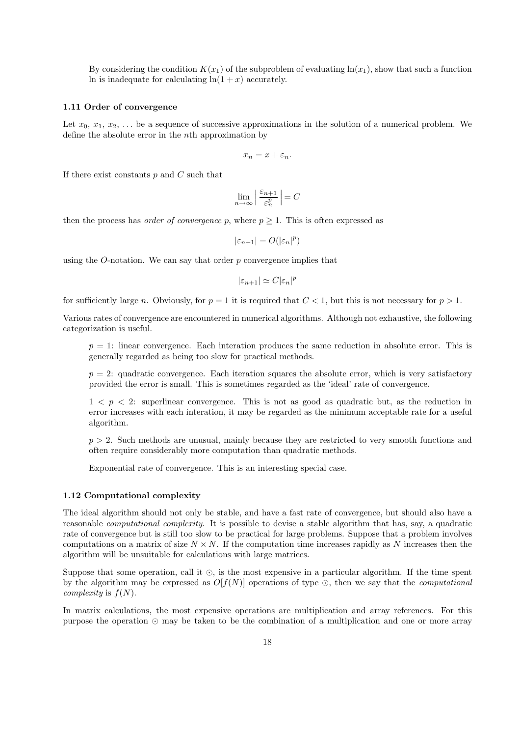By considering the condition $K(x_1)$ of the subproblem of evaluating $\ln(x_1)$, show that such a function ln is inadequate for calculating $\ln(1 + x)$ accurately.

### 1.11 Order of convergence

Let $x_0$, $x_1$, $x_2$, ... be a sequence of successive approximations in the solution of a numerical problem. We define the absolute error in the $n$th approximation by

$$x_n = x + \varepsilon_n.$$

If there exist constants $p$ and $C$ such that

$$\lim_{n\to\infty} \left| \frac{\varepsilon_{n+1}}{\varepsilon_n^p} \right| = C$$

then the process has *order of convergence* $p$, where $p \geq 1$. This is often expressed as

$$|\varepsilon_{n+1}| = O(|\varepsilon_n|^p)$$

using the $O$-notation. We can say that order $p$ convergence implies that

$$|\varepsilon_{n+1}| \simeq C|\varepsilon_n|^p$$

for sufficiently large $n$. Obviously, for $p = 1$ it is required that $C < 1$, but this is not necessary for $p > 1$.

Various rates of convergence are encountered in numerical algorithms. Although not exhaustive, the following categorization is useful.

$p = 1$: linear convergence. Each interation produces the same reduction in absolute error. This is generally regarded as being too slow for practical methods.

$p = 2$: quadratic convergence. Each iteration squares the absolute error, which is very satisfactory provided the error is small. This is sometimes regarded as the 'ideal' rate of convergence.

$1 < p < 2$: superlinear convergence. This is not as good as quadratic but, as the reduction in error increases with each interation, it may be regarded as the minimum acceptable rate for a useful algorithm.

$p > 2$. Such methods are unusual, mainly because they are restricted to very smooth functions and often require considerably more computation than quadratic methods.

Exponential rate of convergence. This is an interesting special case.

### 1.12 Computational complexity

The ideal algorithm should not only be stable, and have a fast rate of convergence, but should also have a reasonable *computational complexity*. It is possible to devise a stable algorithm that has, say, a quadratic rate of convergence but is still too slow to be practical for large problems. Suppose that a problem involves computations on a matrix of size $N \times N$. If the computation time increases rapidly as $N$ increases then the algorithm will be unsuitable for calculations with large matrices.

Suppose that some operation, call it $\odot$, is the most expensive in a particular algorithm. If the time spent by the algorithm may be expressed as $O[f(N)]$ operations of type $\odot$, then we say that the *computational complexity* is $f(N)$.

In matrix calculations, the most expensive operations are multiplication and array references. For this purpose the operation $\odot$ may be taken to be the combination of a multiplication and one or more array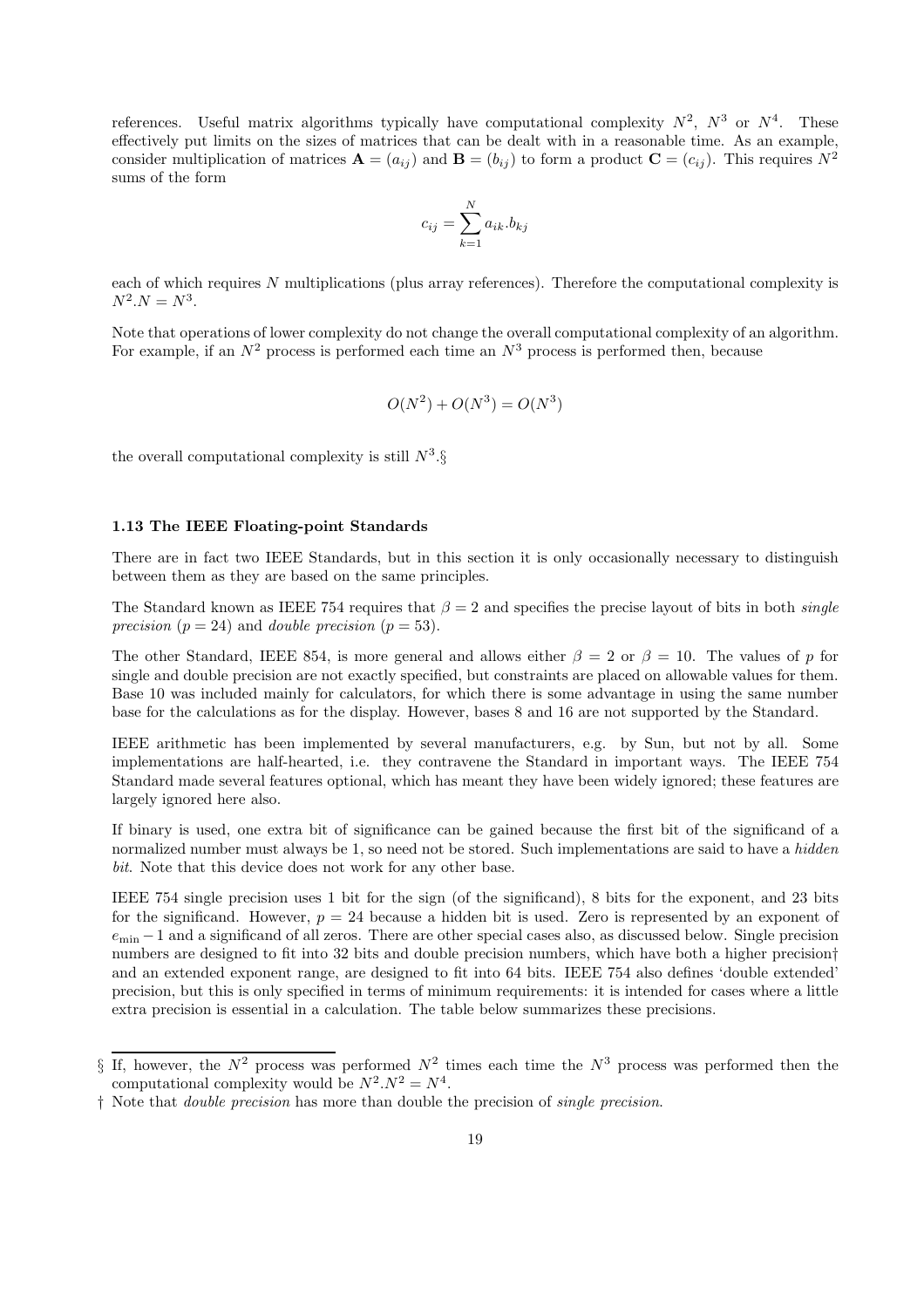references. Useful matrix algorithms typically have computational complexity $N^2$, $N^3$ or $N^4$. These effectively put limits on the sizes of matrices that can be dealt with in a reasonable time. As an example, consider multiplication of matrices $\mathbf{A} = (a_{ij})$ and $\mathbf{B} = (b_{ij})$ to form a product $\mathbf{C} = (c_{ij})$. This requires $N^2$ sums of the form

$$c_{ij} = \sum_{k=1}^{N} a_{ik}.b_{kj}$$

each of which requires $N$ multiplications (plus array references). Therefore the computational complexity is $N^2.N = N^3$.

Note that operations of lower complexity do not change the overall computational complexity of an algorithm. For example, if an $N^2$ process is performed each time an $N^3$ process is performed then, because

$$O(N^2) + O(N^3) = O(N^3)$$

the overall computational complexity is still $N^3$.§

### 1.13 The IEEE Floating-point Standards

There are in fact two IEEE Standards, but in this section it is only occasionally necessary to distinguish between them as they are based on the same principles.

The Standard known as IEEE 754 requires that $\beta = 2$ and specifies the precise layout of bits in both *single precision* ($p = 24$) and *double precision* ($p = 53$).

The other Standard, IEEE 854, is more general and allows either $\beta = 2$ or $\beta = 10$. The values of $p$ for single and double precision are not exactly specified, but constraints are placed on allowable values for them. Base 10 was included mainly for calculators, for which there is some advantage in using the same number base for the calculations as for the display. However, bases 8 and 16 are not supported by the Standard.

IEEE arithmetic has been implemented by several manufacturers, e.g. by Sun, but not by all. Some implementations are half-hearted, i.e. they contravene the Standard in important ways. The IEEE 754 Standard made several features optional, which has meant they have been widely ignored; these features are largely ignored here also.

If binary is used, one extra bit of significance can be gained because the first bit of the significand of a normalized number must always be 1, so need not be stored. Such implementations are said to have a *hidden bit*. Note that this device does not work for any other base.

IEEE 754 single precision uses 1 bit for the sign (of the significand), 8 bits for the exponent, and 23 bits for the significand. However, $p = 24$ because a hidden bit is used. Zero is represented by an exponent of $e_{\min} - 1$ and a significand of all zeros. There are other special cases also, as discussed below. Single precision numbers are designed to fit into 32 bits and double precision numbers, which have both a higher precision† and an extended exponent range, are designed to fit into 64 bits. IEEE 754 also defines 'double extended' precision, but this is only specified in terms of minimum requirements: it is intended for cases where a little extra precision is essential in a calculation. The table below summarizes these precisions.

---

§ If, however, the $N^2$ process was performed $N^2$ times each time the $N^3$ process was performed then the computational complexity would be $N^2.N^2 = N^4$.

† Note that *double precision* has more than double the precision of *single precision*.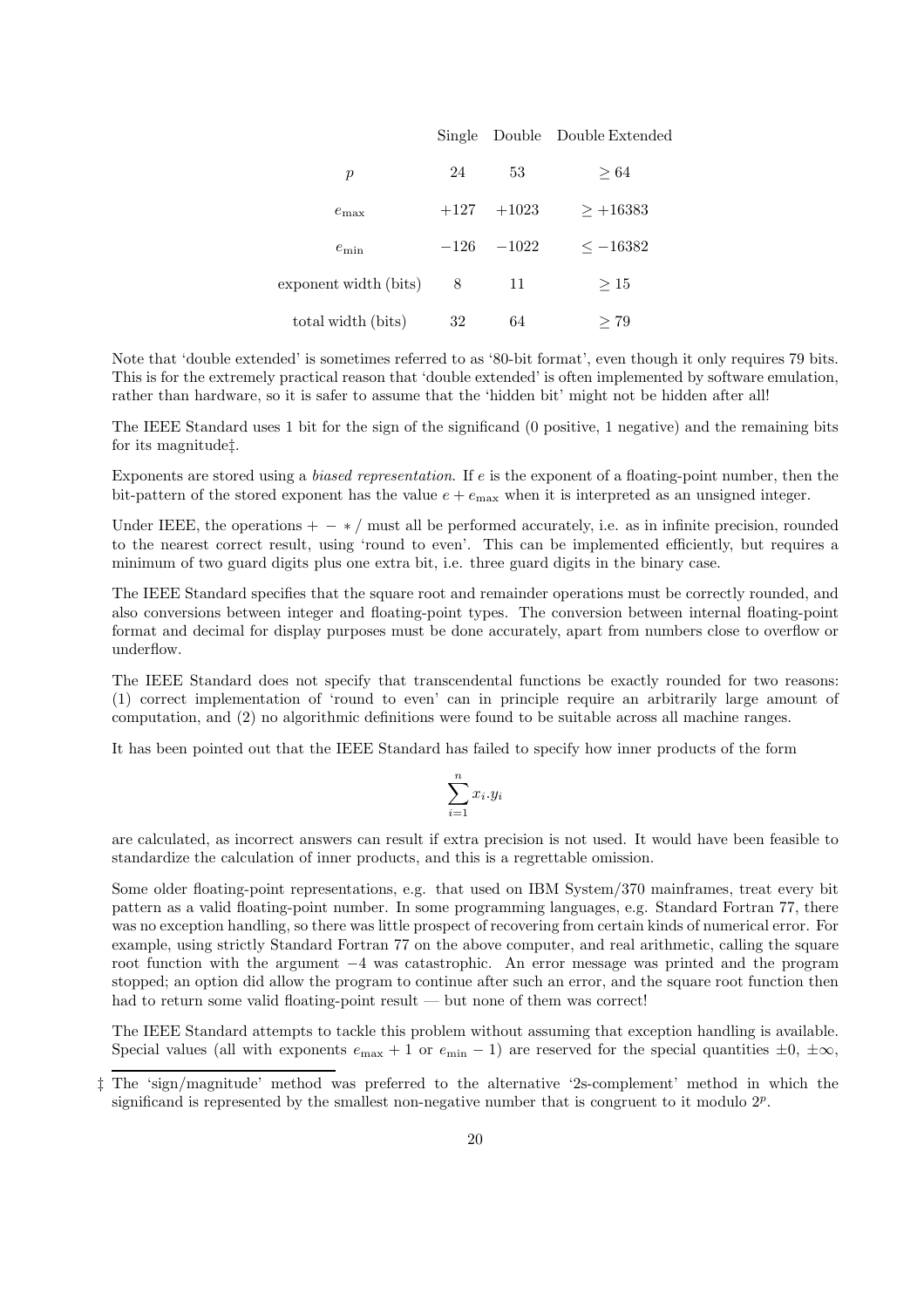| | Single | Double | Double Extended |
|---|---|---|---|
| $p$ | 24 | 53 | $\geq 64$ |
| $e_{\max}$ | $+127$ | $+1023$ | $\geq +16383$ |
| $e_{\min}$ | $-126$ | $-1022$ | $\leq -16382$ |
| exponent width (bits) | 8 | 11 | $\geq 15$ |
| total width (bits) | 32 | 64 | $\geq 79$ |

Note that 'double extended' is sometimes referred to as '80-bit format', even though it only requires 79 bits. This is for the extremely practical reason that 'double extended' is often implemented by software emulation, rather than hardware, so it is safer to assume that the 'hidden bit' might not be hidden after all!

The IEEE Standard uses 1 bit for the sign of the significand (0 positive, 1 negative) and the remaining bits for its magnitude‡.

Exponents are stored using a *biased representation*. If $e$ is the exponent of a floating-point number, then the bit-pattern of the stored exponent has the value $e + e_{\max}$ when it is interpreted as an unsigned integer.

Under IEEE, the operations $+ \; - \; * \; /$ must all be performed accurately, i.e. as in infinite precision, rounded to the nearest correct result, using 'round to even'. This can be implemented efficiently, but requires a minimum of two guard digits plus one extra bit, i.e. three guard digits in the binary case.

The IEEE Standard specifies that the square root and remainder operations must be correctly rounded, and also conversions between integer and floating-point types. The conversion between internal floating-point format and decimal for display purposes must be done accurately, apart from numbers close to overflow or underflow.

The IEEE Standard does not specify that transcendental functions be exactly rounded for two reasons: (1) correct implementation of 'round to even' can in principle require an arbitrarily large amount of computation, and (2) no algorithmic definitions were found to be suitable across all machine ranges.

It has been pointed out that the IEEE Standard has failed to specify how inner products of the form

$$\sum_{i=1}^{n} x_i.y_i$$

are calculated, as incorrect answers can result if extra precision is not used. It would have been feasible to standardize the calculation of inner products, and this is a regrettable omission.

Some older floating-point representations, e.g. that used on IBM System/370 mainframes, treat every bit pattern as a valid floating-point number. In some programming languages, e.g. Standard Fortran 77, there was no exception handling, so there was little prospect of recovering from certain kinds of numerical error. For example, using strictly Standard Fortran 77 on the above computer, and real arithmetic, calling the square root function with the argument $-4$ was catastrophic. An error message was printed and the program stopped; an option did allow the program to continue after such an error, and the square root function then had to return some valid floating-point result — but none of them was correct!

The IEEE Standard attempts to tackle this problem without assuming that exception handling is available. Special values (all with exponents $e_{\max} + 1$ or $e_{\min} - 1$) are reserved for the special quantities $\pm 0$, $\pm\infty$,

‡ The 'sign/magnitude' method was preferred to the alternative '2s-complement' method in which the significand is represented by the smallest non-negative number that is congruent to it modulo $2^p$.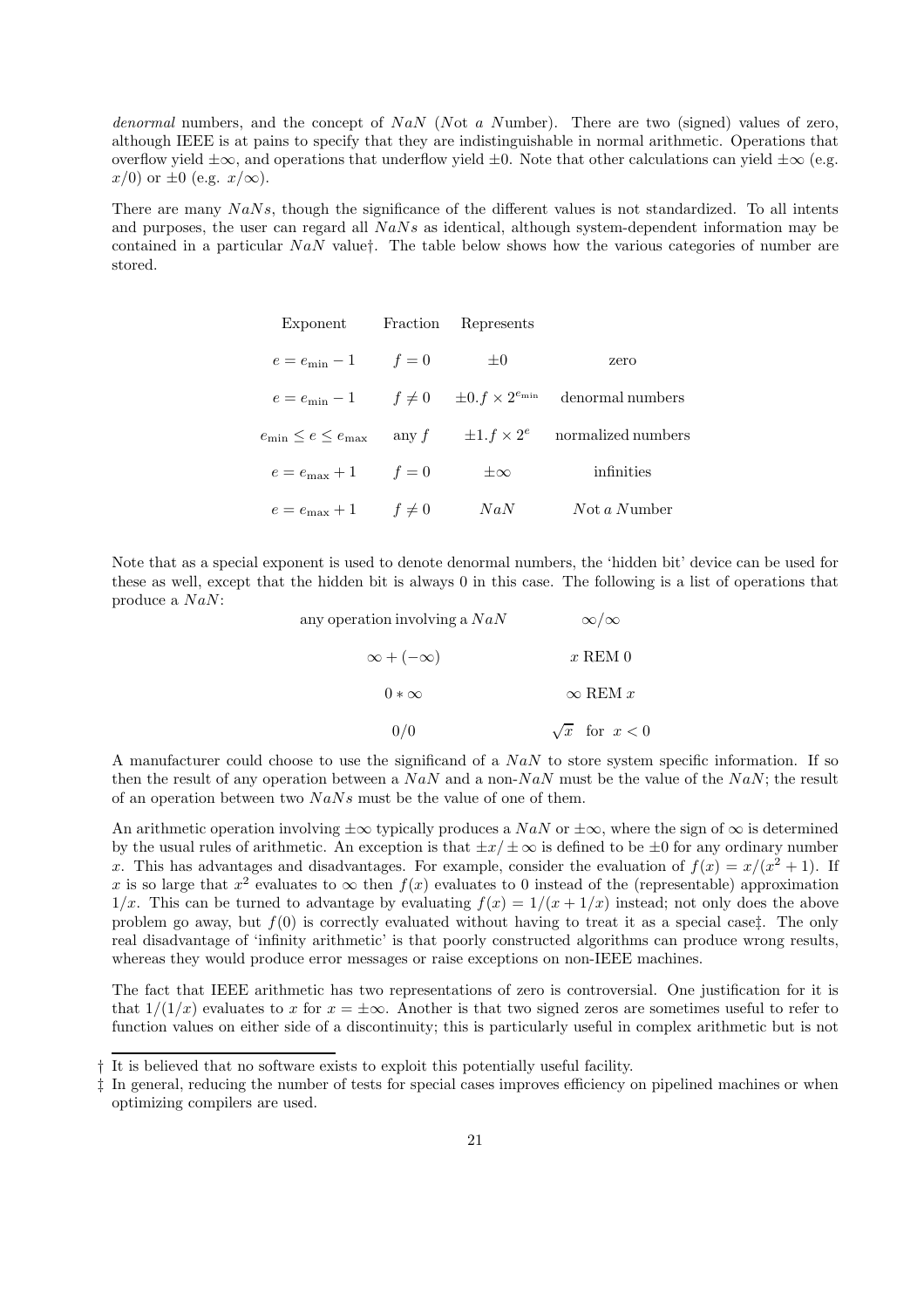*denormal* numbers, and the concept of $NaN$ (*N*ot *a N*umber). There are two (signed) values of zero, although IEEE is at pains to specify that they are indistinguishable in normal arithmetic. Operations that overflow yield $\pm\infty$, and operations that underflow yield $\pm 0$. Note that other calculations can yield $\pm\infty$ (e.g. $x/0$) or $\pm 0$ (e.g. $x/\infty$).

There are many $NaNs$, though the significance of the different values is not standardized. To all intents and purposes, the user can regard all $NaNs$ as identical, although system-dependent information may be contained in a particular $NaN$ value†. The table below shows how the various categories of number are stored.

| Exponent | Fraction | Represents | |
|---|---|---|---|
| $e = e_{\min} - 1$ | $f = 0$ | $\pm 0$ | zero |
| $e = e_{\min} - 1$ | $f \neq 0$ | $\pm 0.f \times 2^{e_{\min}}$ | denormal numbers |
| $e_{\min} \leq e \leq e_{\max}$ | any $f$ | $\pm 1.f \times 2^{e}$ | normalized numbers |
| $e = e_{\max} + 1$ | $f = 0$ | $\pm\infty$ | infinities |
| $e = e_{\max} + 1$ | $f \neq 0$ | $NaN$ | *N*ot *a N*umber |

Note that as a special exponent is used to denote denormal numbers, the 'hidden bit' device can be used for these as well, except that the hidden bit is always 0 in this case. The following is a list of operations that produce a $NaN$:

| | |
|---|---|
| any operation involving a $NaN$ | $\infty/\infty$ |
| $\infty + (-\infty)$ | $x$ REM 0 |
| $0 * \infty$ | $\infty$ REM $x$ |
| $0/0$ | $\sqrt{x}$ for $x < 0$ |

A manufacturer could choose to use the significand of a $NaN$ to store system specific information. If so then the result of any operation between a $NaN$ and a non-$NaN$ must be the value of the $NaN$; the result of an operation between two $NaNs$ must be the value of one of them.

An arithmetic operation involving $\pm\infty$ typically produces a $NaN$ or $\pm\infty$, where the sign of $\infty$ is determined by the usual rules of arithmetic. An exception is that $\pm x / \pm\infty$ is defined to be $\pm 0$ for any ordinary number $x$. This has advantages and disadvantages. For example, consider the evaluation of $f(x) = x/(x^2 + 1)$. If $x$ is so large that $x^2$ evaluates to $\infty$ then $f(x)$ evaluates to 0 instead of the (representable) approximation $1/x$. This can be turned to advantage by evaluating $f(x) = 1/(x + 1/x)$ instead; not only does the above problem go away, but $f(0)$ is correctly evaluated without having to treat it as a special case‡. The only real disadvantage of 'infinity arithmetic' is that poorly constructed algorithms can produce wrong results, whereas they would produce error messages or raise exceptions on non-IEEE machines.

The fact that IEEE arithmetic has two representations of zero is controversial. One justification for it is that $1/(1/x)$ evaluates to $x$ for $x = \pm\infty$. Another is that two signed zeros are sometimes useful to refer to function values on either side of a discontinuity; this is particularly useful in complex arithmetic but is not

---

† It is believed that no software exists to exploit this potentially useful facility.

‡ In general, reducing the number of tests for special cases improves efficiency on pipelined machines or when optimizing compilers are used.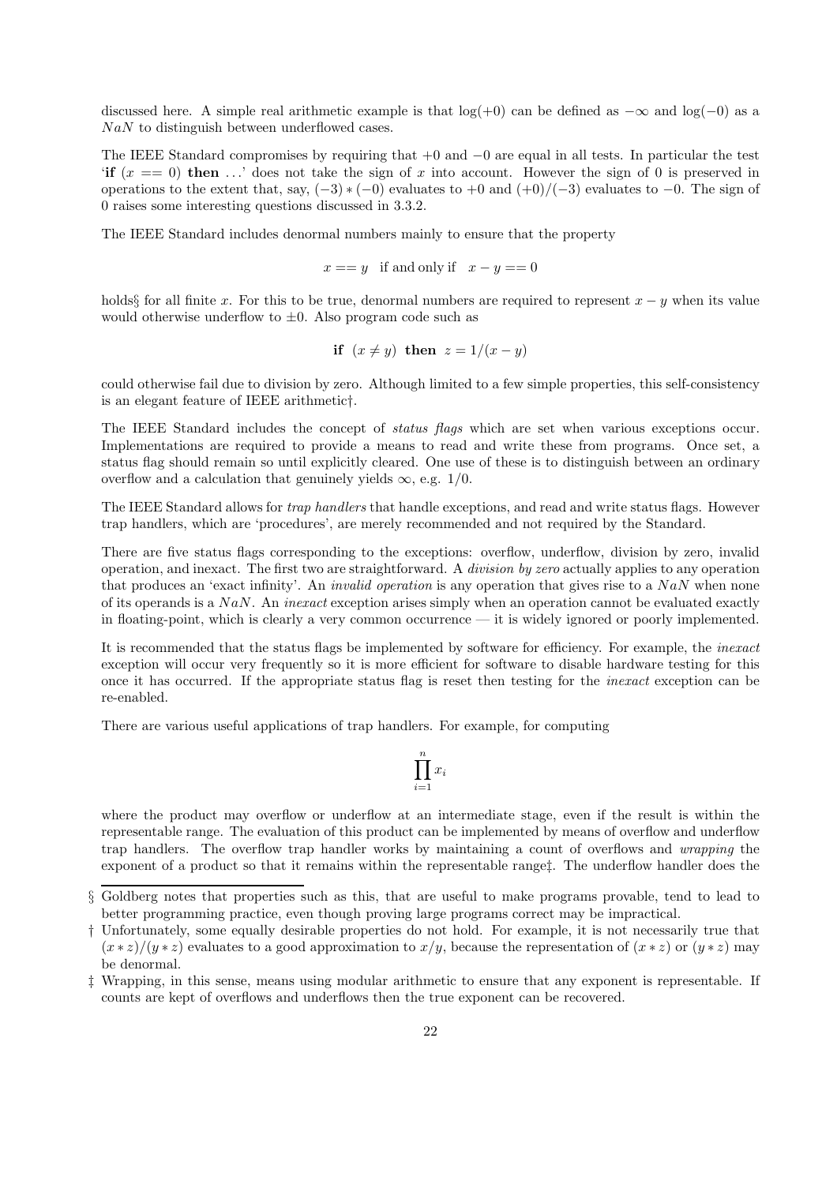discussed here. A simple real arithmetic example is that $\log(+0)$ can be defined as $-\infty$ and $\log(-0)$ as a $NaN$ to distinguish between underflowed cases.

The IEEE Standard compromises by requiring that $+0$ and $-0$ are equal in all tests. In particular the test '**if** $(x == 0)$ **then** ...' does not take the sign of $x$ into account. However the sign of 0 is preserved in operations to the extent that, say, $(-3) * (-0)$ evaluates to $+0$ and $(+0)/(-3)$ evaluates to $-0$. The sign of 0 raises some interesting questions discussed in 3.3.2.

The IEEE Standard includes denormal numbers mainly to ensure that the property

$$x == y \quad \text{if and only if} \quad x - y == 0$$

holds§ for all finite $x$. For this to be true, denormal numbers are required to represent $x - y$ when its value would otherwise underflow to $\pm 0$. Also program code such as

$$\textbf{if } \ (x \neq y) \ \textbf{ then } \ z = 1/(x - y)$$

could otherwise fail due to division by zero. Although limited to a few simple properties, this self-consistency is an elegant feature of IEEE arithmetic†.

The IEEE Standard includes the concept of *status flags* which are set when various exceptions occur. Implementations are required to provide a means to read and write these from programs. Once set, a status flag should remain so until explicitly cleared. One use of these is to distinguish between an ordinary overflow and a calculation that genuinely yields $\infty$, e.g. $1/0$.

The IEEE Standard allows for *trap handlers* that handle exceptions, and read and write status flags. However trap handlers, which are 'procedures', are merely recommended and not required by the Standard.

There are five status flags corresponding to the exceptions: overflow, underflow, division by zero, invalid operation, and inexact. The first two are straightforward. A *division by zero* actually applies to any operation that produces an 'exact infinity'. An *invalid operation* is any operation that gives rise to a $NaN$ when none of its operands is a $NaN$. An *inexact* exception arises simply when an operation cannot be evaluated exactly in floating-point, which is clearly a very common occurrence — it is widely ignored or poorly implemented.

It is recommended that the status flags be implemented by software for efficiency. For example, the *inexact* exception will occur very frequently so it is more efficient for software to disable hardware testing for this once it has occurred. If the appropriate status flag is reset then testing for the *inexact* exception can be re-enabled.

There are various useful applications of trap handlers. For example, for computing

$$\prod_{i=1}^{n} x_i$$

where the product may overflow or underflow at an intermediate stage, even if the result is within the representable range. The evaluation of this product can be implemented by means of overflow and underflow trap handlers. The overflow trap handler works by maintaining a count of overflows and *wrapping* the exponent of a product so that it remains within the representable range‡. The underflow handler does the

---

§ Goldberg notes that properties such as this, that are useful to make programs provable, tend to lead to better programming practice, even though proving large programs correct may be impractical.

† Unfortunately, some equally desirable properties do not hold. For example, it is not necessarily true that $(x * z)/(y * z)$ evaluates to a good approximation to $x/y$, because the representation of $(x * z)$ or $(y * z)$ may be denormal.

‡ Wrapping, in this sense, means using modular arithmetic to ensure that any exponent is representable. If counts are kept of overflows and underflows then the true exponent can be recovered.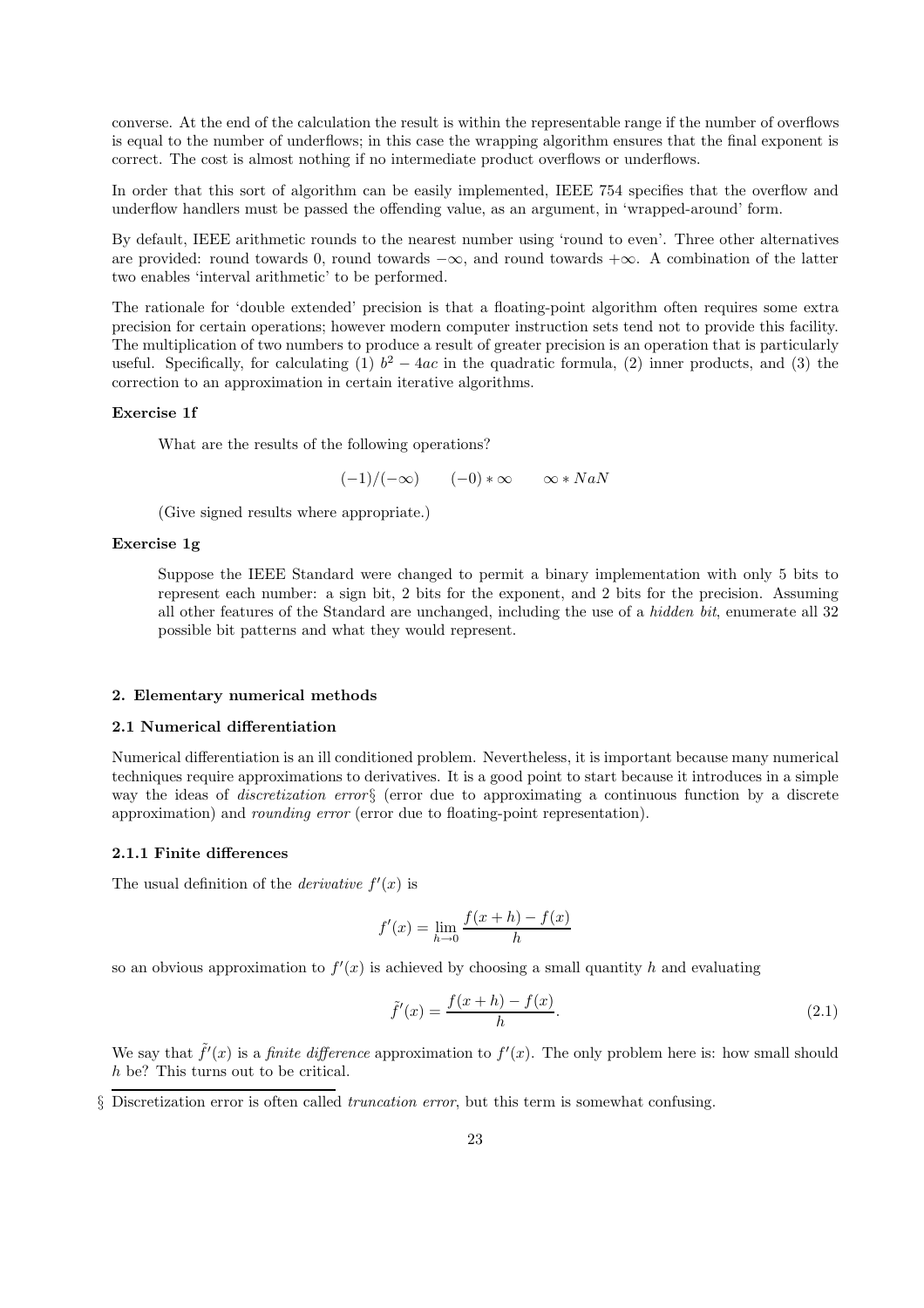converse. At the end of the calculation the result is within the representable range if the number of overflows is equal to the number of underflows; in this case the wrapping algorithm ensures that the final exponent is correct. The cost is almost nothing if no intermediate product overflows or underflows.

In order that this sort of algorithm can be easily implemented, IEEE 754 specifies that the overflow and underflow handlers must be passed the offending value, as an argument, in 'wrapped-around' form.

By default, IEEE arithmetic rounds to the nearest number using 'round to even'. Three other alternatives are provided: round towards 0, round towards $-\infty$, and round towards $+\infty$. A combination of the latter two enables 'interval arithmetic' to be performed.

The rationale for 'double extended' precision is that a floating-point algorithm often requires some extra precision for certain operations; however modern computer instruction sets tend not to provide this facility. The multiplication of two numbers to produce a result of greater precision is an operation that is particularly useful. Specifically, for calculating (1) $b^2 - 4ac$ in the quadratic formula, (2) inner products, and (3) the correction to an approximation in certain iterative algorithms.

**Exercise 1f**

What are the results of the following operations?

$$(-1)/(-\infty) \qquad (-0) * \infty \qquad \infty * NaN$$

(Give signed results where appropriate.)

**Exercise 1g**

Suppose the IEEE Standard were changed to permit a binary implementation with only 5 bits to represent each number: a sign bit, 2 bits for the exponent, and 2 bits for the precision. Assuming all other features of the Standard are unchanged, including the use of a *hidden bit*, enumerate all 32 possible bit patterns and what they would represent.

## 2. Elementary numerical methods

### 2.1 Numerical differentiation

Numerical differentiation is an ill conditioned problem. Nevertheless, it is important because many numerical techniques require approximations to derivatives. It is a good point to start because it introduces in a simple way the ideas of *discretization error*§ (error due to approximating a continuous function by a discrete approximation) and *rounding error* (error due to floating-point representation).

#### 2.1.1 Finite differences

The usual definition of the *derivative* $f'(x)$ is

$$f'(x) = \lim_{h \to 0} \frac{f(x+h) - f(x)}{h}$$

so an obvious approximation to $f'(x)$ is achieved by choosing a small quantity $h$ and evaluating

$$\tilde{f}'(x) = \frac{f(x+h) - f(x)}{h}. \tag{2.1}$$

We say that $\tilde{f}'(x)$ is a *finite difference* approximation to $f'(x)$. The only problem here is: how small should $h$ be? This turns out to be critical.

§ Discretization error is often called *truncation error*, but this term is somewhat confusing.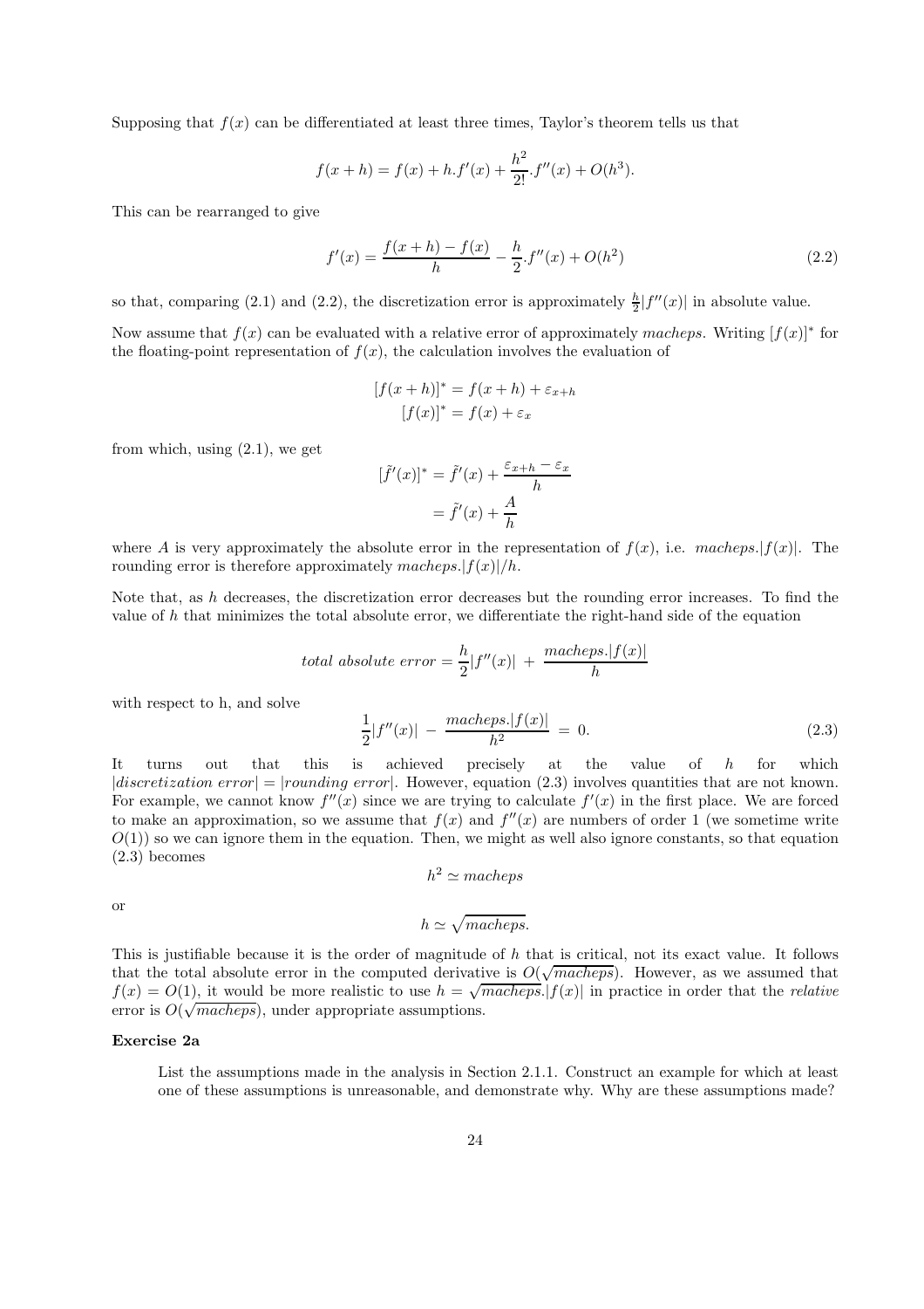Supposing that $f(x)$ can be differentiated at least three times, Taylor's theorem tells us that

$$f(x+h) = f(x) + h.f'(x) + \frac{h^2}{2!}.f''(x) + O(h^3).$$

This can be rearranged to give

$$f'(x) = \frac{f(x+h) - f(x)}{h} - \frac{h}{2}.f''(x) + O(h^2) \tag{2.2}$$

so that, comparing (2.1) and (2.2), the discretization error is approximately $\frac{h}{2}|f''(x)|$ in absolute value.

Now assume that $f(x)$ can be evaluated with a relative error of approximately *macheps*. Writing $[f(x)]^*$ for the floating-point representation of $f(x)$, the calculation involves the evaluation of

$$[f(x+h)]^* = f(x+h) + \varepsilon_{x+h}$$
$$[f(x)]^* = f(x) + \varepsilon_x$$

from which, using (2.1), we get

$$[\tilde{f}'(x)]^* = \tilde{f}'(x) + \frac{\varepsilon_{x+h} - \varepsilon_x}{h}$$
$$= \tilde{f}'(x) + \frac{A}{h}$$

where $A$ is very approximately the absolute error in the representation of $f(x)$, i.e. $macheps.|f(x)|$. The rounding error is therefore approximately $macheps.|f(x)|/h$.

Note that, as $h$ decreases, the discretization error decreases but the rounding error increases. To find the value of $h$ that minimizes the total absolute error, we differentiate the right-hand side of the equation

$$total\ absolute\ error = \frac{h}{2}|f''(x)| + \frac{macheps.|f(x)|}{h}$$

with respect to h, and solve

$$\frac{1}{2}|f''(x)| - \frac{macheps.|f(x)|}{h^2} = 0. \tag{2.3}$$

It turns out that this is achieved precisely at the value of $h$ for which $|discretization\ error| = |rounding\ error|$. However, equation (2.3) involves quantities that are not known. For example, we cannot know $f''(x)$ since we are trying to calculate $f'(x)$ in the first place. We are forced to make an approximation, so we assume that $f(x)$ and $f''(x)$ are numbers of order 1 (we sometime write $O(1)$) so we can ignore them in the equation. Then, we might as well also ignore constants, so that equation (2.3) becomes

$$h^2 \simeq macheps$$

or

$$h \simeq \sqrt{macheps}.$$

This is justifiable because it is the order of magnitude of $h$ that is critical, not its exact value. It follows that the total absolute error in the computed derivative is $O(\sqrt{macheps})$. However, as we assumed that $f(x) = O(1)$, it would be more realistic to use $h = \sqrt{macheps}.|f(x)|$ in practice in order that the *relative* error is $O(\sqrt{macheps})$, under appropriate assumptions.

**Exercise 2a**

List the assumptions made in the analysis in Section 2.1.1. Construct an example for which at least one of these assumptions is unreasonable, and demonstrate why. Why are these assumptions made?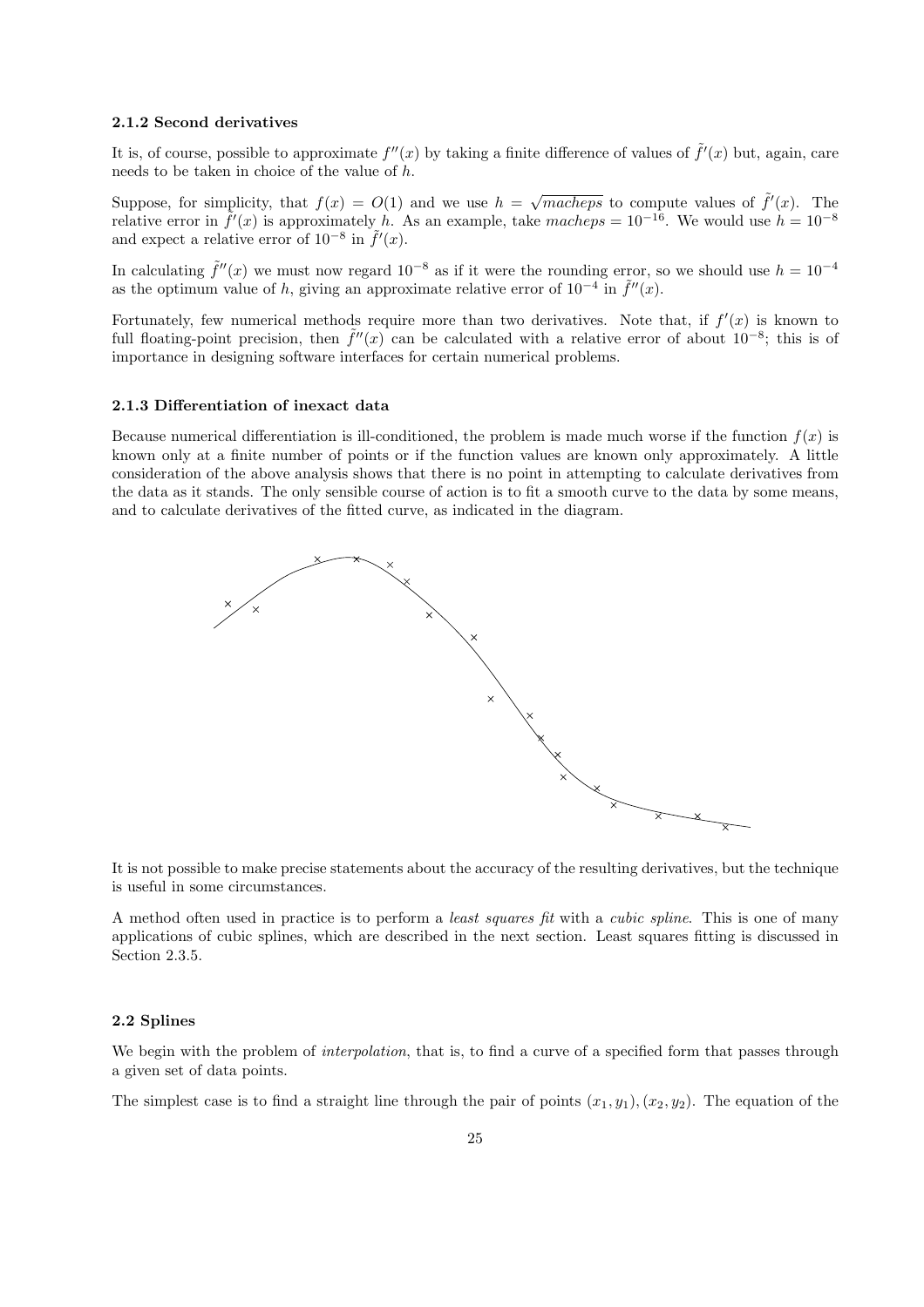### 2.1.2 Second derivatives

It is, of course, possible to approximate $f''(x)$ by taking a finite difference of values of $\tilde{f}'(x)$ but, again, care needs to be taken in choice of the value of $h$.

Suppose, for simplicity, that $f(x) = O(1)$ and we use $h = \sqrt{macheps}$ to compute values of $\tilde{f}'(x)$. The relative error in $\tilde{f}'(x)$ is approximately $h$. As an example, take $macheps = 10^{-16}$. We would use $h = 10^{-8}$ and expect a relative error of $10^{-8}$ in $\tilde{f}'(x)$.

In calculating $\tilde{f}''(x)$ we must now regard $10^{-8}$ as if it were the rounding error, so we should use $h = 10^{-4}$ as the optimum value of $h$, giving an approximate relative error of $10^{-4}$ in $\tilde{f}''(x)$.

Fortunately, few numerical methods require more than two derivatives. Note that, if $f'(x)$ is known to full floating-point precision, then $\tilde{f}''(x)$ can be calculated with a relative error of about $10^{-8}$; this is of importance in designing software interfaces for certain numerical problems.

### 2.1.3 Differentiation of inexact data

Because numerical differentiation is ill-conditioned, the problem is made much worse if the function $f(x)$ is known only at a finite number of points or if the function values are known only approximately. A little consideration of the above analysis shows that there is no point in attempting to calculate derivatives from the data as it stands. The only sensible course of action is to fit a smooth curve to the data by some means, and to calculate derivatives of the fitted curve, as indicated in the diagram.

It is not possible to make precise statements about the accuracy of the resulting derivatives, but the technique is useful in some circumstances.

A method often used in practice is to perform a *least squares fit* with a *cubic spline*. This is one of many applications of cubic splines, which are described in the next section. Least squares fitting is discussed in Section 2.3.5.

## 2.2 Splines

We begin with the problem of *interpolation*, that is, to find a curve of a specified form that passes through a given set of data points.

The simplest case is to find a straight line through the pair of points $(x_1, y_1), (x_2, y_2)$. The equation of the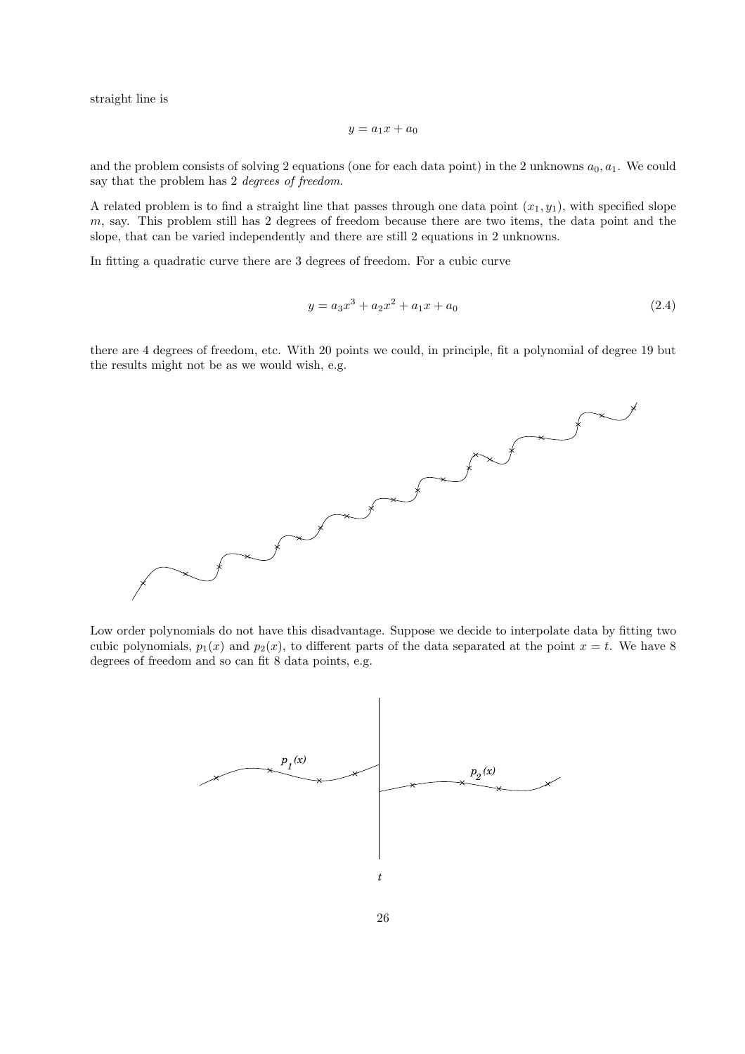straight line is

$$y = a_1 x + a_0$$

and the problem consists of solving 2 equations (one for each data point) in the 2 unknowns $a_0, a_1$. We could say that the problem has 2 *degrees of freedom*.

A related problem is to find a straight line that passes through one data point $(x_1, y_1)$, with specified slope $m$, say. This problem still has 2 degrees of freedom because there are two items, the data point and the slope, that can be varied independently and there are still 2 equations in 2 unknowns.

In fitting a quadratic curve there are 3 degrees of freedom. For a cubic curve

$$y = a_3 x^3 + a_2 x^2 + a_1 x + a_0 \tag{2.4}$$

there are 4 degrees of freedom, etc. With 20 points we could, in principle, fit a polynomial of degree 19 but the results might not be as we would wish, e.g.

Low order polynomials do not have this disadvantage. Suppose we decide to interpolate data by fitting two cubic polynomials, $p_1(x)$ and $p_2(x)$, to different parts of the data separated at the point $x = t$. We have 8 degrees of freedom and so can fit 8 data points, e.g.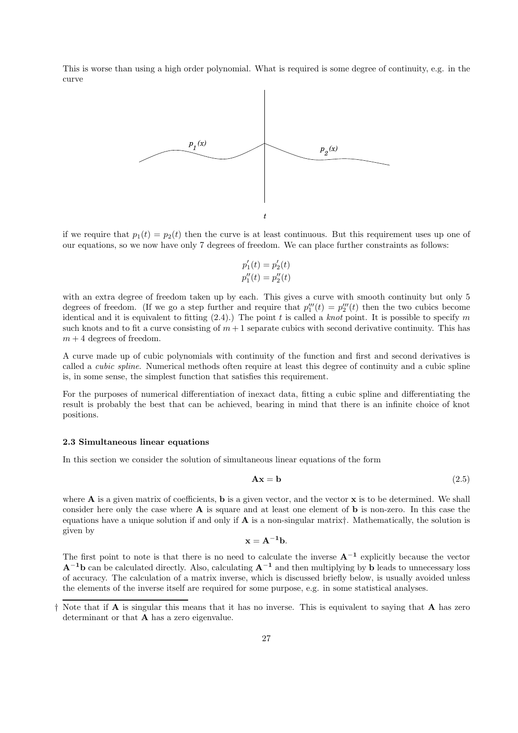This is worse than using a high order polynomial. What is required is some degree of continuity, e.g. in the curve

if we require that $p_1(t) = p_2(t)$ then the curve is at least continuous. But this requirement uses up one of our equations, so we now have only 7 degrees of freedom. We can place further constraints as follows:

$$p_1'(t) = p_2'(t)$$
$$p_1''(t) = p_2''(t)$$

with an extra degree of freedom taken up by each. This gives a curve with smooth continuity but only 5 degrees of freedom. (If we go a step further and require that $p_1'''(t) = p_2'''(t)$ then the two cubics become identical and it is equivalent to fitting (2.4).) The point $t$ is called a *knot* point. It is possible to specify $m$ such knots and to fit a curve consisting of $m+1$ separate cubics with second derivative continuity. This has $m+4$ degrees of freedom.

A curve made up of cubic polynomials with continuity of the function and first and second derivatives is called a *cubic spline*. Numerical methods often require at least this degree of continuity and a cubic spline is, in some sense, the simplest function that satisfies this requirement.

For the purposes of numerical differentiation of inexact data, fitting a cubic spline and differentiating the result is probably the best that can be achieved, bearing in mind that there is an infinite choice of knot positions.

### 2.3 Simultaneous linear equations

In this section we consider the solution of simultaneous linear equations of the form

$$\mathbf{A}\mathbf{x} = \mathbf{b} \tag{2.5}$$

where $\mathbf{A}$ is a given matrix of coefficients, $\mathbf{b}$ is a given vector, and the vector $\mathbf{x}$ is to be determined. We shall consider here only the case where $\mathbf{A}$ is square and at least one element of $\mathbf{b}$ is non-zero. In this case the equations have a unique solution if and only if $\mathbf{A}$ is a non-singular matrix†. Mathematically, the solution is given by

$$\mathbf{x} = \mathbf{A}^{-1}\mathbf{b}.$$

The first point to note is that there is no need to calculate the inverse $\mathbf{A}^{-1}$ explicitly because the vector $\mathbf{A}^{-1}\mathbf{b}$ can be calculated directly. Also, calculating $\mathbf{A}^{-1}$ and then multiplying by $\mathbf{b}$ leads to unnecessary loss of accuracy. The calculation of a matrix inverse, which is discussed briefly below, is usually avoided unless the elements of the inverse itself are required for some purpose, e.g. in some statistical analyses.

† Note that if $\mathbf{A}$ is singular this means that it has no inverse. This is equivalent to saying that $\mathbf{A}$ has zero determinant or that $\mathbf{A}$ has a zero eigenvalue.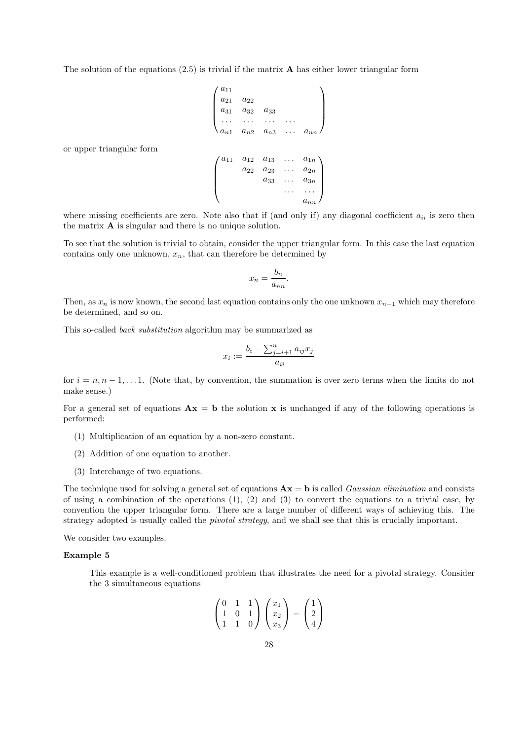The solution of the equations (2.5) is trivial if the matrix $\mathbf{A}$ has either lower triangular form

$$\begin{pmatrix} a_{11} & & & & \\ a_{21} & a_{22} & & & \\ a_{31} & a_{32} & a_{33} & & \\ \dots & \dots & \dots & \dots & \\ a_{n1} & a_{n2} & a_{n3} & \dots & a_{nn} \end{pmatrix}$$

or upper triangular form

$$\begin{pmatrix} a_{11} & a_{12} & a_{13} & \dots & a_{1n} \\ & a_{22} & a_{23} & \dots & a_{2n} \\ & & a_{33} & \dots & a_{3n} \\ & & & \dots & \dots \\ & & & & a_{nn} \end{pmatrix}$$

where missing coefficients are zero. Note also that if (and only if) any diagonal coefficient $a_{ii}$ is zero then the matrix $\mathbf{A}$ is singular and there is no unique solution.

To see that the solution is trivial to obtain, consider the upper triangular form. In this case the last equation contains only one unknown, $x_n$, that can therefore be determined by

$$x_n = \frac{b_n}{a_{nn}}.$$

Then, as $x_n$ is now known, the second last equation contains only the one unknown $x_{n-1}$ which may therefore be determined, and so on.

This so-called *back substitution* algorithm may be summarized as

$$x_i := \frac{b_i - \sum_{j=i+1}^{n} a_{ij} x_j}{a_{ii}}$$

for $i = n, n-1, \dots 1$. (Note that, by convention, the summation is over zero terms when the limits do not make sense.)

For a general set of equations $\mathbf{Ax} = \mathbf{b}$ the solution $\mathbf{x}$ is unchanged if any of the following operations is performed:

(1) Multiplication of an equation by a non-zero constant.

(2) Addition of one equation to another.

(3) Interchange of two equations.

The technique used for solving a general set of equations $\mathbf{Ax} = \mathbf{b}$ is called *Gaussian elimination* and consists of using a combination of the operations (1), (2) and (3) to convert the equations to a trivial case, by convention the upper triangular form. There are a large number of different ways of achieving this. The strategy adopted is usually called the *pivotal strategy*, and we shall see that this is crucially important.

We consider two examples.

**Example 5**

This example is a well-conditioned problem that illustrates the need for a pivotal strategy. Consider the 3 simultaneous equations

$$\begin{pmatrix} 0 & 1 & 1 \\ 1 & 0 & 1 \\ 1 & 1 & 0 \end{pmatrix} \begin{pmatrix} x_1 \\ x_2 \\ x_3 \end{pmatrix} = \begin{pmatrix} 1 \\ 2 \\ 4 \end{pmatrix}$$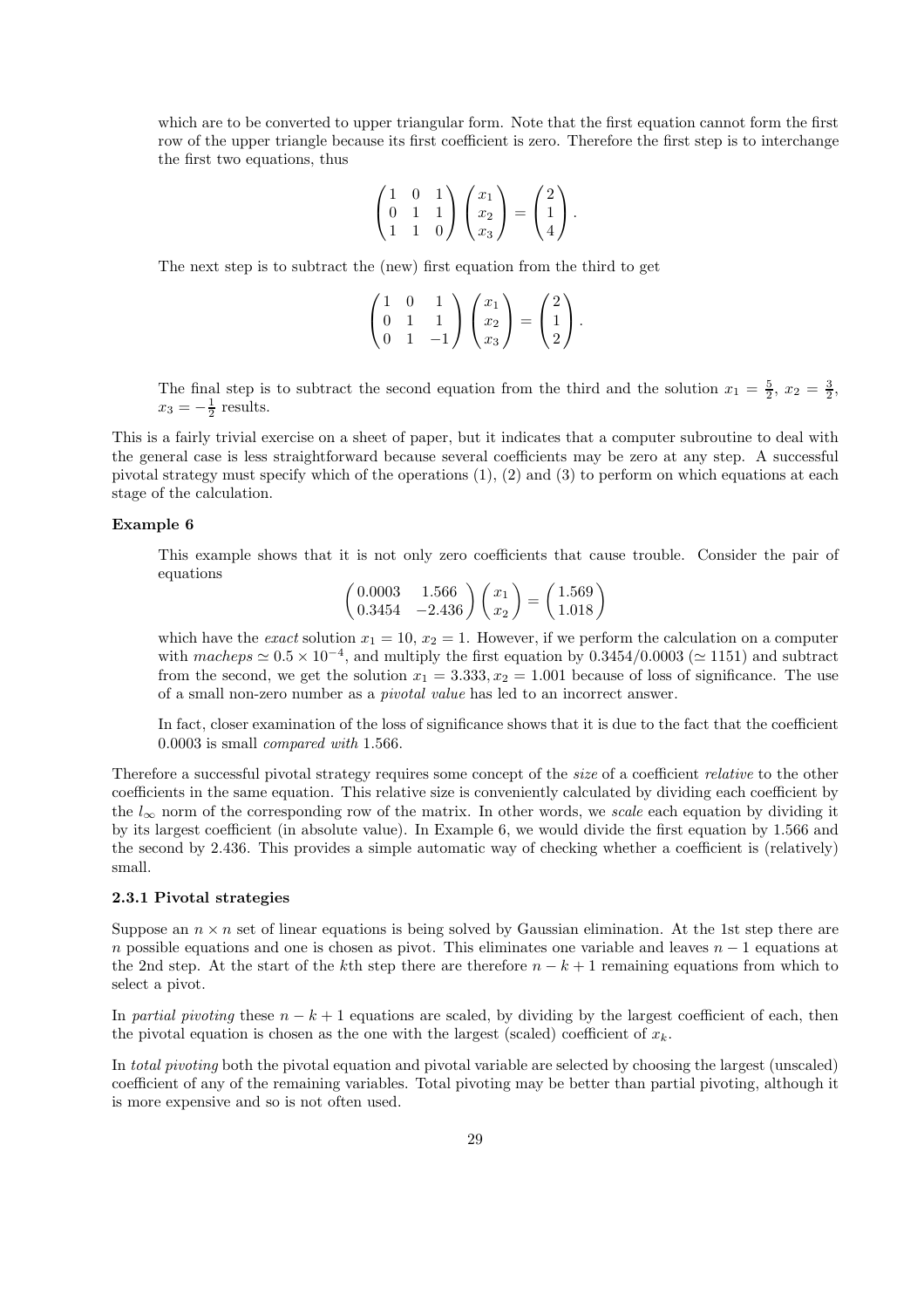which are to be converted to upper triangular form. Note that the first equation cannot form the first row of the upper triangle because its first coefficient is zero. Therefore the first step is to interchange the first two equations, thus

$$\begin{pmatrix} 1 & 0 & 1 \\ 0 & 1 & 1 \\ 1 & 1 & 0 \end{pmatrix} \begin{pmatrix} x_1 \\ x_2 \\ x_3 \end{pmatrix} = \begin{pmatrix} 2 \\ 1 \\ 4 \end{pmatrix}.$$

The next step is to subtract the (new) first equation from the third to get

$$\begin{pmatrix} 1 & 0 & 1 \\ 0 & 1 & 1 \\ 0 & 1 & -1 \end{pmatrix} \begin{pmatrix} x_1 \\ x_2 \\ x_3 \end{pmatrix} = \begin{pmatrix} 2 \\ 1 \\ 2 \end{pmatrix}.$$

The final step is to subtract the second equation from the third and the solution $x_1 = \frac{5}{2}$, $x_2 = \frac{3}{2}$, $x_3 = -\frac{1}{2}$ results.

This is a fairly trivial exercise on a sheet of paper, but it indicates that a computer subroutine to deal with the general case is less straightforward because several coefficients may be zero at any step. A successful pivotal strategy must specify which of the operations (1), (2) and (3) to perform on which equations at each stage of the calculation.

**Example 6**

This example shows that it is not only zero coefficients that cause trouble. Consider the pair of equations

$$\begin{pmatrix} 0.0003 & 1.566 \\ 0.3454 & -2.436 \end{pmatrix} \begin{pmatrix} x_1 \\ x_2 \end{pmatrix} = \begin{pmatrix} 1.569 \\ 1.018 \end{pmatrix}$$

which have the *exact* solution $x_1 = 10$, $x_2 = 1$. However, if we perform the calculation on a computer with *macheps* $\simeq 0.5 \times 10^{-4}$, and multiply the first equation by $0.3454/0.0003$ ($\simeq 1151$) and subtract from the second, we get the solution $x_1 = 3.333, x_2 = 1.001$ because of loss of significance. The use of a small non-zero number as a *pivotal value* has led to an incorrect answer.

In fact, closer examination of the loss of significance shows that it is due to the fact that the coefficient 0.0003 is small *compared with* 1.566.

Therefore a successful pivotal strategy requires some concept of the *size* of a coefficient *relative* to the other coefficients in the same equation. This relative size is conveniently calculated by dividing each coefficient by the $l_\infty$ norm of the corresponding row of the matrix. In other words, we *scale* each equation by dividing it by its largest coefficient (in absolute value). In Example 6, we would divide the first equation by 1.566 and the second by 2.436. This provides a simple automatic way of checking whether a coefficient is (relatively) small.

### 2.3.1 Pivotal strategies

Suppose an $n \times n$ set of linear equations is being solved by Gaussian elimination. At the 1st step there are $n$ possible equations and one is chosen as pivot. This eliminates one variable and leaves $n-1$ equations at the 2nd step. At the start of the $k$th step there are therefore $n-k+1$ remaining equations from which to select a pivot.

In *partial pivoting* these $n-k+1$ equations are scaled, by dividing by the largest coefficient of each, then the pivotal equation is chosen as the one with the largest (scaled) coefficient of $x_k$.

In *total pivoting* both the pivotal equation and pivotal variable are selected by choosing the largest (unscaled) coefficient of any of the remaining variables. Total pivoting may be better than partial pivoting, although it is more expensive and so is not often used.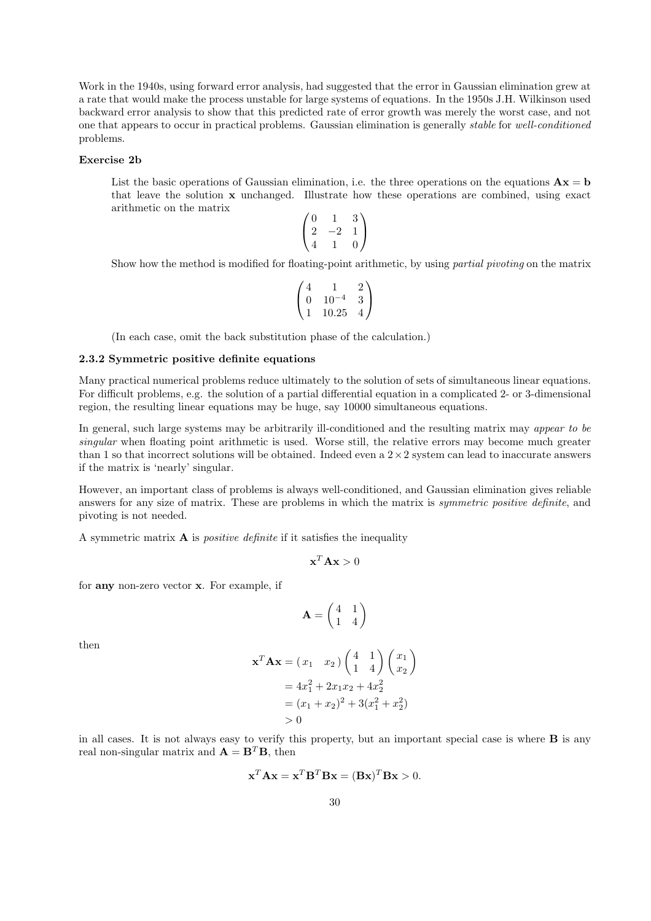Work in the 1940s, using forward error analysis, had suggested that the error in Gaussian elimination grew at a rate that would make the process unstable for large systems of equations. In the 1950s J.H. Wilkinson used backward error analysis to show that this predicted rate of error growth was merely the worst case, and not one that appears to occur in practical problems. Gaussian elimination is generally *stable* for *well-conditioned* problems.

**Exercise 2b**

> List the basic operations of Gaussian elimination, i.e. the three operations on the equations $\mathbf{Ax} = \mathbf{b}$ that leave the solution $\mathbf{x}$ unchanged. Illustrate how these operations are combined, using exact arithmetic on the matrix
>
> $$\begin{pmatrix} 0 & 1 & 3 \\ 2 & -2 & 1 \\ 4 & 1 & 0 \end{pmatrix}$$
>
> Show how the method is modified for floating-point arithmetic, by using *partial pivoting* on the matrix
>
> $$\begin{pmatrix} 4 & 1 & 2 \\ 0 & 10^{-4} & 3 \\ 1 & 10.25 & 4 \end{pmatrix}$$
>
> (In each case, omit the back substitution phase of the calculation.)

### 2.3.2 Symmetric positive definite equations

Many practical numerical problems reduce ultimately to the solution of sets of simultaneous linear equations. For difficult problems, e.g. the solution of a partial differential equation in a complicated 2- or 3-dimensional region, the resulting linear equations may be huge, say 10000 simultaneous equations.

In general, such large systems may be arbitrarily ill-conditioned and the resulting matrix may *appear to be singular* when floating point arithmetic is used. Worse still, the relative errors may become much greater than 1 so that incorrect solutions will be obtained. Indeed even a $2 \times 2$ system can lead to inaccurate answers if the matrix is 'nearly' singular.

However, an important class of problems is always well-conditioned, and Gaussian elimination gives reliable answers for any size of matrix. These are problems in which the matrix is *symmetric positive definite*, and pivoting is not needed.

A symmetric matrix $\mathbf{A}$ is *positive definite* if it satisfies the inequality

$$\mathbf{x}^T\mathbf{Ax} > 0$$

for **any** non-zero vector $\mathbf{x}$. For example, if

$$\mathbf{A} = \begin{pmatrix} 4 & 1 \\ 1 & 4 \end{pmatrix}$$

then

$$\begin{aligned}
\mathbf{x}^T\mathbf{Ax} &= \begin{pmatrix} x_1 & x_2 \end{pmatrix} \begin{pmatrix} 4 & 1 \\ 1 & 4 \end{pmatrix} \begin{pmatrix} x_1 \\ x_2 \end{pmatrix} \\
&= 4x_1^2 + 2x_1x_2 + 4x_2^2 \\
&= (x_1 + x_2)^2 + 3(x_1^2 + x_2^2) \\
&> 0
\end{aligned}$$

in all cases. It is not always easy to verify this property, but an important special case is where $\mathbf{B}$ is any real non-singular matrix and $\mathbf{A} = \mathbf{B}^T\mathbf{B}$, then

$$\mathbf{x}^T\mathbf{Ax} = \mathbf{x}^T\mathbf{B}^T\mathbf{Bx} = (\mathbf{Bx})^T\mathbf{Bx} > 0.$$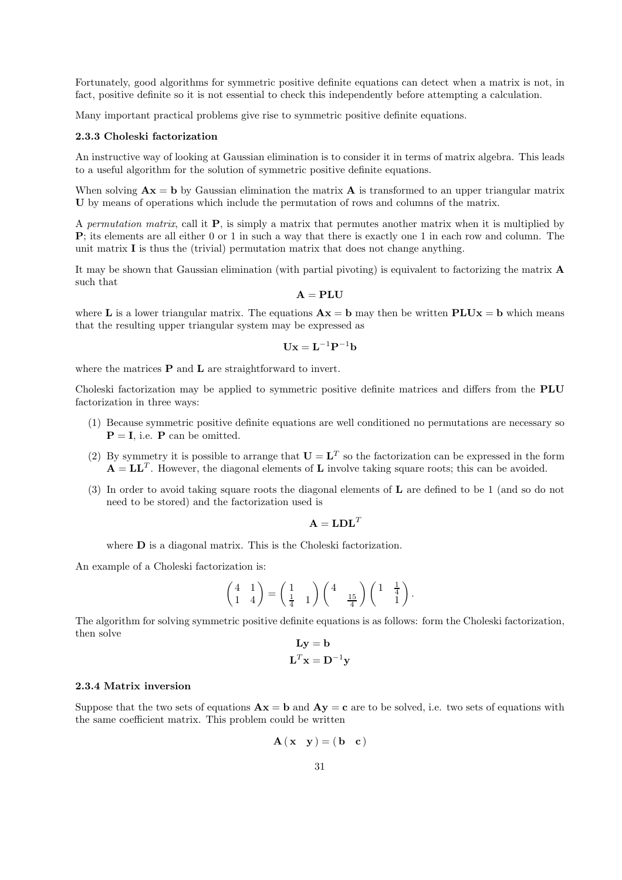Fortunately, good algorithms for symmetric positive definite equations can detect when a matrix is not, in fact, positive definite so it is not essential to check this independently before attempting a calculation.

Many important practical problems give rise to symmetric positive definite equations.

### 2.3.3 Choleski factorization

An instructive way of looking at Gaussian elimination is to consider it in terms of matrix algebra. This leads to a useful algorithm for the solution of symmetric positive definite equations.

When solving $\mathbf{Ax} = \mathbf{b}$ by Gaussian elimination the matrix $\mathbf{A}$ is transformed to an upper triangular matrix $\mathbf{U}$ by means of operations which include the permutation of rows and columns of the matrix.

A *permutation matrix*, call it $\mathbf{P}$, is simply a matrix that permutes another matrix when it is multiplied by $\mathbf{P}$; its elements are all either 0 or 1 in such a way that there is exactly one 1 in each row and column. The unit matrix $\mathbf{I}$ is thus the (trivial) permutation matrix that does not change anything.

It may be shown that Gaussian elimination (with partial pivoting) is equivalent to factorizing the matrix $\mathbf{A}$ such that

$$\mathbf{A} = \mathbf{PLU}$$

where $\mathbf{L}$ is a lower triangular matrix. The equations $\mathbf{Ax} = \mathbf{b}$ may then be written $\mathbf{PLUx} = \mathbf{b}$ which means that the resulting upper triangular system may be expressed as

$$\mathbf{Ux} = \mathbf{L}^{-1}\mathbf{P}^{-1}\mathbf{b}$$

where the matrices $\mathbf{P}$ and $\mathbf{L}$ are straightforward to invert.

Choleski factorization may be applied to symmetric positive definite matrices and differs from the $\mathbf{PLU}$ factorization in three ways:

(1) Because symmetric positive definite equations are well conditioned no permutations are necessary so $\mathbf{P} = \mathbf{I}$, i.e. $\mathbf{P}$ can be omitted.

(2) By symmetry it is possible to arrange that $\mathbf{U} = \mathbf{L}^T$ so the factorization can be expressed in the form $\mathbf{A} = \mathbf{LL}^T$. However, the diagonal elements of $\mathbf{L}$ involve taking square roots; this can be avoided.

(3) In order to avoid taking square roots the diagonal elements of $\mathbf{L}$ are defined to be 1 (and so do not need to be stored) and the factorization used is

$$\mathbf{A} = \mathbf{LDL}^T$$

where $\mathbf{D}$ is a diagonal matrix. This is the Choleski factorization.

An example of a Choleski factorization is:

$$\begin{pmatrix} 4 & 1 \\ 1 & 4 \end{pmatrix} = \begin{pmatrix} 1 & \\ \frac{1}{4} & 1 \end{pmatrix} \begin{pmatrix} 4 & \\ & \frac{15}{4} \end{pmatrix} \begin{pmatrix} 1 & \frac{1}{4} \\ & 1 \end{pmatrix}.$$

The algorithm for solving symmetric positive definite equations is as follows: form the Choleski factorization, then solve

$$\mathbf{Ly} = \mathbf{b}$$
$$\mathbf{L}^T\mathbf{x} = \mathbf{D}^{-1}\mathbf{y}$$

### 2.3.4 Matrix inversion

Suppose that the two sets of equations $\mathbf{Ax} = \mathbf{b}$ and $\mathbf{Ay} = \mathbf{c}$ are to be solved, i.e. two sets of equations with the same coefficient matrix. This problem could be written

$$\mathbf{A}\begin{pmatrix} \mathbf{x} & \mathbf{y} \end{pmatrix} = \begin{pmatrix} \mathbf{b} & \mathbf{c} \end{pmatrix}$$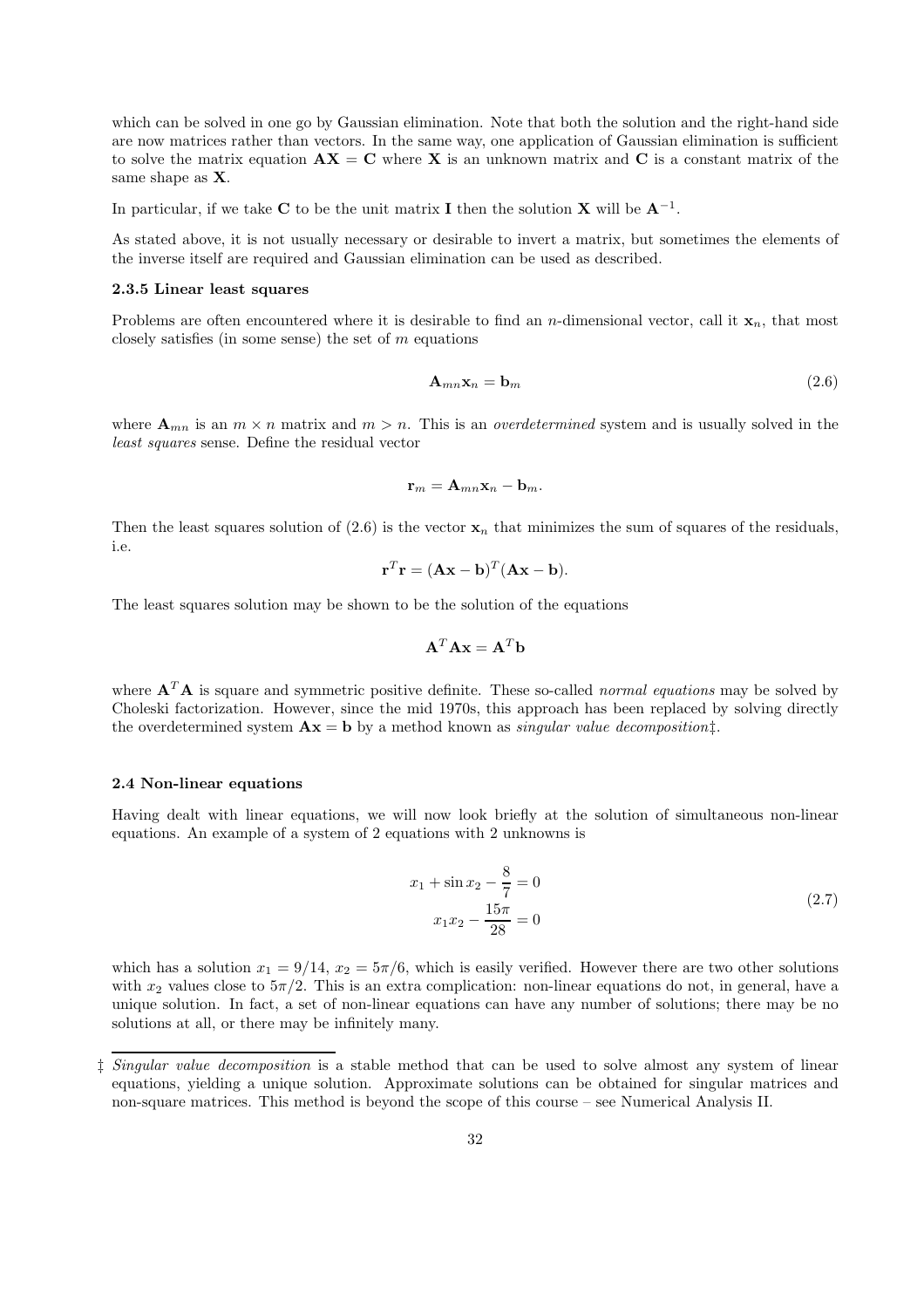which can be solved in one go by Gaussian elimination. Note that both the solution and the right-hand side are now matrices rather than vectors. In the same way, one application of Gaussian elimination is sufficient to solve the matrix equation $\mathbf{AX} = \mathbf{C}$ where $\mathbf{X}$ is an unknown matrix and $\mathbf{C}$ is a constant matrix of the same shape as $\mathbf{X}$.

In particular, if we take $\mathbf{C}$ to be the unit matrix $\mathbf{I}$ then the solution $\mathbf{X}$ will be $\mathbf{A}^{-1}$.

As stated above, it is not usually necessary or desirable to invert a matrix, but sometimes the elements of the inverse itself are required and Gaussian elimination can be used as described.

### 2.3.5 Linear least squares

Problems are often encountered where it is desirable to find an $n$-dimensional vector, call it $\mathbf{x}_n$, that most closely satisfies (in some sense) the set of $m$ equations

$$\mathbf{A}_{mn}\mathbf{x}_n = \mathbf{b}_m \tag{2.6}$$

where $\mathbf{A}_{mn}$ is an $m \times n$ matrix and $m > n$. This is an *overdetermined* system and is usually solved in the *least squares* sense. Define the residual vector

$$\mathbf{r}_m = \mathbf{A}_{mn}\mathbf{x}_n - \mathbf{b}_m.$$

Then the least squares solution of (2.6) is the vector $\mathbf{x}_n$ that minimizes the sum of squares of the residuals, i.e.

$$\mathbf{r}^T\mathbf{r} = (\mathbf{Ax} - \mathbf{b})^T(\mathbf{Ax} - \mathbf{b}).$$

The least squares solution may be shown to be the solution of the equations

$$\mathbf{A}^T\mathbf{Ax} = \mathbf{A}^T\mathbf{b}$$

where $\mathbf{A}^T\mathbf{A}$ is square and symmetric positive definite. These so-called *normal equations* may be solved by Choleski factorization. However, since the mid 1970s, this approach has been replaced by solving directly the overdetermined system $\mathbf{Ax} = \mathbf{b}$ by a method known as *singular value decomposition*‡.

## 2.4 Non-linear equations

Having dealt with linear equations, we will now look briefly at the solution of simultaneous non-linear equations. An example of a system of 2 equations with 2 unknowns is

$$\begin{aligned} x_1 + \sin x_2 - \frac{8}{7} &= 0 \\ x_1 x_2 - \frac{15\pi}{28} &= 0 \end{aligned} \tag{2.7}$$

which has a solution $x_1 = 9/14$, $x_2 = 5\pi/6$, which is easily verified. However there are two other solutions with $x_2$ values close to $5\pi/2$. This is an extra complication: non-linear equations do not, in general, have a unique solution. In fact, a set of non-linear equations can have any number of solutions; there may be no solutions at all, or there may be infinitely many.

‡ *Singular value decomposition* is a stable method that can be used to solve almost any system of linear equations, yielding a unique solution. Approximate solutions can be obtained for singular matrices and non-square matrices. This method is beyond the scope of this course – see Numerical Analysis II.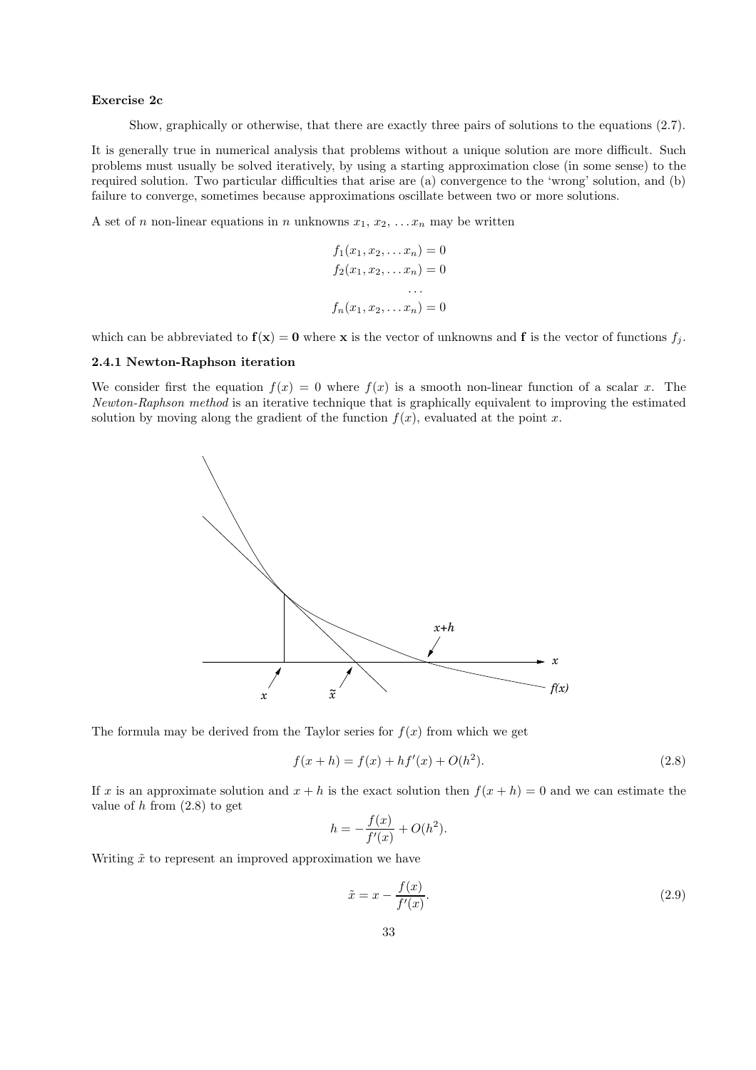**Exercise 2c**

Show, graphically or otherwise, that there are exactly three pairs of solutions to the equations (2.7).

It is generally true in numerical analysis that problems without a unique solution are more difficult. Such problems must usually be solved iteratively, by using a starting approximation close (in some sense) to the required solution. Two particular difficulties that arise are (a) convergence to the 'wrong' solution, and (b) failure to converge, sometimes because approximations oscillate between two or more solutions.

A set of $n$ non-linear equations in $n$ unknowns $x_1, x_2, \ldots x_n$ may be written

$$
\begin{aligned}
f_1(x_1, x_2, \ldots x_n) &= 0 \\
f_2(x_1, x_2, \ldots x_n) &= 0 \\
&\cdots \\
f_n(x_1, x_2, \ldots x_n) &= 0
\end{aligned}
$$

which can be abbreviated to $\mathbf{f}(\mathbf{x}) = \mathbf{0}$ where $\mathbf{x}$ is the vector of unknowns and $\mathbf{f}$ is the vector of functions $f_j$.

### 2.4.1 Newton-Raphson iteration

We consider first the equation $f(x) = 0$ where $f(x)$ is a smooth non-linear function of a scalar $x$. The *Newton-Raphson method* is an iterative technique that is graphically equivalent to improving the estimated solution by moving along the gradient of the function $f(x)$, evaluated at the point $x$.

The formula may be derived from the Taylor series for $f(x)$ from which we get

$$f(x + h) = f(x) + hf'(x) + O(h^2). \tag{2.8}$$

If $x$ is an approximate solution and $x + h$ is the exact solution then $f(x + h) = 0$ and we can estimate the value of $h$ from (2.8) to get

$$h = -\frac{f(x)}{f'(x)} + O(h^2).$$

Writing $\tilde{x}$ to represent an improved approximation we have

$$\tilde{x} = x - \frac{f(x)}{f'(x)}. \tag{2.9}$$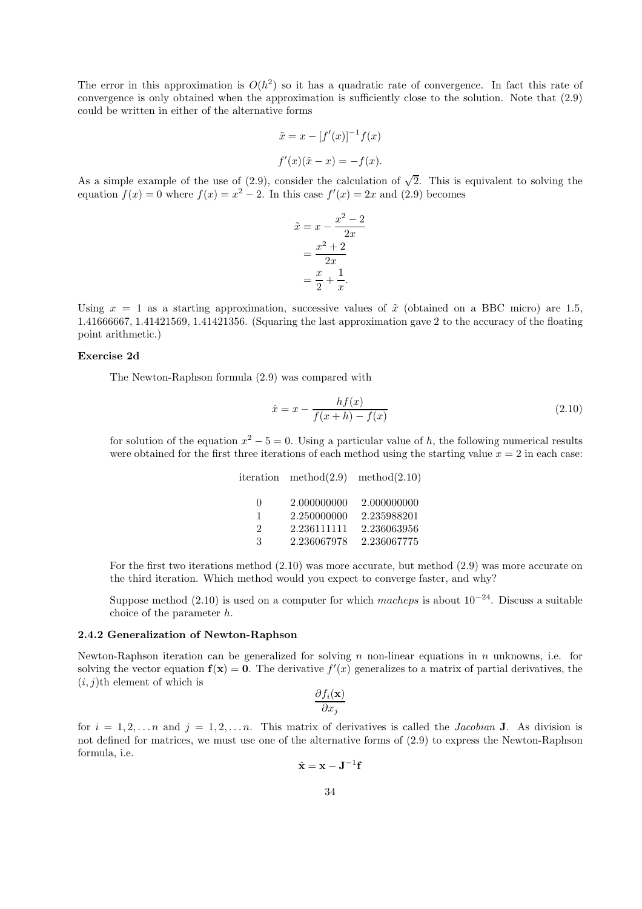The error in this approximation is $O(h^2)$ so it has a quadratic rate of convergence. In fact this rate of convergence is only obtained when the approximation is sufficiently close to the solution. Note that (2.9) could be written in either of the alternative forms

$$\tilde{x} = x - [f'(x)]^{-1} f(x)$$

$$f'(x)(\tilde{x} - x) = -f(x).$$

As a simple example of the use of (2.9), consider the calculation of $\sqrt{2}$. This is equivalent to solving the equation $f(x) = 0$ where $f(x) = x^2 - 2$. In this case $f'(x) = 2x$ and (2.9) becomes

$$\begin{aligned}\tilde{x} &= x - \frac{x^2 - 2}{2x} \\ &= \frac{x^2 + 2}{2x} \\ &= \frac{x}{2} + \frac{1}{x}.\end{aligned}$$

Using $x = 1$ as a starting approximation, successive values of $\tilde{x}$ (obtained on a BBC micro) are 1.5, 1.41666667, 1.41421569, 1.41421356. (Squaring the last approximation gave 2 to the accuracy of the floating point arithmetic.)

**Exercise 2d**

The Newton-Raphson formula (2.9) was compared with

$$\hat{x} = x - \frac{hf(x)}{f(x+h) - f(x)} \tag{2.10}$$

for solution of the equation $x^2 - 5 = 0$. Using a particular value of $h$, the following numerical results were obtained for the first three iterations of each method using the starting value $x = 2$ in each case:

| iteration | method(2.9) | method(2.10) |
|---|---|---|
| 0 | 2.000000000 | 2.000000000 |
| 1 | 2.250000000 | 2.235988201 |
| 2 | 2.236111111 | 2.236063956 |
| 3 | 2.236067978 | 2.236067775 |

For the first two iterations method (2.10) was more accurate, but method (2.9) was more accurate on the third iteration. Which method would you expect to converge faster, and why?

Suppose method (2.10) is used on a computer for which *macheps* is about $10^{-24}$. Discuss a suitable choice of the parameter $h$.

### 2.4.2 Generalization of Newton-Raphson

Newton-Raphson iteration can be generalized for solving $n$ non-linear equations in $n$ unknowns, i.e. for solving the vector equation $\mathbf{f}(\mathbf{x}) = \mathbf{0}$. The derivative $f'(x)$ generalizes to a matrix of partial derivatives, the $(i, j)$th element of which is

$$\frac{\partial f_i(\mathbf{x})}{\partial x_j}$$

for $i = 1, 2, \ldots n$ and $j = 1, 2, \ldots n$. This matrix of derivatives is called the *Jacobian* $\mathbf{J}$. As division is not defined for matrices, we must use one of the alternative forms of (2.9) to express the Newton-Raphson formula, i.e.

$$\tilde{\mathbf{x}} = \mathbf{x} - \mathbf{J}^{-1}\mathbf{f}$$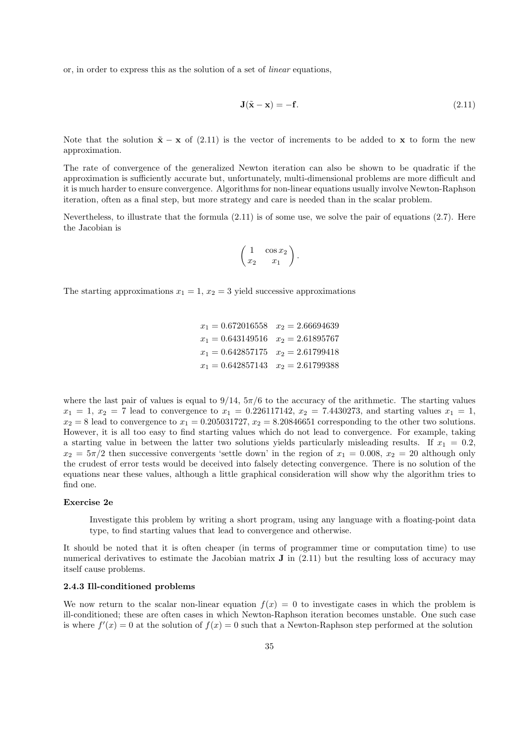or, in order to express this as the solution of a set of *linear* equations,

$$\mathbf{J}(\tilde{\mathbf{x}} - \mathbf{x}) = -\mathbf{f}. \tag{2.11}$$

Note that the solution $\tilde{\mathbf{x}} - \mathbf{x}$ of (2.11) is the vector of increments to be added to $\mathbf{x}$ to form the new approximation.

The rate of convergence of the generalized Newton iteration can also be shown to be quadratic if the approximation is sufficiently accurate but, unfortunately, multi-dimensional problems are more difficult and it is much harder to ensure convergence. Algorithms for non-linear equations usually involve Newton-Raphson iteration, often as a final step, but more strategy and care is needed than in the scalar problem.

Nevertheless, to illustrate that the formula (2.11) is of some use, we solve the pair of equations (2.7). Here the Jacobian is

$$\begin{pmatrix} 1 & \cos x_2 \\ x_2 & x_1 \end{pmatrix}.$$

The starting approximations $x_1 = 1$, $x_2 = 3$ yield successive approximations

$$\begin{array}{ll}
x_1 = 0.672016558 & x_2 = 2.66694639 \\
x_1 = 0.643149516 & x_2 = 2.61895767 \\
x_1 = 0.642857175 & x_2 = 2.61799418 \\
x_1 = 0.642857143 & x_2 = 2.61799388
\end{array}$$

where the last pair of values is equal to $9/14$, $5\pi/6$ to the accuracy of the arithmetic. The starting values $x_1 = 1$, $x_2 = 7$ lead to convergence to $x_1 = 0.226117142$, $x_2 = 7.4430273$, and starting values $x_1 = 1$, $x_2 = 8$ lead to convergence to $x_1 = 0.205031727$, $x_2 = 8.20846651$ corresponding to the other two solutions. However, it is all too easy to find starting values which do not lead to convergence. For example, taking a starting value in between the latter two solutions yields particularly misleading results. If $x_1 = 0.2$, $x_2 = 5\pi/2$ then successive convergents 'settle down' in the region of $x_1 = 0.008$, $x_2 = 20$ although only the crudest of error tests would be deceived into falsely detecting convergence. There is no solution of the equations near these values, although a little graphical consideration will show why the algorithm tries to find one.

**Exercise 2e**

> Investigate this problem by writing a short program, using any language with a floating-point data type, to find starting values that lead to convergence and otherwise.

It should be noted that it is often cheaper (in terms of programmer time or computation time) to use numerical derivatives to estimate the Jacobian matrix $\mathbf{J}$ in (2.11) but the resulting loss of accuracy may itself cause problems.

### 2.4.3 Ill-conditioned problems

We now return to the scalar non-linear equation $f(x) = 0$ to investigate cases in which the problem is ill-conditioned; these are often cases in which Newton-Raphson iteration becomes unstable. One such case is where $f'(x) = 0$ at the solution of $f(x) = 0$ such that a Newton-Raphson step performed at the solution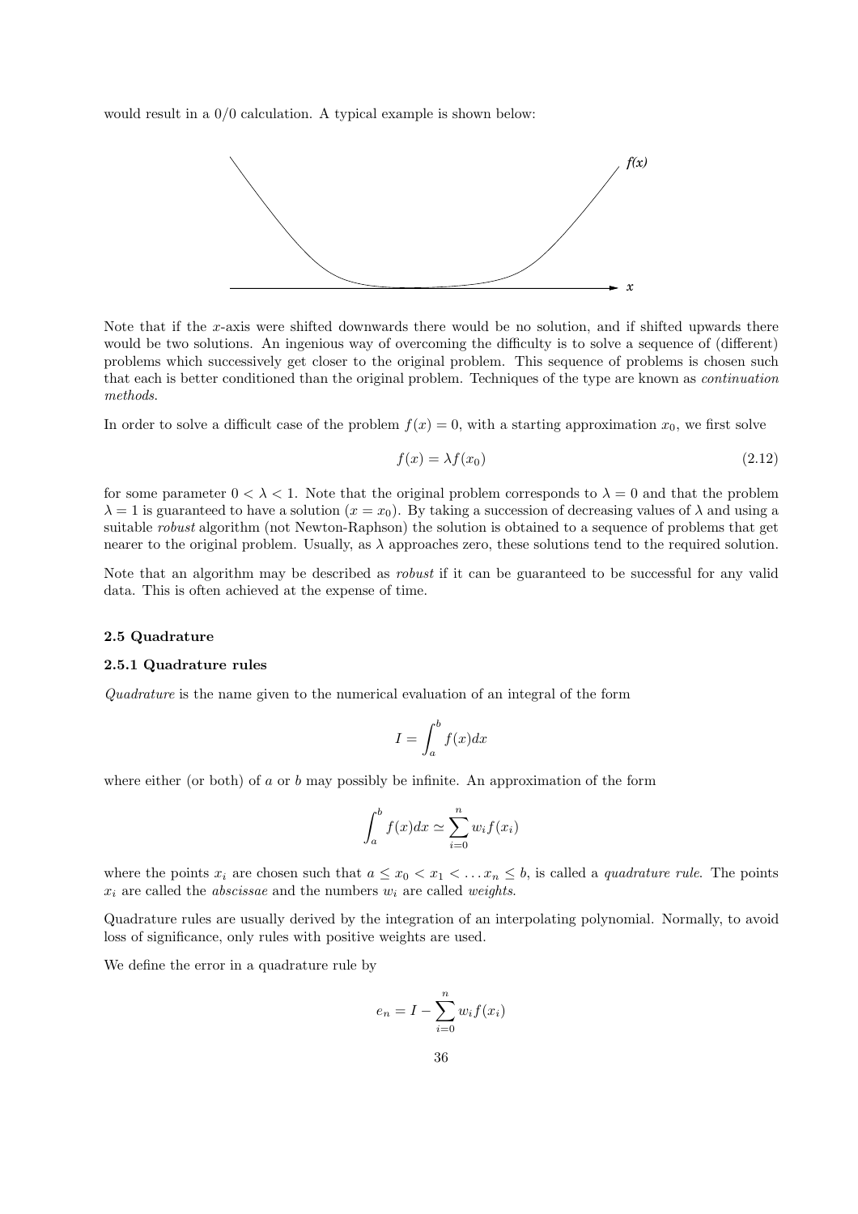would result in a 0/0 calculation. A typical example is shown below:

Note that if the $x$-axis were shifted downwards there would be no solution, and if shifted upwards there would be two solutions. An ingenious way of overcoming the difficulty is to solve a sequence of (different) problems which successively get closer to the original problem. This sequence of problems is chosen such that each is better conditioned than the original problem. Techniques of the type are known as *continuation methods*.

In order to solve a difficult case of the problem $f(x) = 0$, with a starting approximation $x_0$, we first solve

$$f(x) = \lambda f(x_0) \tag{2.12}$$

for some parameter $0 < \lambda < 1$. Note that the original problem corresponds to $\lambda = 0$ and that the problem $\lambda = 1$ is guaranteed to have a solution ($x = x_0$). By taking a succession of decreasing values of $\lambda$ and using a suitable *robust* algorithm (not Newton-Raphson) the solution is obtained to a sequence of problems that get nearer to the original problem. Usually, as $\lambda$ approaches zero, these solutions tend to the required solution.

Note that an algorithm may be described as *robust* if it can be guaranteed to be successful for any valid data. This is often achieved at the expense of time.

### 2.5 Quadrature

#### 2.5.1 Quadrature rules

*Quadrature* is the name given to the numerical evaluation of an integral of the form

$$I = \int_a^b f(x)dx$$

where either (or both) of $a$ or $b$ may possibly be infinite. An approximation of the form

$$\int_a^b f(x)dx \simeq \sum_{i=0}^{n} w_i f(x_i)$$

where the points $x_i$ are chosen such that $a \leq x_0 < x_1 < \ldots x_n \leq b$, is called a *quadrature rule*. The points $x_i$ are called the *abscissae* and the numbers $w_i$ are called *weights*.

Quadrature rules are usually derived by the integration of an interpolating polynomial. Normally, to avoid loss of significance, only rules with positive weights are used.

We define the error in a quadrature rule by

$$e_n = I - \sum_{i=0}^{n} w_i f(x_i)$$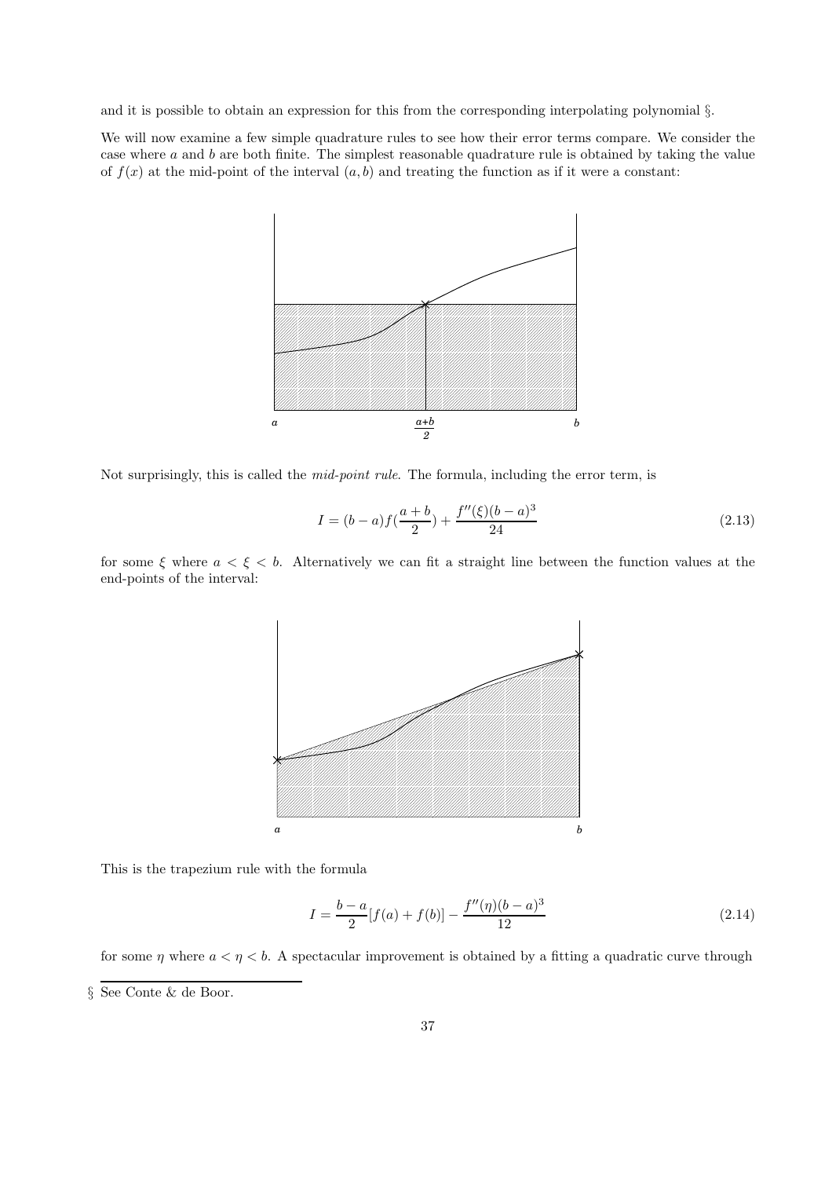and it is possible to obtain an expression for this from the corresponding interpolating polynomial §.

We will now examine a few simple quadrature rules to see how their error terms compare. We consider the case where $a$ and $b$ are both finite. The simplest reasonable quadrature rule is obtained by taking the value of $f(x)$ at the mid-point of the interval $(a, b)$ and treating the function as if it were a constant:

Not surprisingly, this is called the *mid-point rule*. The formula, including the error term, is

$$I = (b-a)f(\frac{a+b}{2}) + \frac{f''(\xi)(b-a)^3}{24} \tag{2.13}$$

for some $\xi$ where $a < \xi < b$. Alternatively we can fit a straight line between the function values at the end-points of the interval:

This is the trapezium rule with the formula

$$I = \frac{b-a}{2}[f(a) + f(b)] - \frac{f''(\eta)(b-a)^3}{12} \tag{2.14}$$

for some $\eta$ where $a < \eta < b$. A spectacular improvement is obtained by a fitting a quadratic curve through

§ See Conte & de Boor.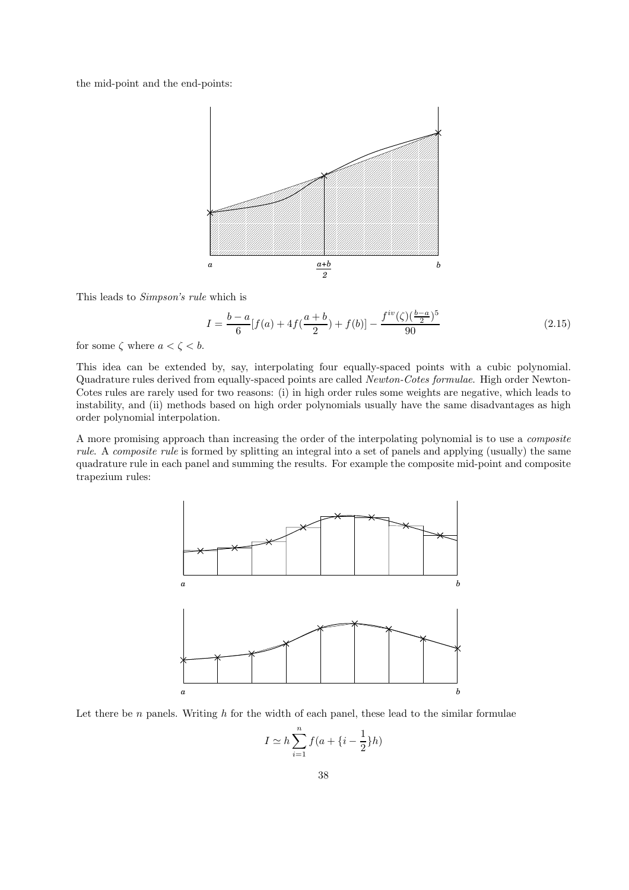the mid-point and the end-points:

This leads to *Simpson's rule* which is

$$I = \frac{b-a}{6}[f(a) + 4f(\frac{a+b}{2}) + f(b)] - \frac{f^{iv}(\zeta)(\frac{b-a}{2})^5}{90} \tag{2.15}$$

for some $\zeta$ where $a < \zeta < b$.

This idea can be extended by, say, interpolating four equally-spaced points with a cubic polynomial. Quadrature rules derived from equally-spaced points are called *Newton-Cotes formulae*. High order Newton-Cotes rules are rarely used for two reasons: (i) in high order rules some weights are negative, which leads to instability, and (ii) methods based on high order polynomials usually have the same disadvantages as high order polynomial interpolation.

A more promising approach than increasing the order of the interpolating polynomial is to use a *composite rule*. A *composite rule* is formed by splitting an integral into a set of panels and applying (usually) the same quadrature rule in each panel and summing the results. For example the composite mid-point and composite trapezium rules:

Let there be $n$ panels. Writing $h$ for the width of each panel, these lead to the similar formulae

$$I \simeq h \sum_{i=1}^{n} f(a + \{i - \frac{1}{2}\}h)$$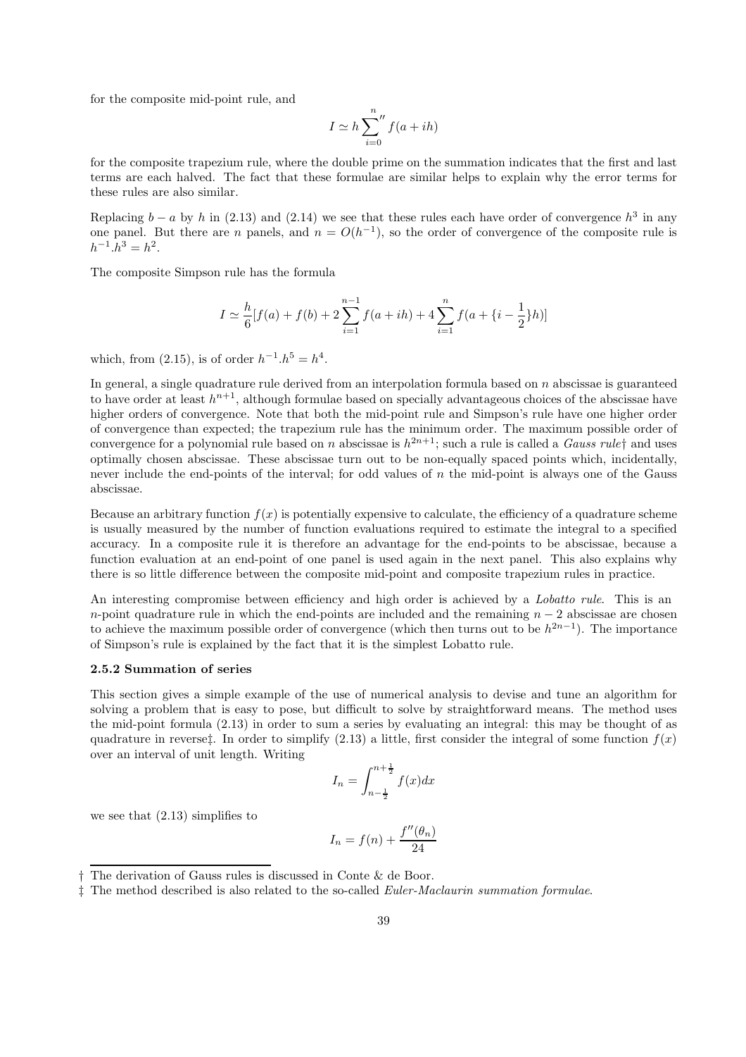for the composite mid-point rule, and

$$I \simeq h \sum_{i=0}^{n}{}'' f(a+ih)$$

for the composite trapezium rule, where the double prime on the summation indicates that the first and last terms are each halved. The fact that these formulae are similar helps to explain why the error terms for these rules are also similar.

Replacing $b-a$ by $h$ in (2.13) and (2.14) we see that these rules each have order of convergence $h^3$ in any one panel. But there are $n$ panels, and $n = O(h^{-1})$, so the order of convergence of the composite rule is $h^{-1}.h^3 = h^2$.

The composite Simpson rule has the formula

$$I \simeq \frac{h}{6}[f(a) + f(b) + 2\sum_{i=1}^{n-1} f(a+ih) + 4\sum_{i=1}^{n} f(a + \{i - \frac{1}{2}\}h)]$$

which, from (2.15), is of order $h^{-1}.h^5 = h^4$.

In general, a single quadrature rule derived from an interpolation formula based on $n$ abscissae is guaranteed to have order at least $h^{n+1}$, although formulae based on specially advantageous choices of the abscissae have higher orders of convergence. Note that both the mid-point rule and Simpson's rule have one higher order of convergence than expected; the trapezium rule has the minimum order. The maximum possible order of convergence for a polynomial rule based on $n$ abscissae is $h^{2n+1}$; such a rule is called a *Gauss rule*† and uses optimally chosen abscissae. These abscissae turn out to be non-equally spaced points which, incidentally, never include the end-points of the interval; for odd values of $n$ the mid-point is always one of the Gauss abscissae.

Because an arbitrary function $f(x)$ is potentially expensive to calculate, the efficiency of a quadrature scheme is usually measured by the number of function evaluations required to estimate the integral to a specified accuracy. In a composite rule it is therefore an advantage for the end-points to be abscissae, because a function evaluation at an end-point of one panel is used again in the next panel. This also explains why there is so little difference between the composite mid-point and composite trapezium rules in practice.

An interesting compromise between efficiency and high order is achieved by a *Lobatto rule*. This is an $n$-point quadrature rule in which the end-points are included and the remaining $n-2$ abscissae are chosen to achieve the maximum possible order of convergence (which then turns out to be $h^{2n-1}$). The importance of Simpson's rule is explained by the fact that it is the simplest Lobatto rule.

### 2.5.2 Summation of series

This section gives a simple example of the use of numerical analysis to devise and tune an algorithm for solving a problem that is easy to pose, but difficult to solve by straightforward means. The method uses the mid-point formula (2.13) in order to sum a series by evaluating an integral: this may be thought of as quadrature in reverse‡. In order to simplify (2.13) a little, first consider the integral of some function $f(x)$ over an interval of unit length. Writing

$$I_n = \int_{n-\frac{1}{2}}^{n+\frac{1}{2}} f(x)dx$$

we see that (2.13) simplifies to

$$I_n = f(n) + \frac{f''(\theta_n)}{24}$$

---

† The derivation of Gauss rules is discussed in Conte & de Boor.

‡ The method described is also related to the so-called *Euler-Maclaurin summation formulae*.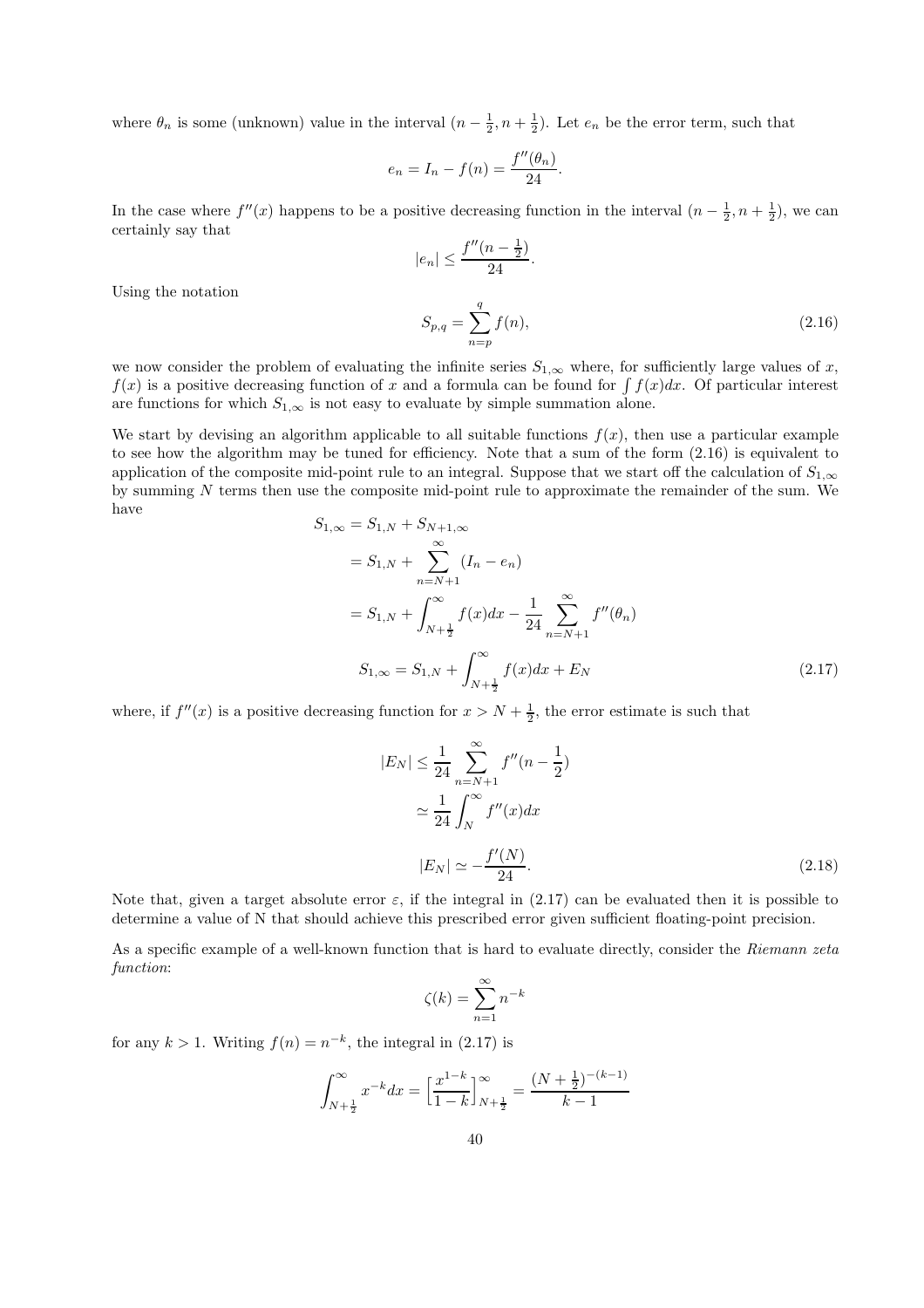where $\theta_n$ is some (unknown) value in the interval $(n - \frac{1}{2}, n + \frac{1}{2})$. Let $e_n$ be the error term, such that

$$e_n = I_n - f(n) = \frac{f''(\theta_n)}{24}.$$

In the case where $f''(x)$ happens to be a positive decreasing function in the interval $(n - \frac{1}{2}, n + \frac{1}{2})$, we can certainly say that

$$|e_n| \leq \frac{f''(n - \frac{1}{2})}{24}.$$

Using the notation

$$S_{p,q} = \sum_{n=p}^{q} f(n), \tag{2.16}$$

we now consider the problem of evaluating the infinite series $S_{1,\infty}$ where, for sufficiently large values of $x$, $f(x)$ is a positive decreasing function of $x$ and a formula can be found for $\int f(x)dx$. Of particular interest are functions for which $S_{1,\infty}$ is not easy to evaluate by simple summation alone.

We start by devising an algorithm applicable to all suitable functions $f(x)$, then use a particular example to see how the algorithm may be tuned for efficiency. Note that a sum of the form (2.16) is equivalent to application of the composite mid-point rule to an integral. Suppose that we start off the calculation of $S_{1,\infty}$ by summing $N$ terms then use the composite mid-point rule to approximate the remainder of the sum. We have

$$\begin{aligned}
S_{1,\infty} &= S_{1,N} + S_{N+1,\infty} \\
&= S_{1,N} + \sum_{n=N+1}^{\infty} (I_n - e_n) \\
&= S_{1,N} + \int_{N+\frac{1}{2}}^{\infty} f(x)dx - \frac{1}{24} \sum_{n=N+1}^{\infty} f''(\theta_n) \\
S_{1,\infty} &= S_{1,N} + \int_{N+\frac{1}{2}}^{\infty} f(x)dx + E_N
\end{aligned} \tag{2.17}$$

where, if $f''(x)$ is a positive decreasing function for $x > N + \frac{1}{2}$, the error estimate is such that

$$\begin{aligned}
|E_N| &\leq \frac{1}{24} \sum_{n=N+1}^{\infty} f''(n - \frac{1}{2}) \\
&\simeq \frac{1}{24} \int_{N}^{\infty} f''(x)dx \\
|E_N| &\simeq -\frac{f'(N)}{24}.
\end{aligned} \tag{2.18}$$

Note that, given a target absolute error $\varepsilon$, if the integral in (2.17) can be evaluated then it is possible to determine a value of N that should achieve this prescribed error given sufficient floating-point precision.

As a specific example of a well-known function that is hard to evaluate directly, consider the *Riemann zeta function*:

$$\zeta(k) = \sum_{n=1}^{\infty} n^{-k}$$

for any $k > 1$. Writing $f(n) = n^{-k}$, the integral in (2.17) is

$$\int_{N+\frac{1}{2}}^{\infty} x^{-k} dx = \Big[\frac{x^{1-k}}{1-k}\Big]_{N+\frac{1}{2}}^{\infty} = \frac{(N+\frac{1}{2})^{-(k-1)}}{k-1}$$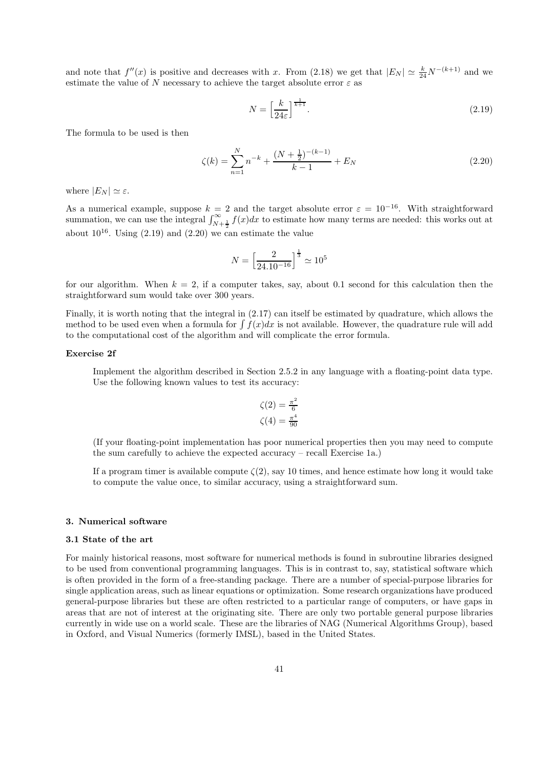and note that $f''(x)$ is positive and decreases with $x$. From (2.18) we get that $|E_N| \simeq \frac{k}{24} N^{-(k+1)}$ and we estimate the value of $N$ necessary to achieve the target absolute error $\varepsilon$ as

$$N = \left[\frac{k}{24\varepsilon}\right]^{\frac{1}{k+1}}. \tag{2.19}$$

The formula to be used is then

$$\zeta(k) = \sum_{n=1}^{N} n^{-k} + \frac{(N+\frac{1}{2})^{-(k-1)}}{k-1} + E_N \tag{2.20}$$

where $|E_N| \simeq \varepsilon$.

As a numerical example, suppose $k = 2$ and the target absolute error $\varepsilon = 10^{-16}$. With straightforward summation, we can use the integral $\int_{N+\frac{1}{2}}^{\infty} f(x)dx$ to estimate how many terms are needed: this works out at about $10^{16}$. Using (2.19) and (2.20) we can estimate the value

$$N = \left[\frac{2}{24.10^{-16}}\right]^{\frac{1}{3}} \simeq 10^5$$

for our algorithm. When $k = 2$, if a computer takes, say, about 0.1 second for this calculation then the straightforward sum would take over 300 years.

Finally, it is worth noting that the integral in (2.17) can itself be estimated by quadrature, which allows the method to be used even when a formula for $\int f(x)dx$ is not available. However, the quadrature rule will add to the computational cost of the algorithm and will complicate the error formula.

**Exercise 2f**

Implement the algorithm described in Section 2.5.2 in any language with a floating-point data type. Use the following known values to test its accuracy:

$$\zeta(2) = \frac{\pi^2}{6}$$
$$\zeta(4) = \frac{\pi^4}{90}$$

(If your floating-point implementation has poor numerical properties then you may need to compute the sum carefully to achieve the expected accuracy – recall Exercise 1a.)

If a program timer is available compute $\zeta(2)$, say 10 times, and hence estimate how long it would take to compute the value once, to similar accuracy, using a straightforward sum.

## 3. Numerical software

### 3.1 State of the art

For mainly historical reasons, most software for numerical methods is found in subroutine libraries designed to be used from conventional programming languages. This is in contrast to, say, statistical software which is often provided in the form of a free-standing package. There are a number of special-purpose libraries for single application areas, such as linear equations or optimization. Some research organizations have produced general-purpose libraries but these are often restricted to a particular range of computers, or have gaps in areas that are not of interest at the originating site. There are only two portable general purpose libraries currently in wide use on a world scale. These are the libraries of NAG (Numerical Algorithms Group), based in Oxford, and Visual Numerics (formerly IMSL), based in the United States.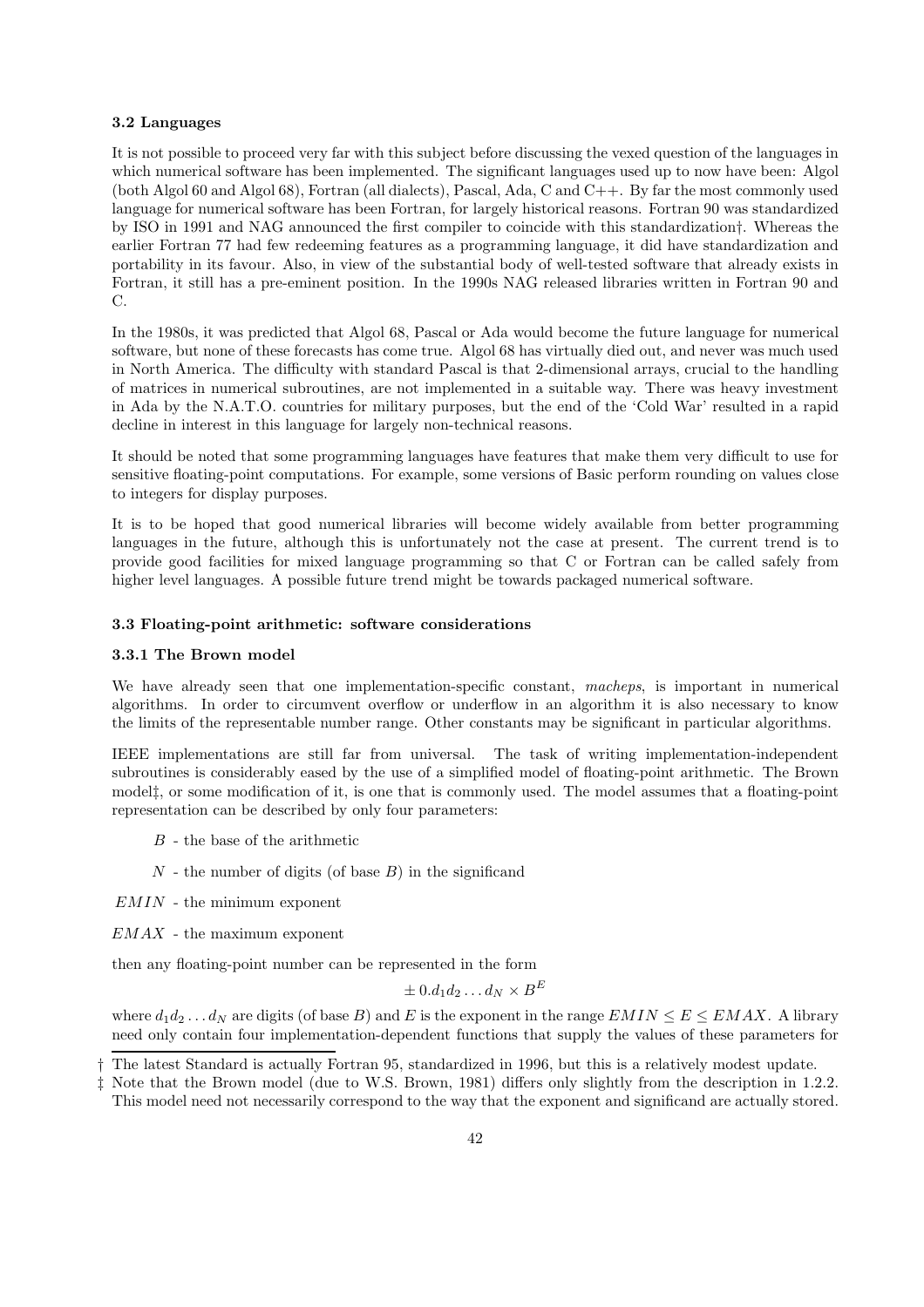### 3.2 Languages

It is not possible to proceed very far with this subject before discussing the vexed question of the languages in which numerical software has been implemented. The significant languages used up to now have been: Algol (both Algol 60 and Algol 68), Fortran (all dialects), Pascal, Ada, C and C++. By far the most commonly used language for numerical software has been Fortran, for largely historical reasons. Fortran 90 was standardized by ISO in 1991 and NAG announced the first compiler to coincide with this standardization†. Whereas the earlier Fortran 77 had few redeeming features as a programming language, it did have standardization and portability in its favour. Also, in view of the substantial body of well-tested software that already exists in Fortran, it still has a pre-eminent position. In the 1990s NAG released libraries written in Fortran 90 and C.

In the 1980s, it was predicted that Algol 68, Pascal or Ada would become the future language for numerical software, but none of these forecasts has come true. Algol 68 has virtually died out, and never was much used in North America. The difficulty with standard Pascal is that 2-dimensional arrays, crucial to the handling of matrices in numerical subroutines, are not implemented in a suitable way. There was heavy investment in Ada by the N.A.T.O. countries for military purposes, but the end of the 'Cold War' resulted in a rapid decline in interest in this language for largely non-technical reasons.

It should be noted that some programming languages have features that make them very difficult to use for sensitive floating-point computations. For example, some versions of Basic perform rounding on values close to integers for display purposes.

It is to be hoped that good numerical libraries will become widely available from better programming languages in the future, although this is unfortunately not the case at present. The current trend is to provide good facilities for mixed language programming so that C or Fortran can be called safely from higher level languages. A possible future trend might be towards packaged numerical software.

### 3.3 Floating-point arithmetic: software considerations

#### 3.3.1 The Brown model

We have already seen that one implementation-specific constant, *macheps*, is important in numerical algorithms. In order to circumvent overflow or underflow in an algorithm it is also necessary to know the limits of the representable number range. Other constants may be significant in particular algorithms.

IEEE implementations are still far from universal. The task of writing implementation-independent subroutines is considerably eased by the use of a simplified model of floating-point arithmetic. The Brown model‡, or some modification of it, is one that is commonly used. The model assumes that a floating-point representation can be described by only four parameters:

- $B$ - the base of the arithmetic
- $N$ - the number of digits (of base $B$) in the significand
- $EMIN$ - the minimum exponent
- $EMAX$ - the maximum exponent

then any floating-point number can be represented in the form

$$\pm\, 0.d_1 d_2 \ldots d_N \times B^E$$

where $d_1 d_2 \ldots d_N$ are digits (of base $B$) and $E$ is the exponent in the range $EMIN \leq E \leq EMAX$. A library need only contain four implementation-dependent functions that supply the values of these parameters for

† The latest Standard is actually Fortran 95, standardized in 1996, but this is a relatively modest update.

‡ Note that the Brown model (due to W.S. Brown, 1981) differs only slightly from the description in 1.2.2. This model need not necessarily correspond to the way that the exponent and significand are actually stored.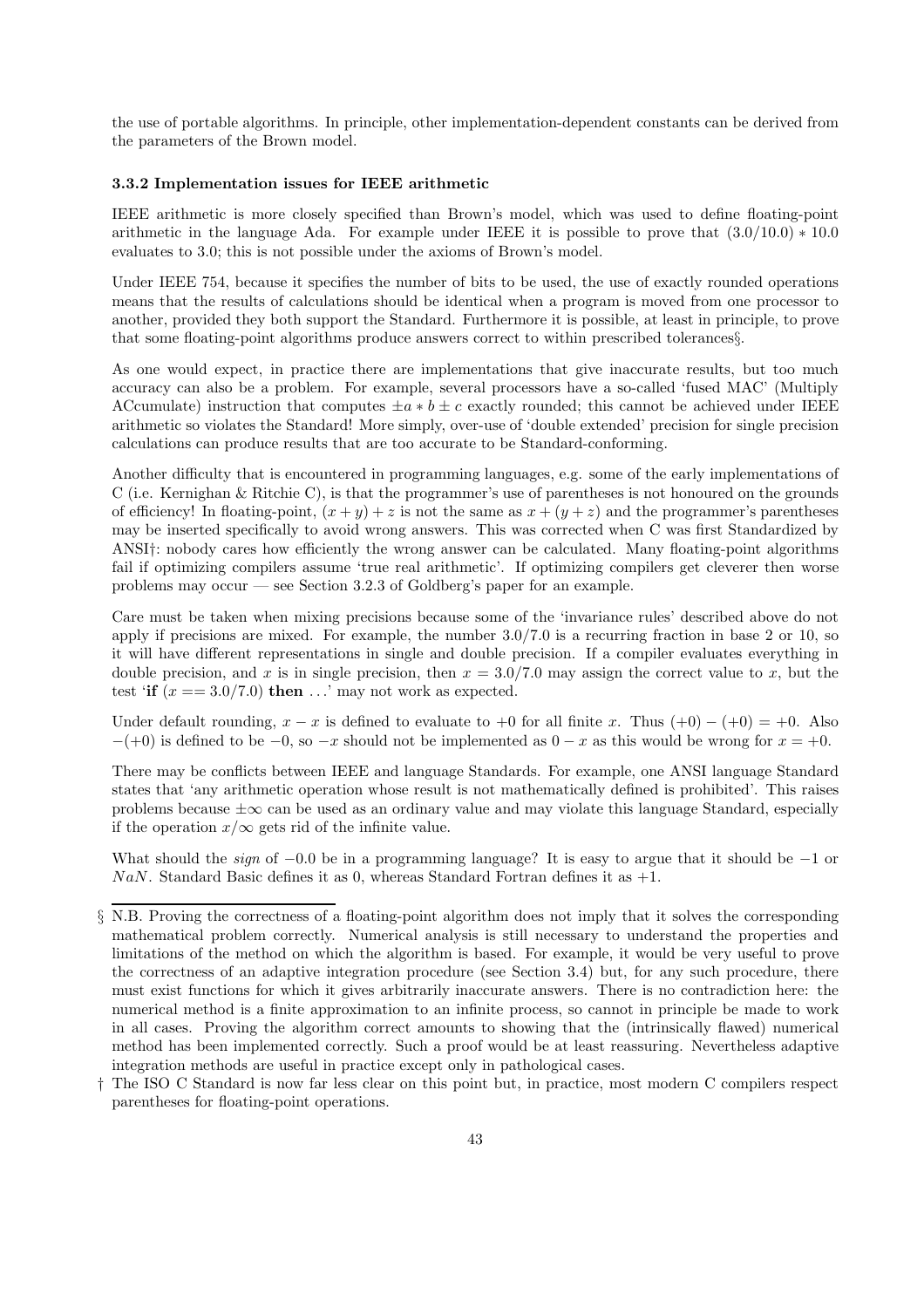the use of portable algorithms. In principle, other implementation-dependent constants can be derived from the parameters of the Brown model.

### 3.3.2 Implementation issues for IEEE arithmetic

IEEE arithmetic is more closely specified than Brown's model, which was used to define floating-point arithmetic in the language Ada. For example under IEEE it is possible to prove that $(3.0/10.0) * 10.0$ evaluates to 3.0; this is not possible under the axioms of Brown's model.

Under IEEE 754, because it specifies the number of bits to be used, the use of exactly rounded operations means that the results of calculations should be identical when a program is moved from one processor to another, provided they both support the Standard. Furthermore it is possible, at least in principle, to prove that some floating-point algorithms produce answers correct to within prescribed tolerances§.

As one would expect, in practice there are implementations that give inaccurate results, but too much accuracy can also be a problem. For example, several processors have a so-called 'fused MAC' (Multiply ACcumulate) instruction that computes $\pm a * b \pm c$ exactly rounded; this cannot be achieved under IEEE arithmetic so violates the Standard! More simply, over-use of 'double extended' precision for single precision calculations can produce results that are too accurate to be Standard-conforming.

Another difficulty that is encountered in programming languages, e.g. some of the early implementations of C (i.e. Kernighan & Ritchie C), is that the programmer's use of parentheses is not honoured on the grounds of efficiency! In floating-point, $(x + y) + z$ is not the same as $x + (y + z)$ and the programmer's parentheses may be inserted specifically to avoid wrong answers. This was corrected when C was first Standardized by ANSI†: nobody cares how efficiently the wrong answer can be calculated. Many floating-point algorithms fail if optimizing compilers assume 'true real arithmetic'. If optimizing compilers get cleverer then worse problems may occur — see Section 3.2.3 of Goldberg's paper for an example.

Care must be taken when mixing precisions because some of the 'invariance rules' described above do not apply if precisions are mixed. For example, the number 3.0/7.0 is a recurring fraction in base 2 or 10, so it will have different representations in single and double precision. If a compiler evaluates everything in double precision, and $x$ is in single precision, then $x = 3.0/7.0$ may assign the correct value to $x$, but the test '**if** $(x == 3.0/7.0)$ **then** ...' may not work as expected.

Under default rounding, $x - x$ is defined to evaluate to $+0$ for all finite $x$. Thus $(+0) - (+0) = +0$. Also $-(+0)$ is defined to be $-0$, so $-x$ should not be implemented as $0 - x$ as this would be wrong for $x = +0$.

There may be conflicts between IEEE and language Standards. For example, one ANSI language Standard states that 'any arithmetic operation whose result is not mathematically defined is prohibited'. This raises problems because $\pm\infty$ can be used as an ordinary value and may violate this language Standard, especially if the operation $x/\infty$ gets rid of the infinite value.

What should the *sign* of $-0.0$ be in a programming language? It is easy to argue that it should be $-1$ or $NaN$. Standard Basic defines it as 0, whereas Standard Fortran defines it as $+1$.

---

§ N.B. Proving the correctness of a floating-point algorithm does not imply that it solves the corresponding mathematical problem correctly. Numerical analysis is still necessary to understand the properties and limitations of the method on which the algorithm is based. For example, it would be very useful to prove the correctness of an adaptive integration procedure (see Section 3.4) but, for any such procedure, there must exist functions for which it gives arbitrarily inaccurate answers. There is no contradiction here: the numerical method is a finite approximation to an infinite process, so cannot in principle be made to work in all cases. Proving the algorithm correct amounts to showing that the (intrinsically flawed) numerical method has been implemented correctly. Such a proof would be at least reassuring. Nevertheless adaptive integration methods are useful in practice except only in pathological cases.

† The ISO C Standard is now far less clear on this point but, in practice, most modern C compilers respect parentheses for floating-point operations.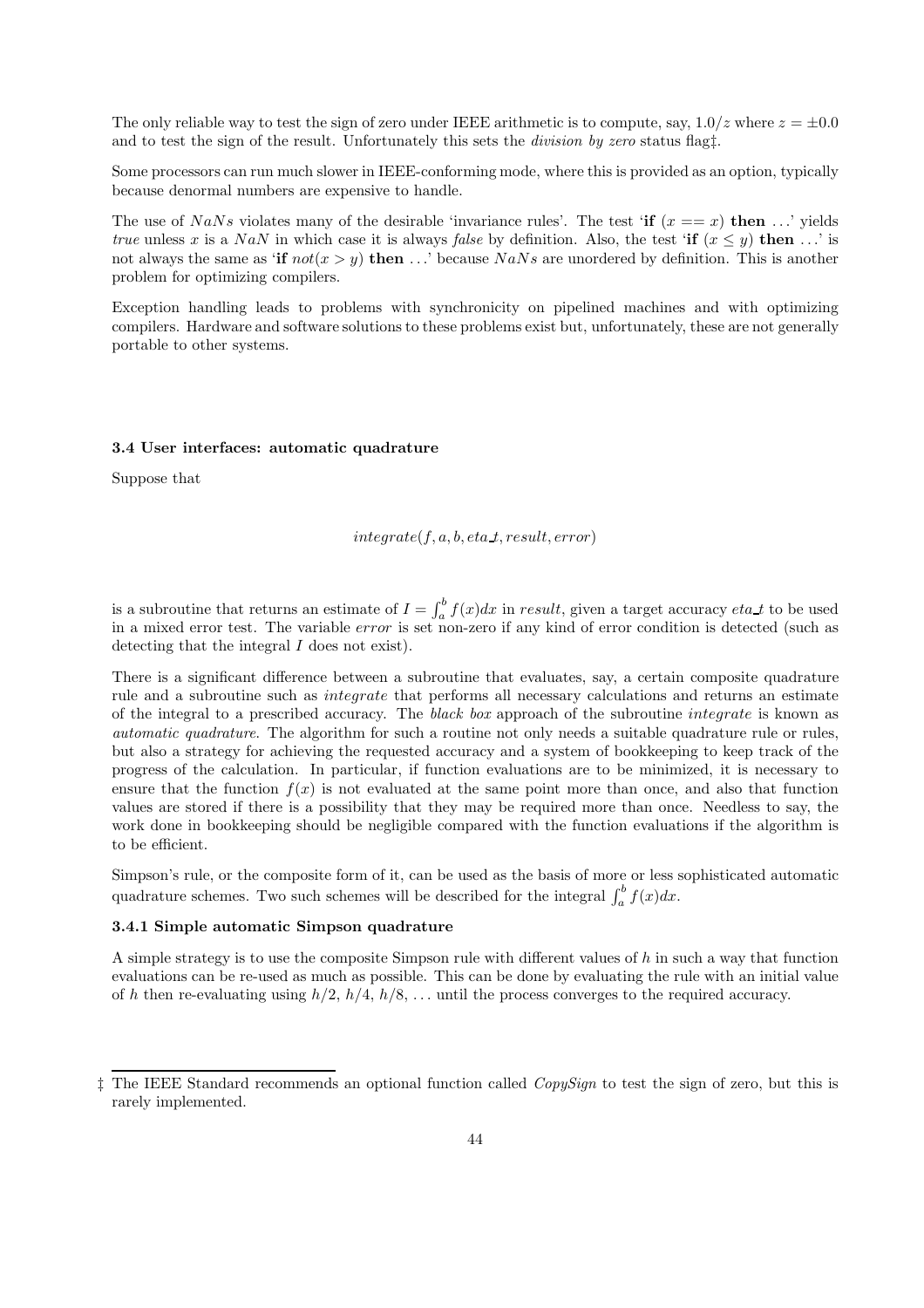The only reliable way to test the sign of zero under IEEE arithmetic is to compute, say, $1.0/z$ where $z = \pm 0.0$ and to test the sign of the result. Unfortunately this sets the *division by zero* status flag‡.

Some processors can run much slower in IEEE-conforming mode, where this is provided as an option, typically because denormal numbers are expensive to handle.

The use of *NaNs* violates many of the desirable 'invariance rules'. The test '**if** $(x == x)$ **then** ...' yields *true* unless $x$ is a *NaN* in which case it is always *false* by definition. Also, the test '**if** $(x \leq y)$ **then** ...' is not always the same as '**if** $not(x > y)$ **then** ...' because *NaNs* are unordered by definition. This is another problem for optimizing compilers.

Exception handling leads to problems with synchronicity on pipelined machines and with optimizing compilers. Hardware and software solutions to these problems exist but, unfortunately, these are not generally portable to other systems.

### 3.4 User interfaces: automatic quadrature

Suppose that

$$integrate(f, a, b, eta\_t, result, error)$$

is a subroutine that returns an estimate of $I = \int_a^b f(x)dx$ in *result*, given a target accuracy *eta_t* to be used in a mixed error test. The variable *error* is set non-zero if any kind of error condition is detected (such as detecting that the integral $I$ does not exist).

There is a significant difference between a subroutine that evaluates, say, a certain composite quadrature rule and a subroutine such as *integrate* that performs all necessary calculations and returns an estimate of the integral to a prescribed accuracy. The *black box* approach of the subroutine *integrate* is known as *automatic quadrature*. The algorithm for such a routine not only needs a suitable quadrature rule or rules, but also a strategy for achieving the requested accuracy and a system of bookkeeping to keep track of the progress of the calculation. In particular, if function evaluations are to be minimized, it is necessary to ensure that the function $f(x)$ is not evaluated at the same point more than once, and also that function values are stored if there is a possibility that they may be required more than once. Needless to say, the work done in bookkeeping should be negligible compared with the function evaluations if the algorithm is to be efficient.

Simpson's rule, or the composite form of it, can be used as the basis of more or less sophisticated automatic quadrature schemes. Two such schemes will be described for the integral $\int_a^b f(x)dx$.

#### 3.4.1 Simple automatic Simpson quadrature

A simple strategy is to use the composite Simpson rule with different values of $h$ in such a way that function evaluations can be re-used as much as possible. This can be done by evaluating the rule with an initial value of $h$ then re-evaluating using $h/2$, $h/4$, $h/8$, ... until the process converges to the required accuracy.

‡ The IEEE Standard recommends an optional function called *CopySign* to test the sign of zero, but this is rarely implemented.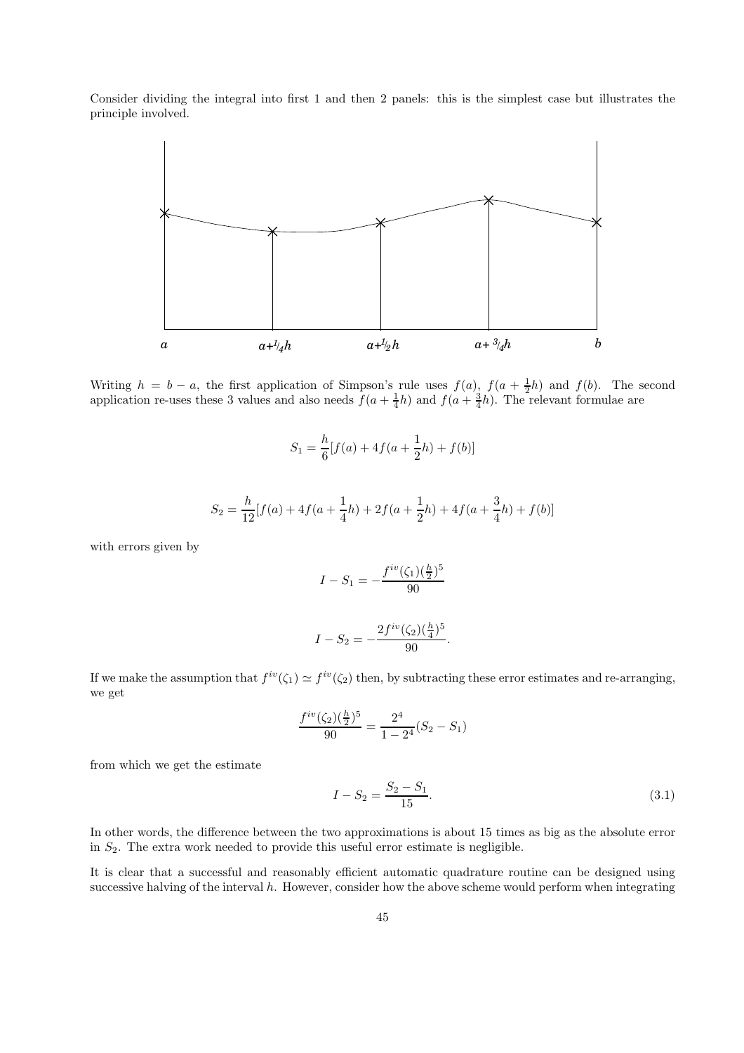Consider dividing the integral into first 1 and then 2 panels: this is the simplest case but illustrates the principle involved.

Writing $h = b - a$, the first application of Simpson's rule uses $f(a)$, $f(a + \frac{1}{2}h)$ and $f(b)$. The second application re-uses these 3 values and also needs $f(a + \frac{1}{4}h)$ and $f(a + \frac{3}{4}h)$. The relevant formulae are

$$S_1 = \frac{h}{6}[f(a) + 4f(a + \frac{1}{2}h) + f(b)]$$

$$S_2 = \frac{h}{12}[f(a) + 4f(a + \frac{1}{4}h) + 2f(a + \frac{1}{2}h) + 4f(a + \frac{3}{4}h) + f(b)]$$

with errors given by

$$I - S_1 = -\frac{f^{iv}(\zeta_1)(\frac{h}{2})^5}{90}$$

$$I - S_2 = -\frac{2f^{iv}(\zeta_2)(\frac{h}{4})^5}{90}.$$

If we make the assumption that $f^{iv}(\zeta_1) \simeq f^{iv}(\zeta_2)$ then, by subtracting these error estimates and re-arranging, we get

$$\frac{f^{iv}(\zeta_2)(\frac{h}{2})^5}{90} = \frac{2^4}{1 - 2^4}(S_2 - S_1)$$

from which we get the estimate

$$I - S_2 = \frac{S_2 - S_1}{15}. \tag{3.1}$$

In other words, the difference between the two approximations is about 15 times as big as the absolute error in $S_2$. The extra work needed to provide this useful error estimate is negligible.

It is clear that a successful and reasonably efficient automatic quadrature routine can be designed using successive halving of the interval $h$. However, consider how the above scheme would perform when integrating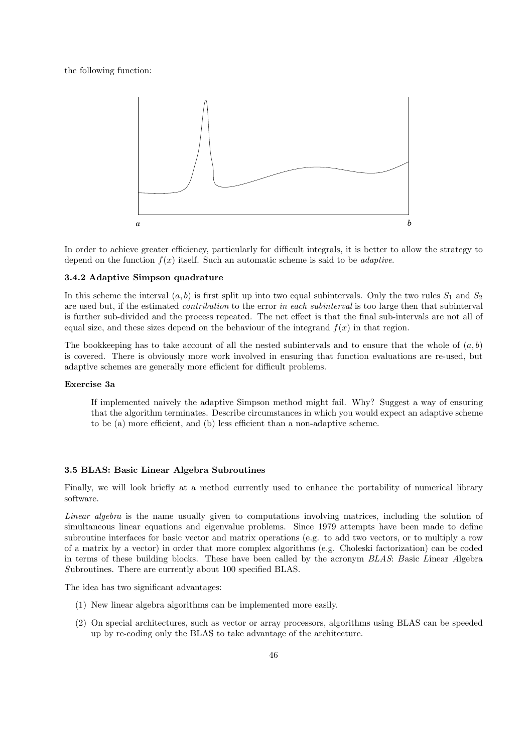the following function:

In order to achieve greater efficiency, particularly for difficult integrals, it is better to allow the strategy to depend on the function $f(x)$ itself. Such an automatic scheme is said to be *adaptive*.

### 3.4.2 Adaptive Simpson quadrature

In this scheme the interval $(a, b)$ is first split up into two equal subintervals. Only the two rules $S_1$ and $S_2$ are used but, if the estimated *contribution* to the error *in each subinterval* is too large then that subinterval is further sub-divided and the process repeated. The net effect is that the final sub-intervals are not all of equal size, and these sizes depend on the behaviour of the integrand $f(x)$ in that region.

The bookkeeping has to take account of all the nested subintervals and to ensure that the whole of $(a, b)$ is covered. There is obviously more work involved in ensuring that function evaluations are re-used, but adaptive schemes are generally more efficient for difficult problems.

**Exercise 3a**

> If implemented naively the adaptive Simpson method might fail. Why? Suggest a way of ensuring that the algorithm terminates. Describe circumstances in which you would expect an adaptive scheme to be (a) more efficient, and (b) less efficient than a non-adaptive scheme.

### 3.5 BLAS: Basic Linear Algebra Subroutines

Finally, we will look briefly at a method currently used to enhance the portability of numerical library software.

*Linear algebra* is the name usually given to computations involving matrices, including the solution of simultaneous linear equations and eigenvalue problems. Since 1979 attempts have been made to define subroutine interfaces for basic vector and matrix operations (e.g. to add two vectors, or to multiply a row of a matrix by a vector) in order that more complex algorithms (e.g. Choleski factorization) can be coded in terms of these building blocks. These have been called by the acronym *BLAS*: *B*asic *L*inear *A*lgebra *S*ubroutines. There are currently about 100 specified BLAS.

The idea has two significant advantages:

(1) New linear algebra algorithms can be implemented more easily.

(2) On special architectures, such as vector or array processors, algorithms using BLAS can be speeded up by re-coding only the BLAS to take advantage of the architecture.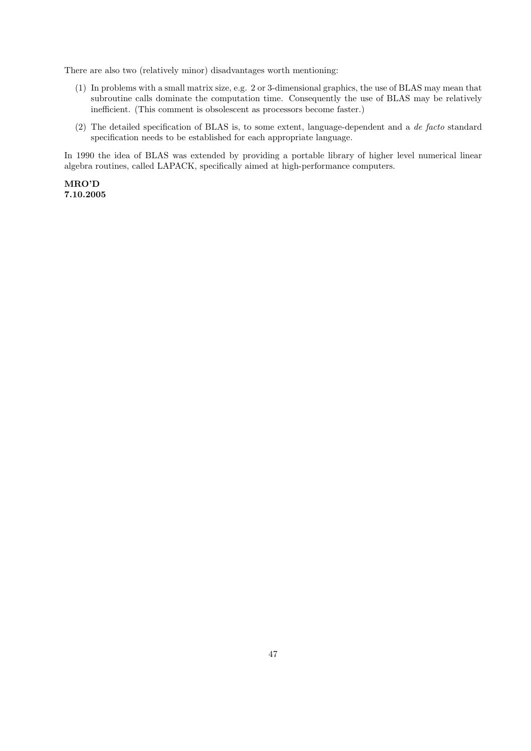There are also two (relatively minor) disadvantages worth mentioning:

(1) In problems with a small matrix size, e.g. 2 or 3-dimensional graphics, the use of BLAS may mean that subroutine calls dominate the computation time. Consequently the use of BLAS may be relatively inefficient. (This comment is obsolescent as processors become faster.)

(2) The detailed specification of BLAS is, to some extent, language-dependent and a *de facto* standard specification needs to be established for each appropriate language.

In 1990 the idea of BLAS was extended by providing a portable library of higher level numerical linear algebra routines, called LAPACK, specifically aimed at high-performance computers.

**MRO'D**
**7.10.2005**